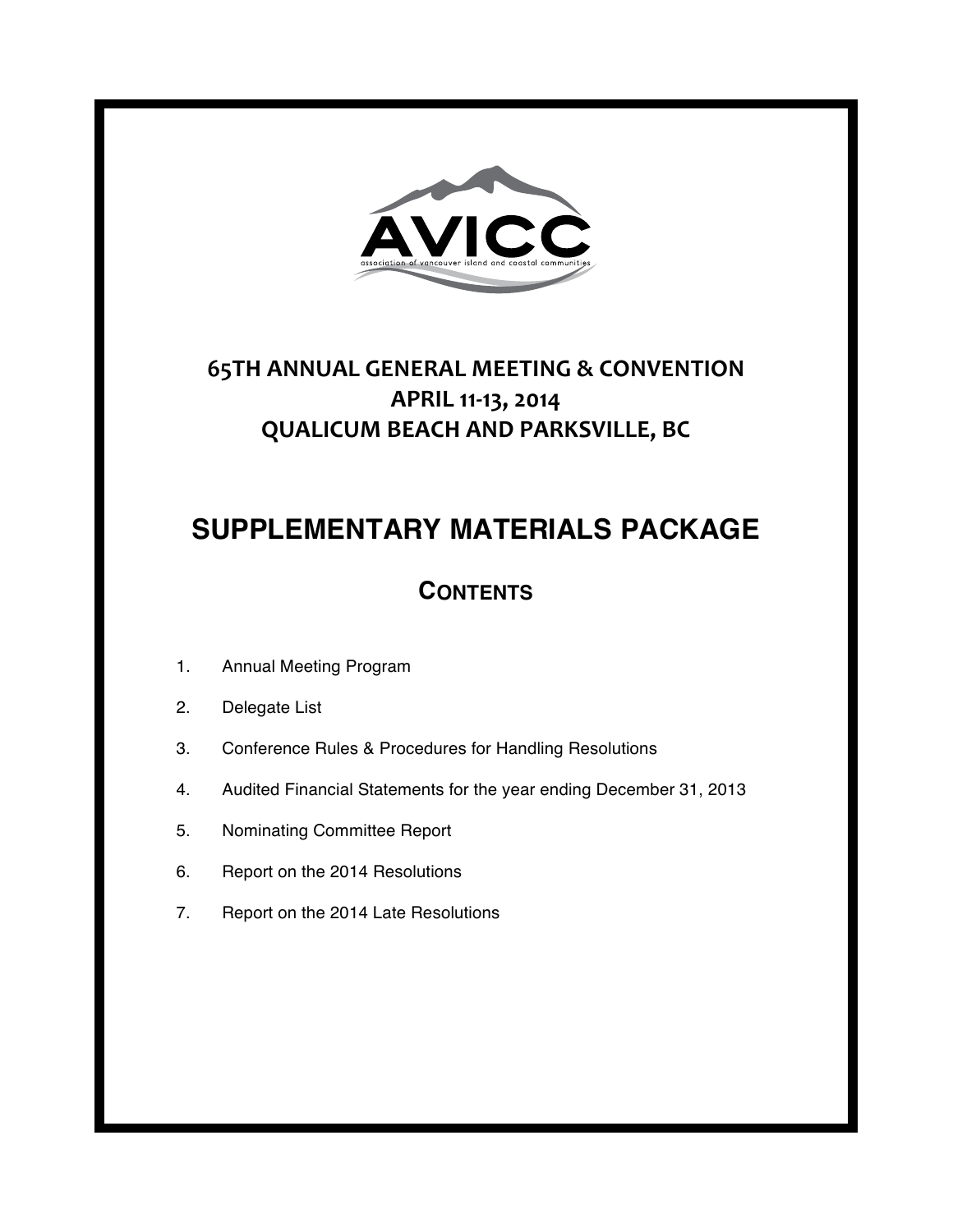AVICC

association of vancouver island and coastal communities

# 65TH ANNUAL GENERAL MEETING & CONVENTION
# APRIL 11-13, 2014
# QUALICUM BEACH AND PARKSVILLE, BC

# SUPPLEMENTARY MATERIALS PACKAGE

## CONTENTS

1. Annual Meeting Program
2. Delegate List
3. Conference Rules & Procedures for Handling Resolutions
4. Audited Financial Statements for the year ending December 31, 2013
5. Nominating Committee Report
6. Report on the 2014 Resolutions
7. Report on the 2014 Late Resolutions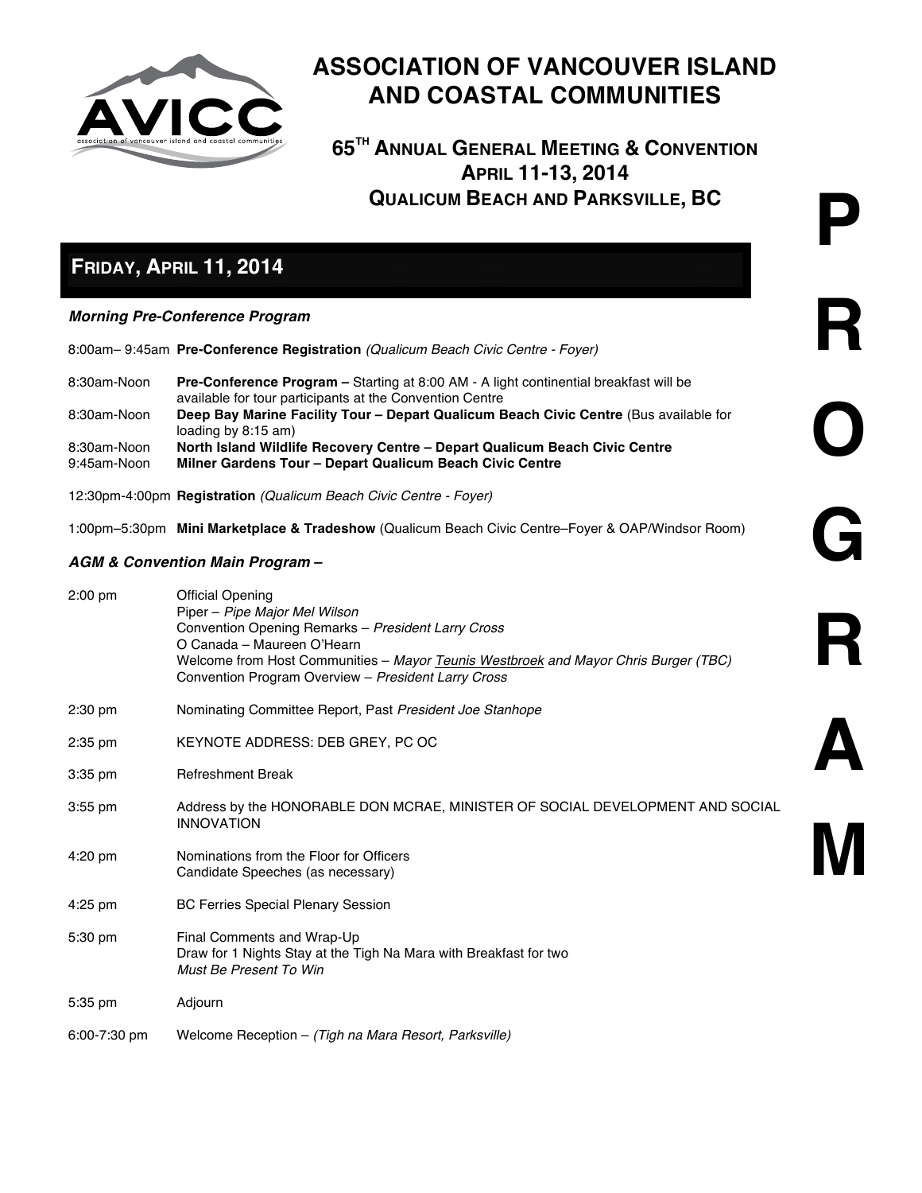# ASSOCIATION OF VANCOUVER ISLAND AND COASTAL COMMUNITIES

## 65TH ANNUAL GENERAL MEETING & CONVENTION
## APRIL 11-13, 2014
## QUALICUM BEACH AND PARKSVILLE, BC

**PROGRAM**

## FRIDAY, APRIL 11, 2014

***Morning Pre-Conference Program***

| | |
|---|---|
| 8:00am– 9:45am | **Pre-Conference Registration** *(Qualicum Beach Civic Centre - Foyer)* |
| 8:30am-Noon | **Pre-Conference Program –** Starting at 8:00 AM - A light continential breakfast will be available for tour participants at the Convention Centre |
| 8:30am-Noon | **Deep Bay Marine Facility Tour – Depart Qualicum Beach Civic Centre** (Bus available for loading by 8:15 am) |
| 8:30am-Noon | **North Island Wildlife Recovery Centre – Depart Qualicum Beach Civic Centre** |
| 9:45am-Noon | **Milner Gardens Tour – Depart Qualicum Beach Civic Centre** |
| 12:30pm-4:00pm | **Registration** *(Qualicum Beach Civic Centre - Foyer)* |
| 1:00pm–5:30pm | **Mini Marketplace & Tradeshow** (Qualicum Beach Civic Centre–Foyer & OAP/Windsor Room) |

***AGM & Convention Main Program –***

| | |
|---|---|
| 2:00 pm | Official Opening<br>Piper – *Pipe Major Mel Wilson*<br>Convention Opening Remarks – *President Larry Cross*<br>O Canada – Maureen O'Hearn<br>Welcome from Host Communities – *Mayor Teunis Westbroek and Mayor Chris Burger (TBC)*<br>Convention Program Overview – *President Larry Cross* |
| 2:30 pm | Nominating Committee Report, Past *President Joe Stanhope* |
| 2:35 pm | KEYNOTE ADDRESS: DEB GREY, PC OC |
| 3:35 pm | Refreshment Break |
| 3:55 pm | Address by the HONORABLE DON MCRAE, MINISTER OF SOCIAL DEVELOPMENT AND SOCIAL INNOVATION |
| 4:20 pm | Nominations from the Floor for Officers<br>Candidate Speeches (as necessary) |
| 4:25 pm | BC Ferries Special Plenary Session |
| 5:30 pm | Final Comments and Wrap-Up<br>Draw for 1 Nights Stay at the Tigh Na Mara with Breakfast for two<br>*Must Be Present To Win* |
| 5:35 pm | Adjourn |
| 6:00-7:30 pm | Welcome Reception – *(Tigh na Mara Resort, Parksville)* |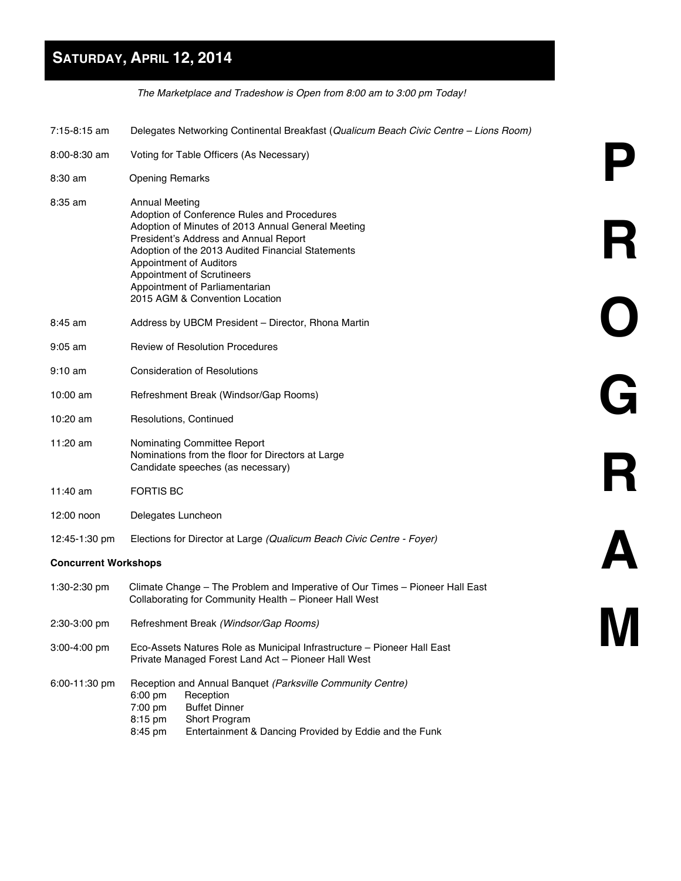## Saturday, April 12, 2014

*The Marketplace and Tradeshow is Open from 8:00 am to 3:00 pm Today!*

| | |
|---|---|
| 7:15-8:15 am | Delegates Networking Continental Breakfast (*Qualicum Beach Civic Centre – Lions Room)* |
| 8:00-8:30 am | Voting for Table Officers (As Necessary) |
| 8:30 am | Opening Remarks |
| 8:35 am | Annual Meeting<br>Adoption of Conference Rules and Procedures<br>Adoption of Minutes of 2013 Annual General Meeting<br>President's Address and Annual Report<br>Adoption of the 2013 Audited Financial Statements<br>Appointment of Auditors<br>Appointment of Scrutineers<br>Appointment of Parliamentarian<br>2015 AGM & Convention Location |
| 8:45 am | Address by UBCM President – Director, Rhona Martin |
| 9:05 am | Review of Resolution Procedures |
| 9:10 am | Consideration of Resolutions |
| 10:00 am | Refreshment Break (Windsor/Gap Rooms) |
| 10:20 am | Resolutions, Continued |
| 11:20 am | Nominating Committee Report<br>Nominations from the floor for Directors at Large<br>Candidate speeches (as necessary) |
| 11:40 am | FORTIS BC |
| 12:00 noon | Delegates Luncheon |
| 12:45-1:30 pm | Elections for Director at Large *(Qualicum Beach Civic Centre - Foyer)* |

**Concurrent Workshops**

| | |
|---|---|
| 1:30-2:30 pm | Climate Change – The Problem and Imperative of Our Times – Pioneer Hall East<br>Collaborating for Community Health – Pioneer Hall West |
| 2:30-3:00 pm | Refreshment Break *(Windsor/Gap Rooms)* |
| 3:00-4:00 pm | Eco-Assets Natures Role as Municipal Infrastructure – Pioneer Hall East<br>Private Managed Forest Land Act – Pioneer Hall West |
| 6:00-11:30 pm | Reception and Annual Banquet *(Parksville Community Centre)*<br>6:00 pm Reception<br>7:00 pm Buffet Dinner<br>8:15 pm Short Program<br>8:45 pm Entertainment & Dancing Provided by Eddie and the Funk |

**PROGRAM**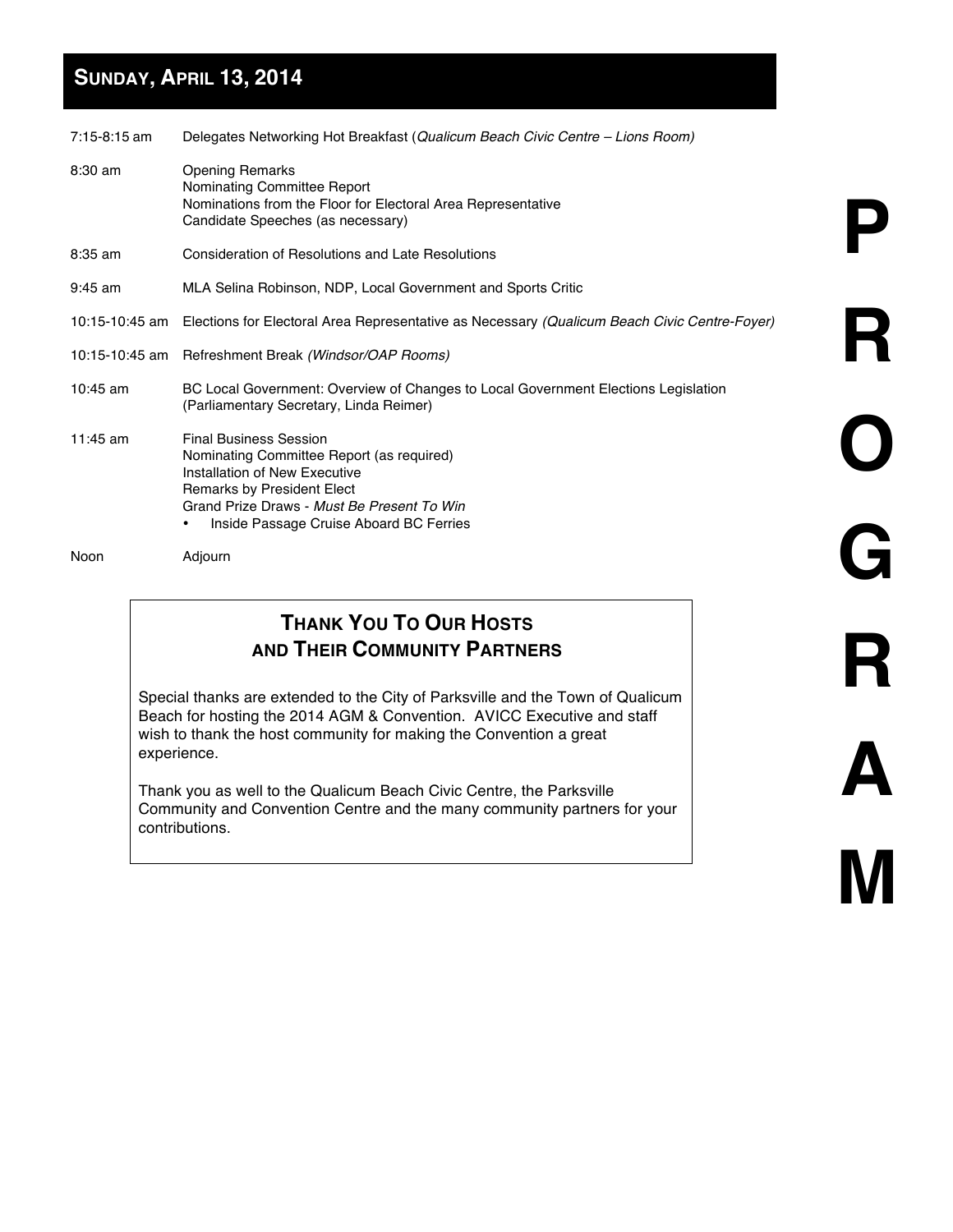## Sunday, April 13, 2014

| | |
|---|---|
| 7:15-8:15 am | Delegates Networking Hot Breakfast (*Qualicum Beach Civic Centre – Lions Room)* |
| 8:30 am | Opening Remarks<br>Nominating Committee Report<br>Nominations from the Floor for Electoral Area Representative<br>Candidate Speeches (as necessary) |
| 8:35 am | Consideration of Resolutions and Late Resolutions |
| 9:45 am | MLA Selina Robinson, NDP, Local Government and Sports Critic |
| 10:15-10:45 am | Elections for Electoral Area Representative as Necessary *(Qualicum Beach Civic Centre-Foyer)* |
| 10:15-10:45 am | Refreshment Break *(Windsor/OAP Rooms)* |
| 10:45 am | BC Local Government: Overview of Changes to Local Government Elections Legislation (Parliamentary Secretary, Linda Reimer) |
| 11:45 am | Final Business Session<br>Nominating Committee Report (as required)<br>Installation of New Executive<br>Remarks by President Elect<br>Grand Prize Draws - *Must Be Present To Win*<br>• Inside Passage Cruise Aboard BC Ferries |
| Noon | Adjourn |

### Thank You To Our Hosts and Their Community Partners

Special thanks are extended to the City of Parksville and the Town of Qualicum Beach for hosting the 2014 AGM & Convention. AVICC Executive and staff wish to thank the host community for making the Convention a great experience.

Thank you as well to the Qualicum Beach Civic Centre, the Parksville Community and Convention Centre and the many community partners for your contributions.

PROGRAM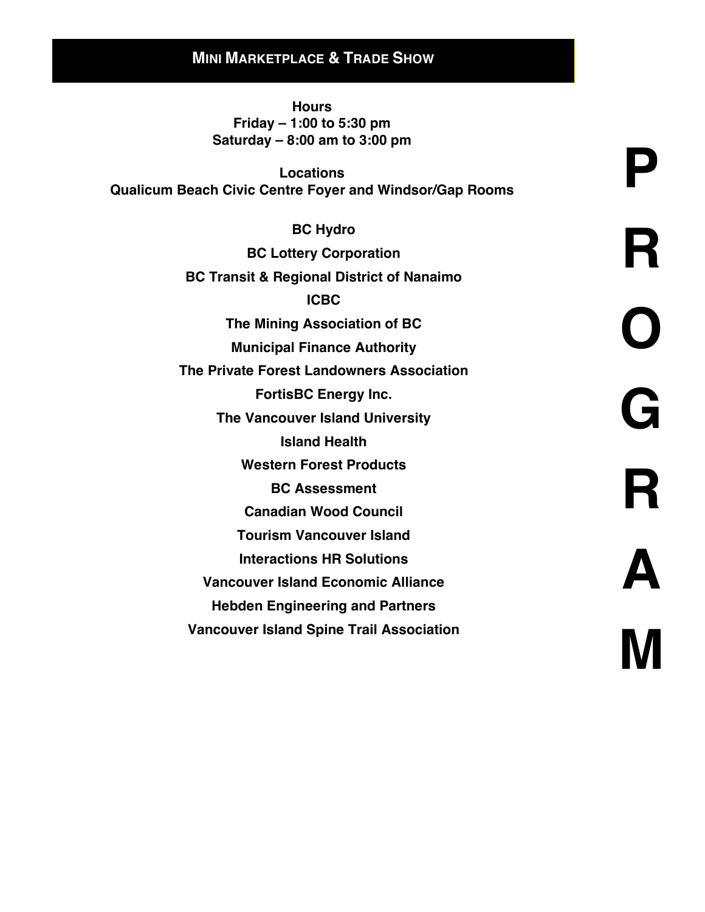## MINI MARKETPLACE & TRADE SHOW

**Hours**
**Friday – 1:00 to 5:30 pm**
**Saturday – 8:00 am to 3:00 pm**

**Locations**
**Qualicum Beach Civic Centre Foyer and Windsor/Gap Rooms**

**BC Hydro**

**BC Lottery Corporation**

**BC Transit & Regional District of Nanaimo**

**ICBC**

**The Mining Association of BC**

**Municipal Finance Authority**

**The Private Forest Landowners Association**

**FortisBC Energy Inc.**

**The Vancouver Island University**

**Island Health**

**Western Forest Products**

**BC Assessment**

**Canadian Wood Council**

**Tourism Vancouver Island**

**Interactions HR Solutions**

**Vancouver Island Economic Alliance**

**Hebden Engineering and Partners**

**Vancouver Island Spine Trail Association**

**PROGRAM**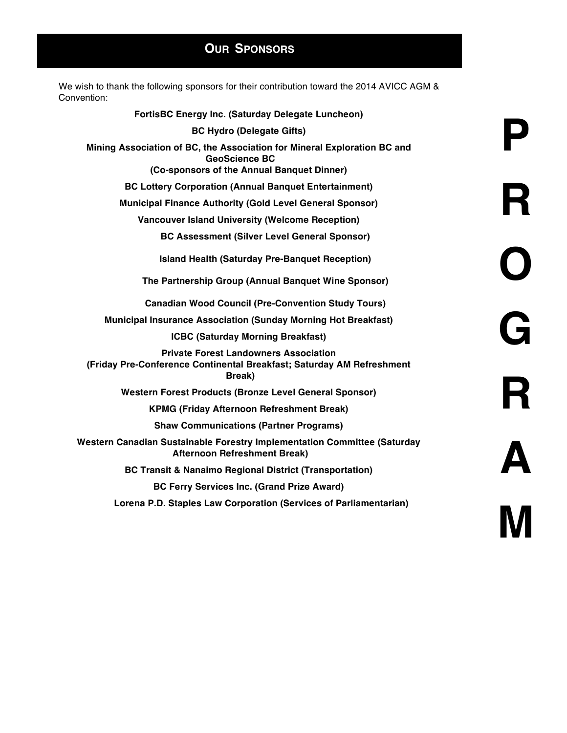## Our Sponsors

We wish to thank the following sponsors for their contribution toward the 2014 AVICC AGM & Convention:

**FortisBC Energy Inc. (Saturday Delegate Luncheon)**

**BC Hydro (Delegate Gifts)**

**Mining Association of BC, the Association for Mineral Exploration BC and GeoScience BC (Co-sponsors of the Annual Banquet Dinner)**

**BC Lottery Corporation (Annual Banquet Entertainment)**

**Municipal Finance Authority (Gold Level General Sponsor)**

**Vancouver Island University (Welcome Reception)**

**BC Assessment (Silver Level General Sponsor)**

**Island Health (Saturday Pre-Banquet Reception)**

**The Partnership Group (Annual Banquet Wine Sponsor)**

**Canadian Wood Council (Pre-Convention Study Tours)**

**Municipal Insurance Association (Sunday Morning Hot Breakfast)**

**ICBC (Saturday Morning Breakfast)**

**Private Forest Landowners Association (Friday Pre-Conference Continental Breakfast; Saturday AM Refreshment Break)**

**Western Forest Products (Bronze Level General Sponsor)**

**KPMG (Friday Afternoon Refreshment Break)**

**Shaw Communications (Partner Programs)**

**Western Canadian Sustainable Forestry Implementation Committee (Saturday Afternoon Refreshment Break)**

**BC Transit & Nanaimo Regional District (Transportation)**

**BC Ferry Services Inc. (Grand Prize Award)**

**Lorena P.D. Staples Law Corporation (Services of Parliamentarian)**

**PROGRAM**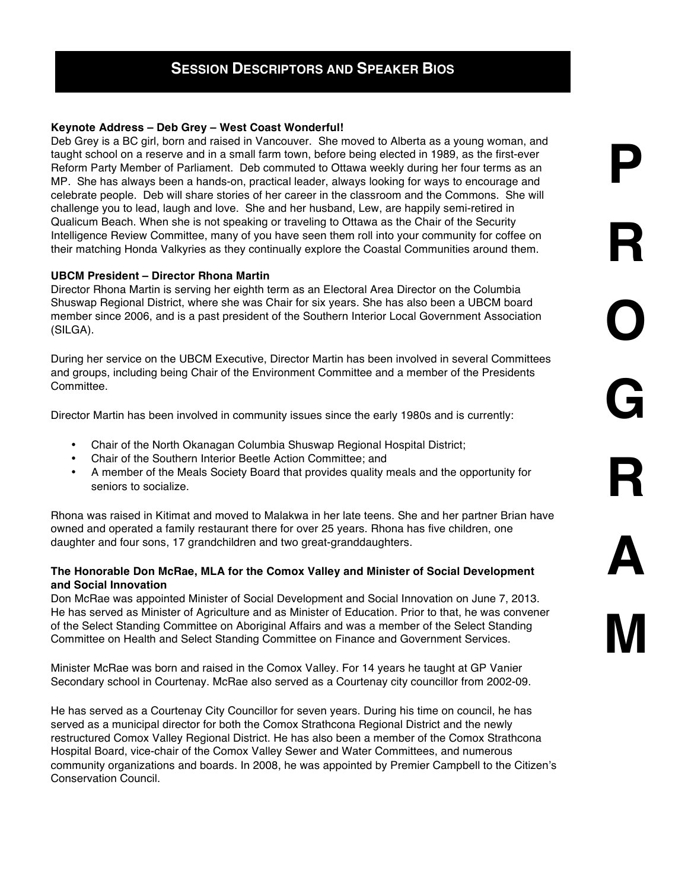## Session Descriptors and Speaker Bios

**Keynote Address – Deb Grey – West Coast Wonderful!**

Deb Grey is a BC girl, born and raised in Vancouver. She moved to Alberta as a young woman, and taught school on a reserve and in a small farm town, before being elected in 1989, as the first-ever Reform Party Member of Parliament. Deb commuted to Ottawa weekly during her four terms as an MP. She has always been a hands-on, practical leader, always looking for ways to encourage and celebrate people. Deb will share stories of her career in the classroom and the Commons. She will challenge you to lead, laugh and love. She and her husband, Lew, are happily semi-retired in Qualicum Beach. When she is not speaking or traveling to Ottawa as the Chair of the Security Intelligence Review Committee, many of you have seen them roll into your community for coffee on their matching Honda Valkyries as they continually explore the Coastal Communities around them.

**UBCM President – Director Rhona Martin**

Director Rhona Martin is serving her eighth term as an Electoral Area Director on the Columbia Shuswap Regional District, where she was Chair for six years. She has also been a UBCM board member since 2006, and is a past president of the Southern Interior Local Government Association (SILGA).

During her service on the UBCM Executive, Director Martin has been involved in several Committees and groups, including being Chair of the Environment Committee and a member of the Presidents Committee.

Director Martin has been involved in community issues since the early 1980s and is currently:

- Chair of the North Okanagan Columbia Shuswap Regional Hospital District;
- Chair of the Southern Interior Beetle Action Committee; and
- A member of the Meals Society Board that provides quality meals and the opportunity for seniors to socialize.

Rhona was raised in Kitimat and moved to Malakwa in her late teens. She and her partner Brian have owned and operated a family restaurant there for over 25 years. Rhona has five children, one daughter and four sons, 17 grandchildren and two great-granddaughters.

**The Honorable Don McRae, MLA for the Comox Valley and Minister of Social Development and Social Innovation**

Don McRae was appointed Minister of Social Development and Social Innovation on June 7, 2013. He has served as Minister of Agriculture and as Minister of Education. Prior to that, he was convener of the Select Standing Committee on Aboriginal Affairs and was a member of the Select Standing Committee on Health and Select Standing Committee on Finance and Government Services.

Minister McRae was born and raised in the Comox Valley. For 14 years he taught at GP Vanier Secondary school in Courtenay. McRae also served as a Courtenay city councillor from 2002-09.

He has served as a Courtenay City Councillor for seven years. During his time on council, he has served as a municipal director for both the Comox Strathcona Regional District and the newly restructured Comox Valley Regional District. He has also been a member of the Comox Strathcona Hospital Board, vice-chair of the Comox Valley Sewer and Water Committees, and numerous community organizations and boards. In 2008, he was appointed by Premier Campbell to the Citizen's Conservation Council.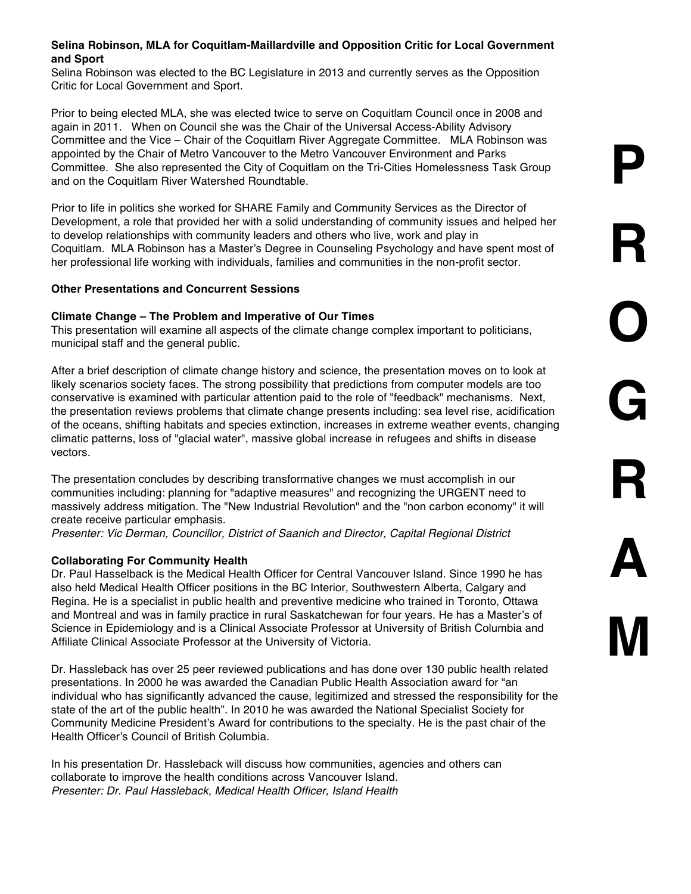**Selina Robinson, MLA for Coquitlam-Maillardville and Opposition Critic for Local Government and Sport**

Selina Robinson was elected to the BC Legislature in 2013 and currently serves as the Opposition Critic for Local Government and Sport.

Prior to being elected MLA, she was elected twice to serve on Coquitlam Council once in 2008 and again in 2011. When on Council she was the Chair of the Universal Access-Ability Advisory Committee and the Vice – Chair of the Coquitlam River Aggregate Committee. MLA Robinson was appointed by the Chair of Metro Vancouver to the Metro Vancouver Environment and Parks Committee. She also represented the City of Coquitlam on the Tri-Cities Homelessness Task Group and on the Coquitlam River Watershed Roundtable.

Prior to life in politics she worked for SHARE Family and Community Services as the Director of Development, a role that provided her with a solid understanding of community issues and helped her to develop relationships with community leaders and others who live, work and play in Coquitlam. MLA Robinson has a Master's Degree in Counseling Psychology and have spent most of her professional life working with individuals, families and communities in the non-profit sector.

**Other Presentations and Concurrent Sessions**

**Climate Change – The Problem and Imperative of Our Times**

This presentation will examine all aspects of the climate change complex important to politicians, municipal staff and the general public.

After a brief description of climate change history and science, the presentation moves on to look at likely scenarios society faces. The strong possibility that predictions from computer models are too conservative is examined with particular attention paid to the role of "feedback" mechanisms. Next, the presentation reviews problems that climate change presents including: sea level rise, acidification of the oceans, shifting habitats and species extinction, increases in extreme weather events, changing climatic patterns, loss of "glacial water", massive global increase in refugees and shifts in disease vectors.

The presentation concludes by describing transformative changes we must accomplish in our communities including: planning for "adaptive measures" and recognizing the URGENT need to massively address mitigation. The "New Industrial Revolution" and the "non carbon economy" it will create receive particular emphasis.

*Presenter: Vic Derman, Councillor, District of Saanich and Director, Capital Regional District*

**Collaborating For Community Health**

Dr. Paul Hasselback is the Medical Health Officer for Central Vancouver Island. Since 1990 he has also held Medical Health Officer positions in the BC Interior, Southwestern Alberta, Calgary and Regina. He is a specialist in public health and preventive medicine who trained in Toronto, Ottawa and Montreal and was in family practice in rural Saskatchewan for four years. He has a Master's of Science in Epidemiology and is a Clinical Associate Professor at University of British Columbia and Affiliate Clinical Associate Professor at the University of Victoria.

Dr. Hassleback has over 25 peer reviewed publications and has done over 130 public health related presentations. In 2000 he was awarded the Canadian Public Health Association award for "an individual who has significantly advanced the cause, legitimized and stressed the responsibility for the state of the art of the public health". In 2010 he was awarded the National Specialist Society for Community Medicine President's Award for contributions to the specialty. He is the past chair of the Health Officer's Council of British Columbia.

In his presentation Dr. Hassleback will discuss how communities, agencies and others can collaborate to improve the health conditions across Vancouver Island.

*Presenter: Dr. Paul Hassleback, Medical Health Officer, Island Health*

P R O G R A M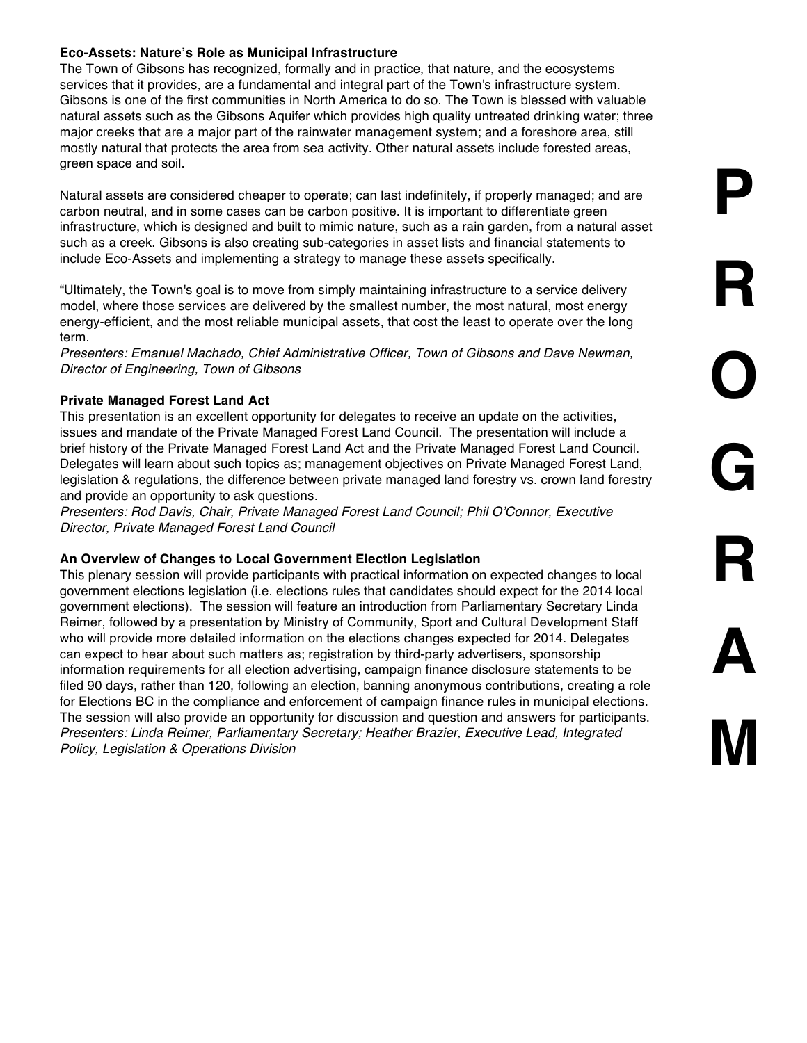**Eco-Assets: Nature's Role as Municipal Infrastructure**

The Town of Gibsons has recognized, formally and in practice, that nature, and the ecosystems services that it provides, are a fundamental and integral part of the Town's infrastructure system. Gibsons is one of the first communities in North America to do so. The Town is blessed with valuable natural assets such as the Gibsons Aquifer which provides high quality untreated drinking water; three major creeks that are a major part of the rainwater management system; and a foreshore area, still mostly natural that protects the area from sea activity. Other natural assets include forested areas, green space and soil.

Natural assets are considered cheaper to operate; can last indefinitely, if properly managed; and are carbon neutral, and in some cases can be carbon positive. It is important to differentiate green infrastructure, which is designed and built to mimic nature, such as a rain garden, from a natural asset such as a creek. Gibsons is also creating sub-categories in asset lists and financial statements to include Eco-Assets and implementing a strategy to manage these assets specifically.

"Ultimately, the Town's goal is to move from simply maintaining infrastructure to a service delivery model, where those services are delivered by the smallest number, the most natural, most energy energy-efficient, and the most reliable municipal assets, that cost the least to operate over the long term.

*Presenters: Emanuel Machado, Chief Administrative Officer, Town of Gibsons and Dave Newman, Director of Engineering, Town of Gibsons*

**Private Managed Forest Land Act**

This presentation is an excellent opportunity for delegates to receive an update on the activities, issues and mandate of the Private Managed Forest Land Council. The presentation will include a brief history of the Private Managed Forest Land Act and the Private Managed Forest Land Council. Delegates will learn about such topics as; management objectives on Private Managed Forest Land, legislation & regulations, the difference between private managed land forestry vs. crown land forestry and provide an opportunity to ask questions.

*Presenters: Rod Davis, Chair, Private Managed Forest Land Council; Phil O'Connor, Executive Director, Private Managed Forest Land Council*

**An Overview of Changes to Local Government Election Legislation**

This plenary session will provide participants with practical information on expected changes to local government elections legislation (i.e. elections rules that candidates should expect for the 2014 local government elections). The session will feature an introduction from Parliamentary Secretary Linda Reimer, followed by a presentation by Ministry of Community, Sport and Cultural Development Staff who will provide more detailed information on the elections changes expected for 2014. Delegates can expect to hear about such matters as; registration by third-party advertisers, sponsorship information requirements for all election advertising, campaign finance disclosure statements to be filed 90 days, rather than 120, following an election, banning anonymous contributions, creating a role for Elections BC in the compliance and enforcement of campaign finance rules in municipal elections. The session will also provide an opportunity for discussion and question and answers for participants.

*Presenters: Linda Reimer, Parliamentary Secretary; Heather Brazier, Executive Lead, Integrated Policy, Legislation & Operations Division*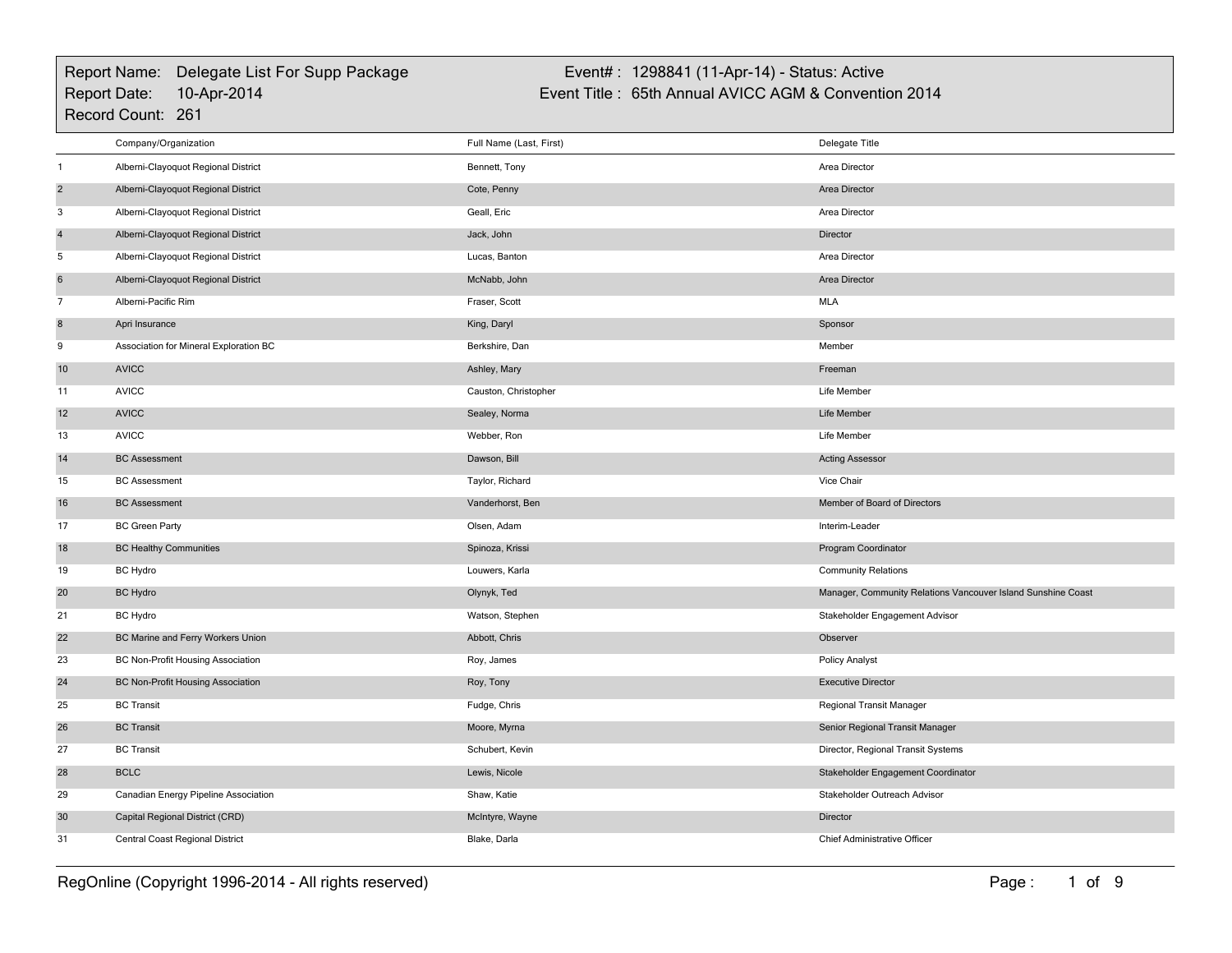Report Name: Delegate List For Supp Package
Report Date: 10-Apr-2014
Record Count: 261

Event# : 1298841 (11-Apr-14) - Status: Active
Event Title : 65th Annual AVICC AGM & Convention 2014

| | Company/Organization | Full Name (Last, First) | Delegate Title |
|---|---|---|---|
| 1 | Alberni-Clayoquot Regional District | Bennett, Tony | Area Director |
| 2 | Alberni-Clayoquot Regional District | Cote, Penny | Area Director |
| 3 | Alberni-Clayoquot Regional District | Geall, Eric | Area Director |
| 4 | Alberni-Clayoquot Regional District | Jack, John | Director |
| 5 | Alberni-Clayoquot Regional District | Lucas, Banton | Area Director |
| 6 | Alberni-Clayoquot Regional District | McNabb, John | Area Director |
| 7 | Alberni-Pacific Rim | Fraser, Scott | MLA |
| 8 | Apri Insurance | King, Daryl | Sponsor |
| 9 | Association for Mineral Exploration BC | Berkshire, Dan | Member |
| 10 | AVICC | Ashley, Mary | Freeman |
| 11 | AVICC | Causton, Christopher | Life Member |
| 12 | AVICC | Sealey, Norma | Life Member |
| 13 | AVICC | Webber, Ron | Life Member |
| 14 | BC Assessment | Dawson, Bill | Acting Assessor |
| 15 | BC Assessment | Taylor, Richard | Vice Chair |
| 16 | BC Assessment | Vanderhorst, Ben | Member of Board of Directors |
| 17 | BC Green Party | Olsen, Adam | Interim-Leader |
| 18 | BC Healthy Communities | Spinoza, Krissi | Program Coordinator |
| 19 | BC Hydro | Louwers, Karla | Community Relations |
| 20 | BC Hydro | Olynyk, Ted | Manager, Community Relations Vancouver Island Sunshine Coast |
| 21 | BC Hydro | Watson, Stephen | Stakeholder Engagement Advisor |
| 22 | BC Marine and Ferry Workers Union | Abbott, Chris | Observer |
| 23 | BC Non-Profit Housing Association | Roy, James | Policy Analyst |
| 24 | BC Non-Profit Housing Association | Roy, Tony | Executive Director |
| 25 | BC Transit | Fudge, Chris | Regional Transit Manager |
| 26 | BC Transit | Moore, Myrna | Senior Regional Transit Manager |
| 27 | BC Transit | Schubert, Kevin | Director, Regional Transit Systems |
| 28 | BCLC | Lewis, Nicole | Stakeholder Engagement Coordinator |
| 29 | Canadian Energy Pipeline Association | Shaw, Katie | Stakeholder Outreach Advisor |
| 30 | Capital Regional District (CRD) | McIntyre, Wayne | Director |
| 31 | Central Coast Regional District | Blake, Darla | Chief Administrative Officer |

RegOnline (Copyright 1996-2014 - All rights reserved)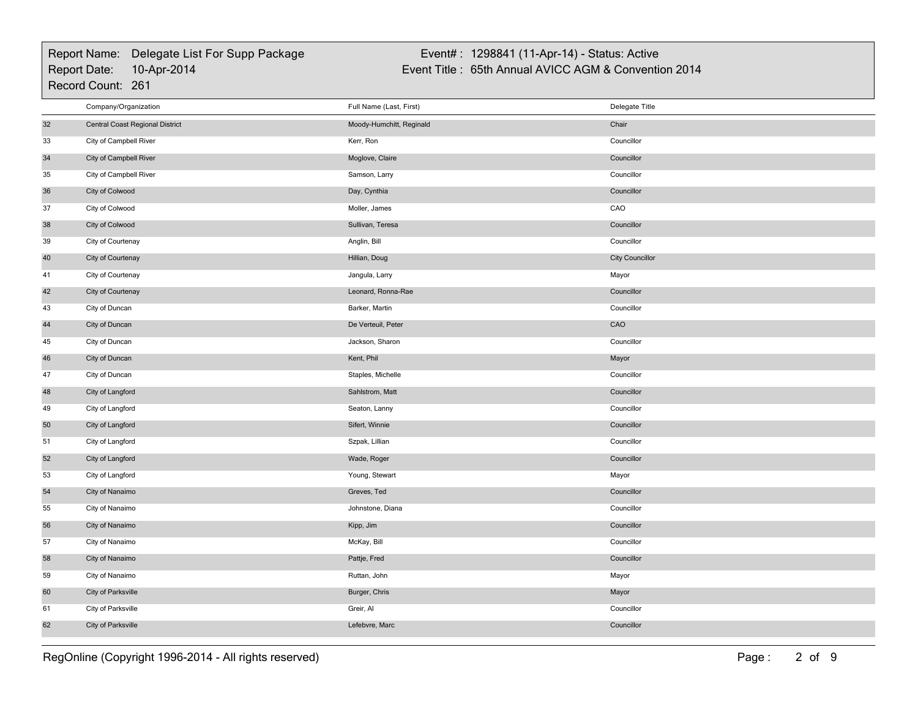| | Company/Organization | Full Name (Last, First) | Delegate Title |
|---|---|---|---|
| 32 | Central Coast Regional District | Moody-Humchitt, Reginald | Chair |
| 33 | City of Campbell River | Kerr, Ron | Councillor |
| 34 | City of Campbell River | Moglove, Claire | Councillor |
| 35 | City of Campbell River | Samson, Larry | Councillor |
| 36 | City of Colwood | Day, Cynthia | Councillor |
| 37 | City of Colwood | Moller, James | CAO |
| 38 | City of Colwood | Sullivan, Teresa | Councillor |
| 39 | City of Courtenay | Anglin, Bill | Councillor |
| 40 | City of Courtenay | Hillian, Doug | City Councillor |
| 41 | City of Courtenay | Jangula, Larry | Mayor |
| 42 | City of Courtenay | Leonard, Ronna-Rae | Councillor |
| 43 | City of Duncan | Barker, Martin | Councillor |
| 44 | City of Duncan | De Verteuil, Peter | CAO |
| 45 | City of Duncan | Jackson, Sharon | Councillor |
| 46 | City of Duncan | Kent, Phil | Mayor |
| 47 | City of Duncan | Staples, Michelle | Councillor |
| 48 | City of Langford | Sahlstrom, Matt | Councillor |
| 49 | City of Langford | Seaton, Lanny | Councillor |
| 50 | City of Langford | Sifert, Winnie | Councillor |
| 51 | City of Langford | Szpak, Lillian | Councillor |
| 52 | City of Langford | Wade, Roger | Councillor |
| 53 | City of Langford | Young, Stewart | Mayor |
| 54 | City of Nanaimo | Greves, Ted | Councillor |
| 55 | City of Nanaimo | Johnstone, Diana | Councillor |
| 56 | City of Nanaimo | Kipp, Jim | Councillor |
| 57 | City of Nanaimo | McKay, Bill | Councillor |
| 58 | City of Nanaimo | Pattje, Fred | Councillor |
| 59 | City of Nanaimo | Ruttan, John | Mayor |
| 60 | City of Parksville | Burger, Chris | Mayor |
| 61 | City of Parksville | Greir, Al | Councillor |
| 62 | City of Parksville | Lefebvre, Marc | Councillor |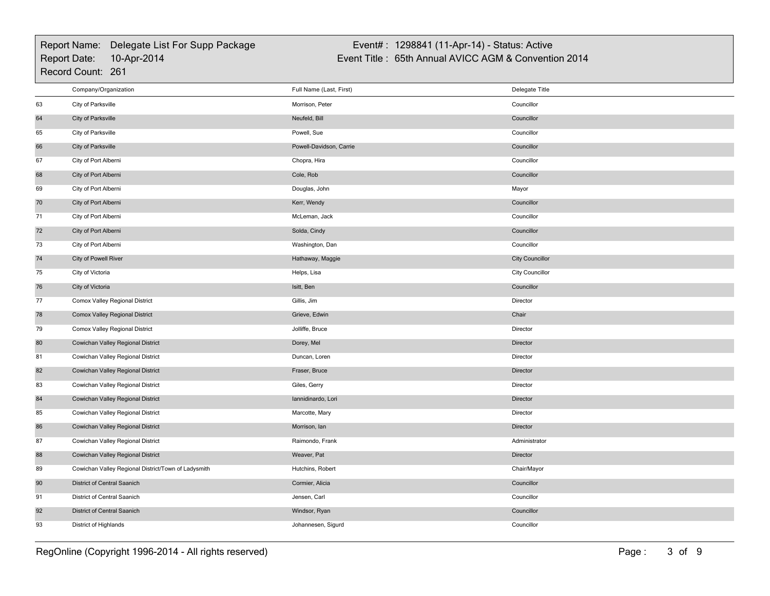Report Name: Delegate List For Supp Package
Report Date: 10-Apr-2014
Record Count: 261

Event# : 1298841 (11-Apr-14) - Status: Active
Event Title : 65th Annual AVICC AGM & Convention 2014

| | Company/Organization | Full Name (Last, First) | Delegate Title |
|---|---|---|---|
| 63 | City of Parksville | Morrison, Peter | Councillor |
| 64 | City of Parksville | Neufeld, Bill | Councillor |
| 65 | City of Parksville | Powell, Sue | Councillor |
| 66 | City of Parksville | Powell-Davidson, Carrie | Councillor |
| 67 | City of Port Alberni | Chopra, Hira | Councillor |
| 68 | City of Port Alberni | Cole, Rob | Councillor |
| 69 | City of Port Alberni | Douglas, John | Mayor |
| 70 | City of Port Alberni | Kerr, Wendy | Councillor |
| 71 | City of Port Alberni | McLeman, Jack | Councillor |
| 72 | City of Port Alberni | Solda, Cindy | Councillor |
| 73 | City of Port Alberni | Washington, Dan | Councillor |
| 74 | City of Powell River | Hathaway, Maggie | City Councillor |
| 75 | City of Victoria | Helps, Lisa | City Councillor |
| 76 | City of Victoria | Isitt, Ben | Councillor |
| 77 | Comox Valley Regional District | Gillis, Jim | Director |
| 78 | Comox Valley Regional District | Grieve, Edwin | Chair |
| 79 | Comox Valley Regional District | Jolliffe, Bruce | Director |
| 80 | Cowichan Valley Regional District | Dorey, Mel | Director |
| 81 | Cowichan Valley Regional District | Duncan, Loren | Director |
| 82 | Cowichan Valley Regional District | Fraser, Bruce | Director |
| 83 | Cowichan Valley Regional District | Giles, Gerry | Director |
| 84 | Cowichan Valley Regional District | Iannidinardo, Lori | Director |
| 85 | Cowichan Valley Regional District | Marcotte, Mary | Director |
| 86 | Cowichan Valley Regional District | Morrison, Ian | Director |
| 87 | Cowichan Valley Regional District | Raimondo, Frank | Administrator |
| 88 | Cowichan Valley Regional District | Weaver, Pat | Director |
| 89 | Cowichan Valley Regional District/Town of Ladysmith | Hutchins, Robert | Chair/Mayor |
| 90 | District of Central Saanich | Cormier, Alicia | Councillor |
| 91 | District of Central Saanich | Jensen, Carl | Councillor |
| 92 | District of Central Saanich | Windsor, Ryan | Councillor |
| 93 | District of Highlands | Johannesen, Sigurd | Councillor |

RegOnline (Copyright 1996-2014 - All rights reserved)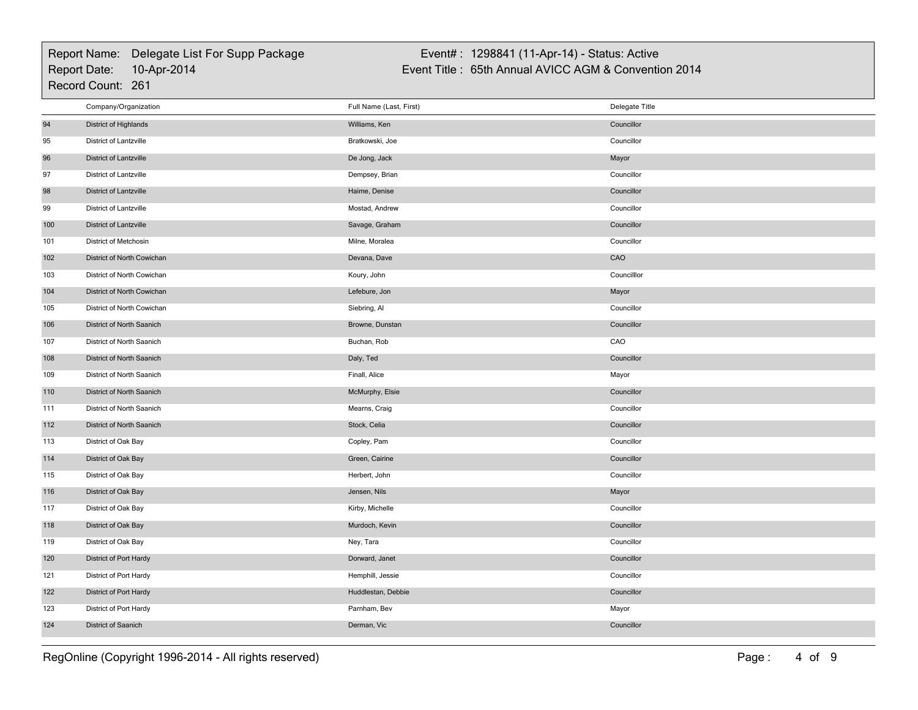Report Name: Delegate List For Supp Package
Report Date: 10-Apr-2014
Record Count: 261

Event# : 1298841 (11-Apr-14) - Status: Active
Event Title : 65th Annual AVICC AGM & Convention 2014

| | Company/Organization | Full Name (Last, First) | Delegate Title |
|---|---|---|---|
| 94 | District of Highlands | Williams, Ken | Councillor |
| 95 | District of Lantzville | Bratkowski, Joe | Councillor |
| 96 | District of Lantzville | De Jong, Jack | Mayor |
| 97 | District of Lantzville | Dempsey, Brian | Councillor |
| 98 | District of Lantzville | Haime, Denise | Councillor |
| 99 | District of Lantzville | Mostad, Andrew | Councillor |
| 100 | District of Lantzville | Savage, Graham | Councillor |
| 101 | District of Metchosin | Milne, Moralea | Councillor |
| 102 | District of North Cowichan | Devana, Dave | CAO |
| 103 | District of North Cowichan | Koury, John | Councilllor |
| 104 | District of North Cowichan | Lefebure, Jon | Mayor |
| 105 | District of North Cowichan | Siebring, Al | Councillor |
| 106 | District of North Saanich | Browne, Dunstan | Councillor |
| 107 | District of North Saanich | Buchan, Rob | CAO |
| 108 | District of North Saanich | Daly, Ted | Councillor |
| 109 | District of North Saanich | Finall, Alice | Mayor |
| 110 | District of North Saanich | McMurphy, Elsie | Councillor |
| 111 | District of North Saanich | Mearns, Craig | Councillor |
| 112 | District of North Saanich | Stock, Celia | Councillor |
| 113 | District of Oak Bay | Copley, Pam | Councillor |
| 114 | District of Oak Bay | Green, Cairine | Councillor |
| 115 | District of Oak Bay | Herbert, John | Councillor |
| 116 | District of Oak Bay | Jensen, Nils | Mayor |
| 117 | District of Oak Bay | Kirby, Michelle | Councillor |
| 118 | District of Oak Bay | Murdoch, Kevin | Councillor |
| 119 | District of Oak Bay | Ney, Tara | Councillor |
| 120 | District of Port Hardy | Dorward, Janet | Councillor |
| 121 | District of Port Hardy | Hemphill, Jessie | Councillor |
| 122 | District of Port Hardy | Huddlestan, Debbie | Councillor |
| 123 | District of Port Hardy | Parnham, Bev | Mayor |
| 124 | District of Saanich | Derman, Vic | Councillor |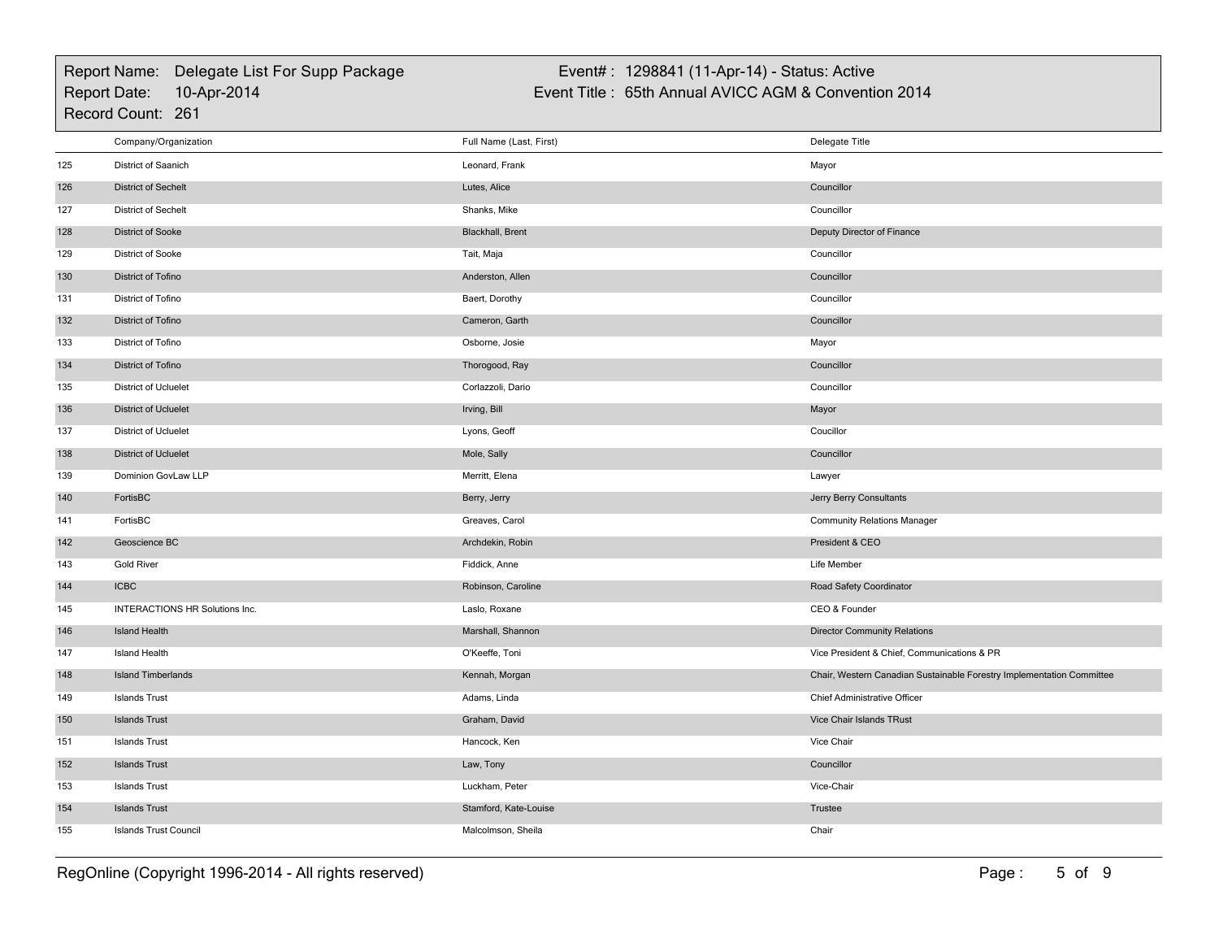Report Name: Delegate List For Supp Package
Report Date: 10-Apr-2014
Record Count: 261

Event# : 1298841 (11-Apr-14) - Status: Active
Event Title : 65th Annual AVICC AGM & Convention 2014

| | Company/Organization | Full Name (Last, First) | Delegate Title |
|---|---|---|---|
| 125 | District of Saanich | Leonard, Frank | Mayor |
| 126 | District of Sechelt | Lutes, Alice | Councillor |
| 127 | District of Sechelt | Shanks, Mike | Councillor |
| 128 | District of Sooke | Blackhall, Brent | Deputy Director of Finance |
| 129 | District of Sooke | Tait, Maja | Councillor |
| 130 | District of Tofino | Anderston, Allen | Councillor |
| 131 | District of Tofino | Baert, Dorothy | Councillor |
| 132 | District of Tofino | Cameron, Garth | Councillor |
| 133 | District of Tofino | Osborne, Josie | Mayor |
| 134 | District of Tofino | Thorogood, Ray | Councillor |
| 135 | District of Ucluelet | Corlazzoli, Dario | Councillor |
| 136 | District of Ucluelet | Irving, Bill | Mayor |
| 137 | District of Ucluelet | Lyons, Geoff | Coucillor |
| 138 | District of Ucluelet | Mole, Sally | Councillor |
| 139 | Dominion GovLaw LLP | Merritt, Elena | Lawyer |
| 140 | FortisBC | Berry, Jerry | Jerry Berry Consultants |
| 141 | FortisBC | Greaves, Carol | Community Relations Manager |
| 142 | Geoscience BC | Archdekin, Robin | President & CEO |
| 143 | Gold River | Fiddick, Anne | Life Member |
| 144 | ICBC | Robinson, Caroline | Road Safety Coordinator |
| 145 | INTERACTIONS HR Solutions Inc. | Laslo, Roxane | CEO & Founder |
| 146 | Island Health | Marshall, Shannon | Director Community Relations |
| 147 | Island Health | O'Keeffe, Toni | Vice President & Chief, Communications & PR |
| 148 | Island Timberlands | Kennah, Morgan | Chair, Western Canadian Sustainable Forestry Implementation Committee |
| 149 | Islands Trust | Adams, Linda | Chief Administrative Officer |
| 150 | Islands Trust | Graham, David | Vice Chair Islands TRust |
| 151 | Islands Trust | Hancock, Ken | Vice Chair |
| 152 | Islands Trust | Law, Tony | Councillor |
| 153 | Islands Trust | Luckham, Peter | Vice-Chair |
| 154 | Islands Trust | Stamford, Kate-Louise | Trustee |
| 155 | Islands Trust Council | Malcolmson, Sheila | Chair |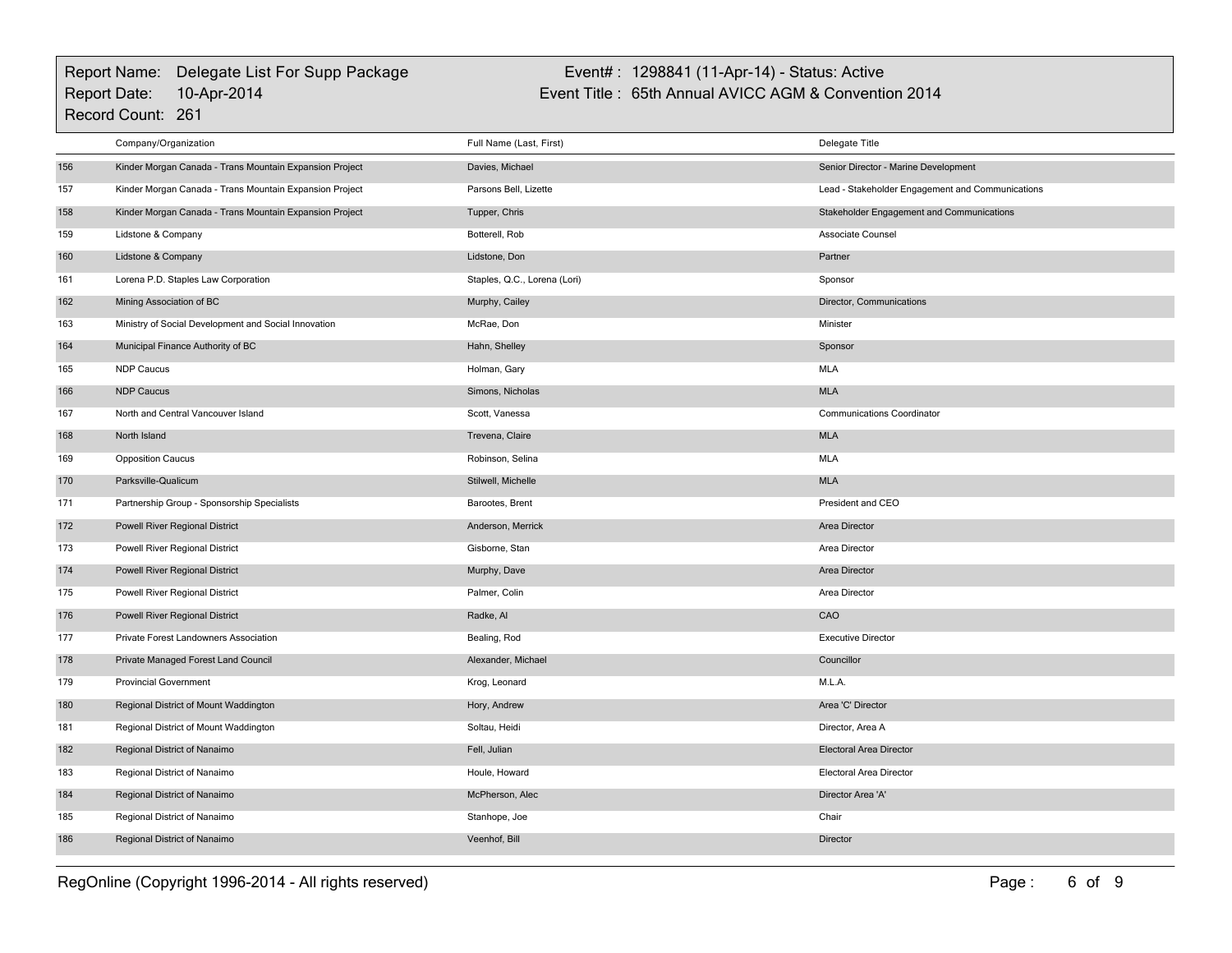Report Name: Delegate List For Supp Package
Report Date: 10-Apr-2014
Record Count: 261

Event# : 1298841 (11-Apr-14) - Status: Active
Event Title : 65th Annual AVICC AGM & Convention 2014

| | Company/Organization | Full Name (Last, First) | Delegate Title |
|---|---|---|---|
| 156 | Kinder Morgan Canada - Trans Mountain Expansion Project | Davies, Michael | Senior Director - Marine Development |
| 157 | Kinder Morgan Canada - Trans Mountain Expansion Project | Parsons Bell, Lizette | Lead - Stakeholder Engagement and Communications |
| 158 | Kinder Morgan Canada - Trans Mountain Expansion Project | Tupper, Chris | Stakeholder Engagement and Communications |
| 159 | Lidstone & Company | Botterell, Rob | Associate Counsel |
| 160 | Lidstone & Company | Lidstone, Don | Partner |
| 161 | Lorena P.D. Staples Law Corporation | Staples, Q.C., Lorena (Lori) | Sponsor |
| 162 | Mining Association of BC | Murphy, Cailey | Director, Communications |
| 163 | Ministry of Social Development and Social Innovation | McRae, Don | Minister |
| 164 | Municipal Finance Authority of BC | Hahn, Shelley | Sponsor |
| 165 | NDP Caucus | Holman, Gary | MLA |
| 166 | NDP Caucus | Simons, Nicholas | MLA |
| 167 | North and Central Vancouver Island | Scott, Vanessa | Communications Coordinator |
| 168 | North Island | Trevena, Claire | MLA |
| 169 | Opposition Caucus | Robinson, Selina | MLA |
| 170 | Parksville-Qualicum | Stilwell, Michelle | MLA |
| 171 | Partnership Group - Sponsorship Specialists | Barootes, Brent | President and CEO |
| 172 | Powell River Regional District | Anderson, Merrick | Area Director |
| 173 | Powell River Regional District | Gisborne, Stan | Area Director |
| 174 | Powell River Regional District | Murphy, Dave | Area Director |
| 175 | Powell River Regional District | Palmer, Colin | Area Director |
| 176 | Powell River Regional District | Radke, Al | CAO |
| 177 | Private Forest Landowners Association | Bealing, Rod | Executive Director |
| 178 | Private Managed Forest Land Council | Alexander, Michael | Councillor |
| 179 | Provincial Government | Krog, Leonard | M.L.A. |
| 180 | Regional District of Mount Waddington | Hory, Andrew | Area 'C' Director |
| 181 | Regional District of Mount Waddington | Soltau, Heidi | Director, Area A |
| 182 | Regional District of Nanaimo | Fell, Julian | Electoral Area Director |
| 183 | Regional District of Nanaimo | Houle, Howard | Electoral Area Director |
| 184 | Regional District of Nanaimo | McPherson, Alec | Director Area 'A' |
| 185 | Regional District of Nanaimo | Stanhope, Joe | Chair |
| 186 | Regional District of Nanaimo | Veenhof, Bill | Director |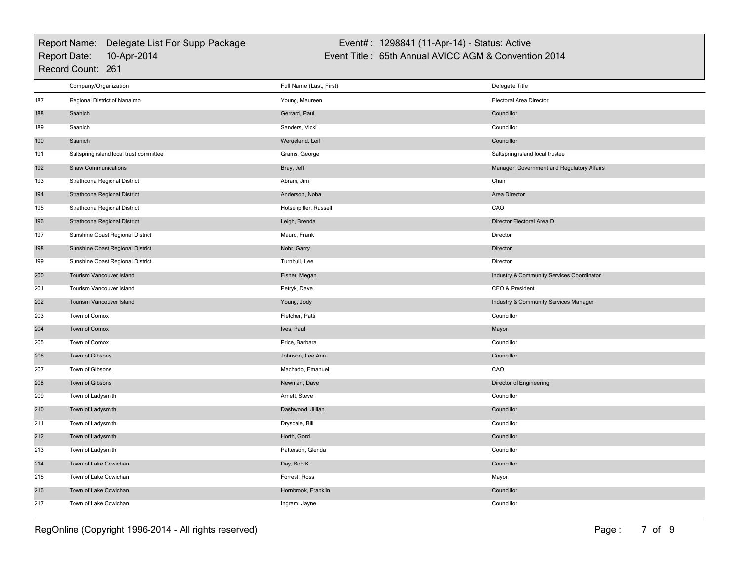| | Company/Organization | Full Name (Last, First) | Delegate Title |
|---|---|---|---|
| 187 | Regional District of Nanaimo | Young, Maureen | Electoral Area Director |
| 188 | Saanich | Gerrard, Paul | Councillor |
| 189 | Saanich | Sanders, Vicki | Councillor |
| 190 | Saanich | Wergeland, Leif | Councillor |
| 191 | Saltspring island local trust committee | Grams, George | Saltspring island local trustee |
| 192 | Shaw Communications | Bray, Jeff | Manager, Government and Regulatory Affairs |
| 193 | Strathcona Regional District | Abram, Jim | Chair |
| 194 | Strathcona Regional District | Anderson, Noba | Area Director |
| 195 | Strathcona Regional District | Hotsenpiller, Russell | CAO |
| 196 | Strathcona Regional District | Leigh, Brenda | Director Electoral Area D |
| 197 | Sunshine Coast Regional District | Mauro, Frank | Director |
| 198 | Sunshine Coast Regional District | Nohr, Garry | Director |
| 199 | Sunshine Coast Regional District | Turnbull, Lee | Director |
| 200 | Tourism Vancouver Island | Fisher, Megan | Industry & Community Services Coordinator |
| 201 | Tourism Vancouver Island | Petryk, Dave | CEO & President |
| 202 | Tourism Vancouver Island | Young, Jody | Industry & Community Services Manager |
| 203 | Town of Comox | Fletcher, Patti | Councillor |
| 204 | Town of Comox | Ives, Paul | Mayor |
| 205 | Town of Comox | Price, Barbara | Councillor |
| 206 | Town of Gibsons | Johnson, Lee Ann | Councillor |
| 207 | Town of Gibsons | Machado, Emanuel | CAO |
| 208 | Town of Gibsons | Newman, Dave | Director of Engineering |
| 209 | Town of Ladysmith | Arnett, Steve | Councillor |
| 210 | Town of Ladysmith | Dashwood, Jillian | Councillor |
| 211 | Town of Ladysmith | Drysdale, Bill | Councillor |
| 212 | Town of Ladysmith | Horth, Gord | Councillor |
| 213 | Town of Ladysmith | Patterson, Glenda | Councillor |
| 214 | Town of Lake Cowichan | Day, Bob K. | Councillor |
| 215 | Town of Lake Cowichan | Forrest, Ross | Mayor |
| 216 | Town of Lake Cowichan | Hornbrook, Franklin | Councillor |
| 217 | Town of Lake Cowichan | Ingram, Jayne | Councillor |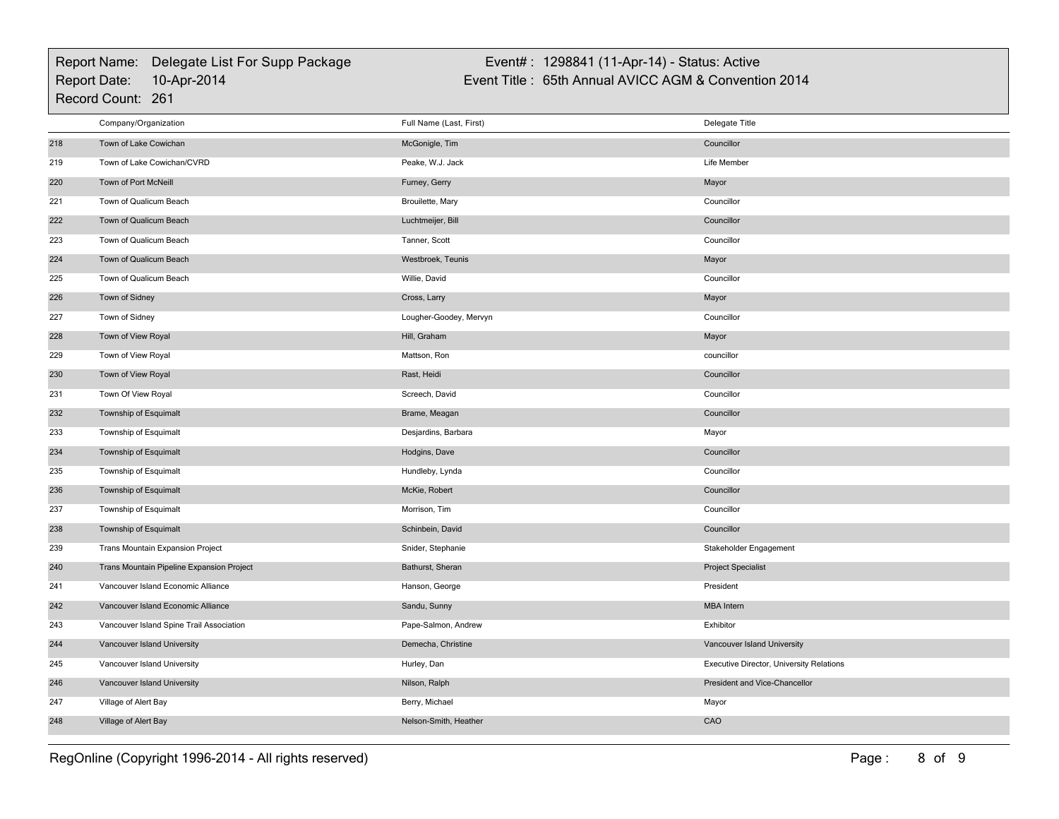| | Company/Organization | Full Name (Last, First) | Delegate Title |
|---|---|---|---|
| 218 | Town of Lake Cowichan | McGonigle, Tim | Councillor |
| 219 | Town of Lake Cowichan/CVRD | Peake, W.J. Jack | Life Member |
| 220 | Town of Port McNeill | Furney, Gerry | Mayor |
| 221 | Town of Qualicum Beach | Brouilette, Mary | Councillor |
| 222 | Town of Qualicum Beach | Luchtmeijer, Bill | Councillor |
| 223 | Town of Qualicum Beach | Tanner, Scott | Councillor |
| 224 | Town of Qualicum Beach | Westbroek, Teunis | Mayor |
| 225 | Town of Qualicum Beach | Willie, David | Councillor |
| 226 | Town of Sidney | Cross, Larry | Mayor |
| 227 | Town of Sidney | Lougher-Goodey, Mervyn | Councillor |
| 228 | Town of View Royal | Hill, Graham | Mayor |
| 229 | Town of View Royal | Mattson, Ron | councillor |
| 230 | Town of View Royal | Rast, Heidi | Councillor |
| 231 | Town Of View Royal | Screech, David | Councillor |
| 232 | Township of Esquimalt | Brame, Meagan | Councillor |
| 233 | Township of Esquimalt | Desjardins, Barbara | Mayor |
| 234 | Township of Esquimalt | Hodgins, Dave | Councillor |
| 235 | Township of Esquimalt | Hundleby, Lynda | Councillor |
| 236 | Township of Esquimalt | McKie, Robert | Councillor |
| 237 | Township of Esquimalt | Morrison, Tim | Councillor |
| 238 | Township of Esquimalt | Schinbein, David | Councillor |
| 239 | Trans Mountain Expansion Project | Snider, Stephanie | Stakeholder Engagement |
| 240 | Trans Mountain Pipeline Expansion Project | Bathurst, Sheran | Project Specialist |
| 241 | Vancouver Island Economic Alliance | Hanson, George | President |
| 242 | Vancouver Island Economic Alliance | Sandu, Sunny | MBA Intern |
| 243 | Vancouver Island Spine Trail Association | Pape-Salmon, Andrew | Exhibitor |
| 244 | Vancouver Island University | Demecha, Christine | Vancouver Island University |
| 245 | Vancouver Island University | Hurley, Dan | Executive Director, University Relations |
| 246 | Vancouver Island University | Nilson, Ralph | President and Vice-Chancellor |
| 247 | Village of Alert Bay | Berry, Michael | Mayor |
| 248 | Village of Alert Bay | Nelson-Smith, Heather | CAO |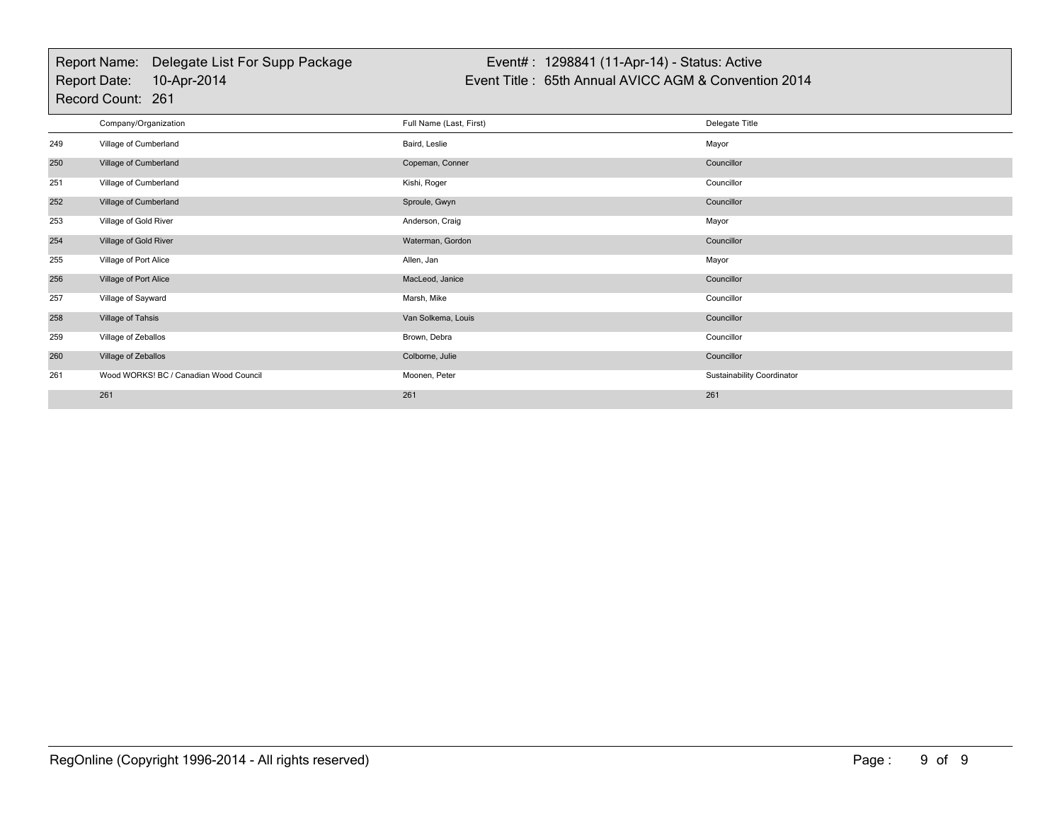Report Name: Delegate List For Supp Package
Report Date: 10-Apr-2014
Record Count: 261

Event# : 1298841 (11-Apr-14) - Status: Active
Event Title : 65th Annual AVICC AGM & Convention 2014

| | Company/Organization | Full Name (Last, First) | Delegate Title |
|---|---|---|---|
| 249 | Village of Cumberland | Baird, Leslie | Mayor |
| 250 | Village of Cumberland | Copeman, Conner | Councillor |
| 251 | Village of Cumberland | Kishi, Roger | Councillor |
| 252 | Village of Cumberland | Sproule, Gwyn | Councillor |
| 253 | Village of Gold River | Anderson, Craig | Mayor |
| 254 | Village of Gold River | Waterman, Gordon | Councillor |
| 255 | Village of Port Alice | Allen, Jan | Mayor |
| 256 | Village of Port Alice | MacLeod, Janice | Councillor |
| 257 | Village of Sayward | Marsh, Mike | Councillor |
| 258 | Village of Tahsis | Van Solkema, Louis | Councillor |
| 259 | Village of Zeballos | Brown, Debra | Councillor |
| 260 | Village of Zeballos | Colborne, Julie | Councillor |
| 261 | Wood WORKS! BC / Canadian Wood Council | Moonen, Peter | Sustainability Coordinator |
| | 261 | 261 | 261 |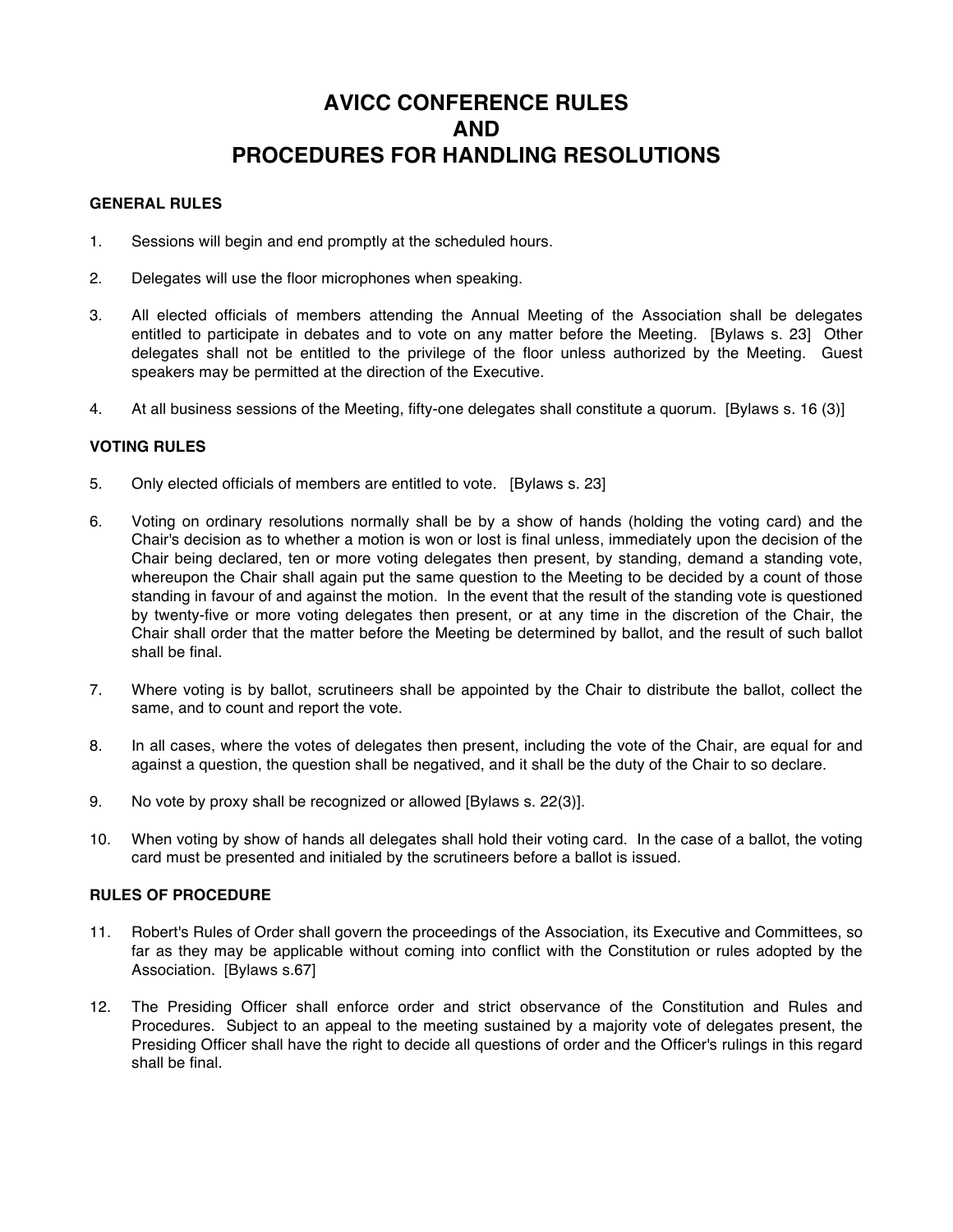# AVICC CONFERENCE RULES AND PROCEDURES FOR HANDLING RESOLUTIONS

### GENERAL RULES

1. Sessions will begin and end promptly at the scheduled hours.

2. Delegates will use the floor microphones when speaking.

3. All elected officials of members attending the Annual Meeting of the Association shall be delegates entitled to participate in debates and to vote on any matter before the Meeting. [Bylaws s. 23] Other delegates shall not be entitled to the privilege of the floor unless authorized by the Meeting. Guest speakers may be permitted at the direction of the Executive.

4. At all business sessions of the Meeting, fifty-one delegates shall constitute a quorum. [Bylaws s. 16 (3)]

### VOTING RULES

5. Only elected officials of members are entitled to vote. [Bylaws s. 23]

6. Voting on ordinary resolutions normally shall be by a show of hands (holding the voting card) and the Chair's decision as to whether a motion is won or lost is final unless, immediately upon the decision of the Chair being declared, ten or more voting delegates then present, by standing, demand a standing vote, whereupon the Chair shall again put the same question to the Meeting to be decided by a count of those standing in favour of and against the motion. In the event that the result of the standing vote is questioned by twenty-five or more voting delegates then present, or at any time in the discretion of the Chair, the Chair shall order that the matter before the Meeting be determined by ballot, and the result of such ballot shall be final.

7. Where voting is by ballot, scrutineers shall be appointed by the Chair to distribute the ballot, collect the same, and to count and report the vote.

8. In all cases, where the votes of delegates then present, including the vote of the Chair, are equal for and against a question, the question shall be negatived, and it shall be the duty of the Chair to so declare.

9. No vote by proxy shall be recognized or allowed [Bylaws s. 22(3)].

10. When voting by show of hands all delegates shall hold their voting card. In the case of a ballot, the voting card must be presented and initialed by the scrutineers before a ballot is issued.

### RULES OF PROCEDURE

11. Robert's Rules of Order shall govern the proceedings of the Association, its Executive and Committees, so far as they may be applicable without coming into conflict with the Constitution or rules adopted by the Association. [Bylaws s.67]

12. The Presiding Officer shall enforce order and strict observance of the Constitution and Rules and Procedures. Subject to an appeal to the meeting sustained by a majority vote of delegates present, the Presiding Officer shall have the right to decide all questions of order and the Officer's rulings in this regard shall be final.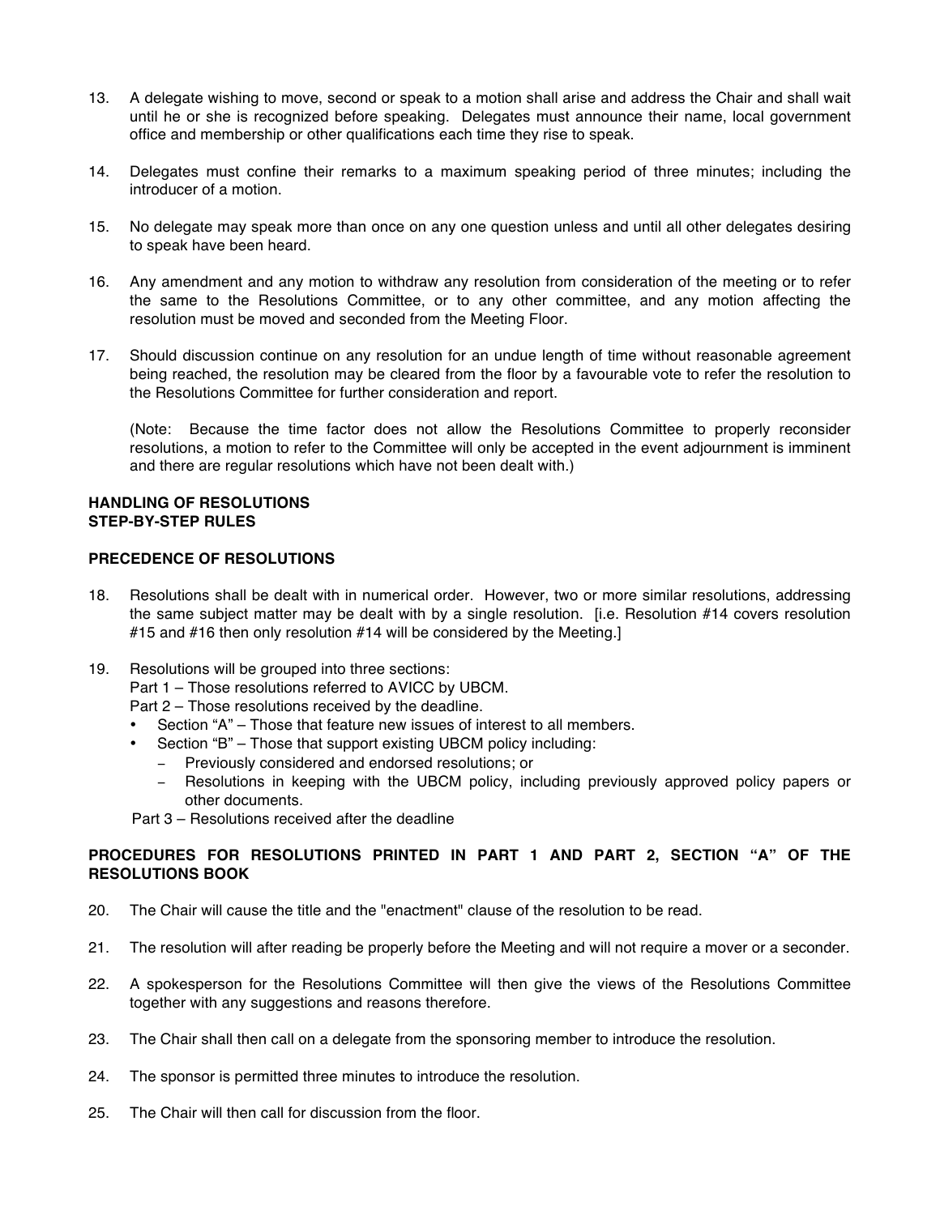13. A delegate wishing to move, second or speak to a motion shall arise and address the Chair and shall wait until he or she is recognized before speaking. Delegates must announce their name, local government office and membership or other qualifications each time they rise to speak.

14. Delegates must confine their remarks to a maximum speaking period of three minutes; including the introducer of a motion.

15. No delegate may speak more than once on any one question unless and until all other delegates desiring to speak have been heard.

16. Any amendment and any motion to withdraw any resolution from consideration of the meeting or to refer the same to the Resolutions Committee, or to any other committee, and any motion affecting the resolution must be moved and seconded from the Meeting Floor.

17. Should discussion continue on any resolution for an undue length of time without reasonable agreement being reached, the resolution may be cleared from the floor by a favourable vote to refer the resolution to the Resolutions Committee for further consideration and report.

    (Note: Because the time factor does not allow the Resolutions Committee to properly reconsider resolutions, a motion to refer to the Committee will only be accepted in the event adjournment is imminent and there are regular resolutions which have not been dealt with.)

**HANDLING OF RESOLUTIONS**
**STEP-BY-STEP RULES**

**PRECEDENCE OF RESOLUTIONS**

18. Resolutions shall be dealt with in numerical order. However, two or more similar resolutions, addressing the same subject matter may be dealt with by a single resolution. [i.e. Resolution #14 covers resolution #15 and #16 then only resolution #14 will be considered by the Meeting.]

19. Resolutions will be grouped into three sections:
    Part 1 – Those resolutions referred to AVICC by UBCM.
    Part 2 – Those resolutions received by the deadline.
    - Section "A" – Those that feature new issues of interest to all members.
    - Section "B" – Those that support existing UBCM policy including:
      - Previously considered and endorsed resolutions; or
      - Resolutions in keeping with the UBCM policy, including previously approved policy papers or other documents.

    Part 3 – Resolutions received after the deadline

**PROCEDURES FOR RESOLUTIONS PRINTED IN PART 1 AND PART 2, SECTION "A" OF THE RESOLUTIONS BOOK**

20. The Chair will cause the title and the "enactment" clause of the resolution to be read.

21. The resolution will after reading be properly before the Meeting and will not require a mover or a seconder.

22. A spokesperson for the Resolutions Committee will then give the views of the Resolutions Committee together with any suggestions and reasons therefore.

23. The Chair shall then call on a delegate from the sponsoring member to introduce the resolution.

24. The sponsor is permitted three minutes to introduce the resolution.

25. The Chair will then call for discussion from the floor.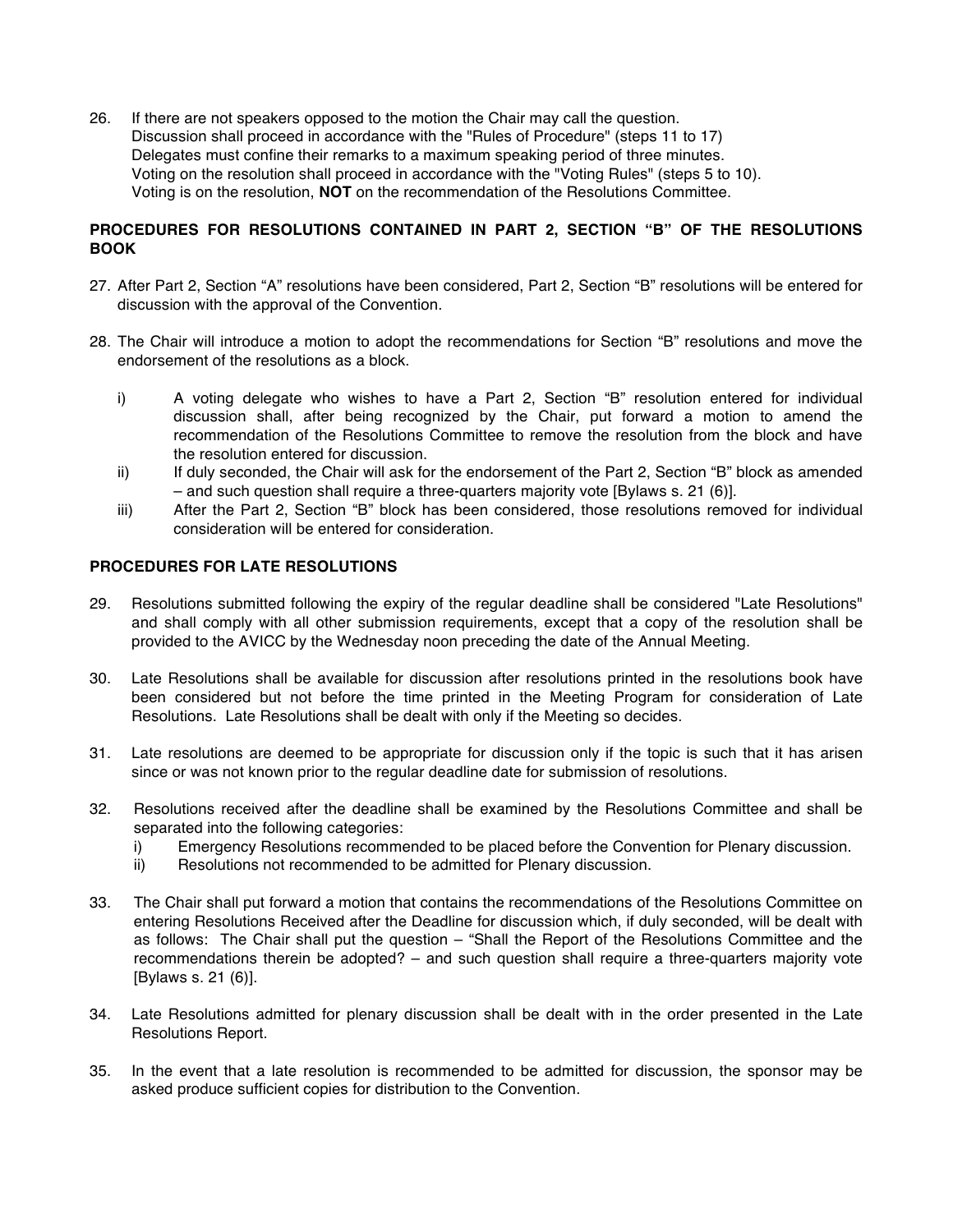26. If there are not speakers opposed to the motion the Chair may call the question.
    Discussion shall proceed in accordance with the "Rules of Procedure" (steps 11 to 17)
    Delegates must confine their remarks to a maximum speaking period of three minutes.
    Voting on the resolution shall proceed in accordance with the "Voting Rules" (steps 5 to 10).
    Voting is on the resolution, **NOT** on the recommendation of the Resolutions Committee.

**PROCEDURES FOR RESOLUTIONS CONTAINED IN PART 2, SECTION "B" OF THE RESOLUTIONS BOOK**

27. After Part 2, Section "A" resolutions have been considered, Part 2, Section "B" resolutions will be entered for discussion with the approval of the Convention.

28. The Chair will introduce a motion to adopt the recommendations for Section "B" resolutions and move the endorsement of the resolutions as a block.

    i) A voting delegate who wishes to have a Part 2, Section "B" resolution entered for individual discussion shall, after being recognized by the Chair, put forward a motion to amend the recommendation of the Resolutions Committee to remove the resolution from the block and have the resolution entered for discussion.
    ii) If duly seconded, the Chair will ask for the endorsement of the Part 2, Section "B" block as amended – and such question shall require a three-quarters majority vote [Bylaws s. 21 (6)].
    iii) After the Part 2, Section "B" block has been considered, those resolutions removed for individual consideration will be entered for consideration.

**PROCEDURES FOR LATE RESOLUTIONS**

29. Resolutions submitted following the expiry of the regular deadline shall be considered "Late Resolutions" and shall comply with all other submission requirements, except that a copy of the resolution shall be provided to the AVICC by the Wednesday noon preceding the date of the Annual Meeting.

30. Late Resolutions shall be available for discussion after resolutions printed in the resolutions book have been considered but not before the time printed in the Meeting Program for consideration of Late Resolutions. Late Resolutions shall be dealt with only if the Meeting so decides.

31. Late resolutions are deemed to be appropriate for discussion only if the topic is such that it has arisen since or was not known prior to the regular deadline date for submission of resolutions.

32. Resolutions received after the deadline shall be examined by the Resolutions Committee and shall be separated into the following categories:
    i) Emergency Resolutions recommended to be placed before the Convention for Plenary discussion.
    ii) Resolutions not recommended to be admitted for Plenary discussion.

33. The Chair shall put forward a motion that contains the recommendations of the Resolutions Committee on entering Resolutions Received after the Deadline for discussion which, if duly seconded, will be dealt with as follows: The Chair shall put the question – "Shall the Report of the Resolutions Committee and the recommendations therein be adopted? – and such question shall require a three-quarters majority vote [Bylaws s. 21 (6)].

34. Late Resolutions admitted for plenary discussion shall be dealt with in the order presented in the Late Resolutions Report.

35. In the event that a late resolution is recommended to be admitted for discussion, the sponsor may be asked produce sufficient copies for distribution to the Convention.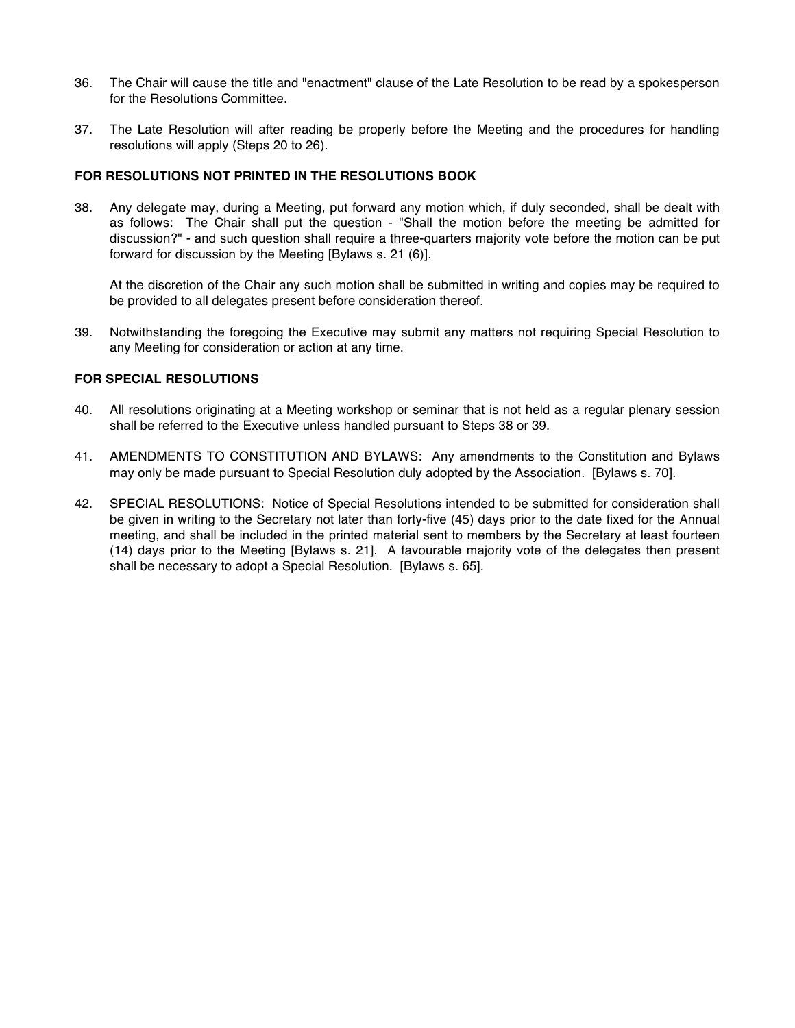36. The Chair will cause the title and "enactment" clause of the Late Resolution to be read by a spokesperson for the Resolutions Committee.

37. The Late Resolution will after reading be properly before the Meeting and the procedures for handling resolutions will apply (Steps 20 to 26).

**FOR RESOLUTIONS NOT PRINTED IN THE RESOLUTIONS BOOK**

38. Any delegate may, during a Meeting, put forward any motion which, if duly seconded, shall be dealt with as follows: The Chair shall put the question - "Shall the motion before the meeting be admitted for discussion?" - and such question shall require a three-quarters majority vote before the motion can be put forward for discussion by the Meeting [Bylaws s. 21 (6)].

    At the discretion of the Chair any such motion shall be submitted in writing and copies may be required to be provided to all delegates present before consideration thereof.

39. Notwithstanding the foregoing the Executive may submit any matters not requiring Special Resolution to any Meeting for consideration or action at any time.

**FOR SPECIAL RESOLUTIONS**

40. All resolutions originating at a Meeting workshop or seminar that is not held as a regular plenary session shall be referred to the Executive unless handled pursuant to Steps 38 or 39.

41. AMENDMENTS TO CONSTITUTION AND BYLAWS: Any amendments to the Constitution and Bylaws may only be made pursuant to Special Resolution duly adopted by the Association. [Bylaws s. 70].

42. SPECIAL RESOLUTIONS: Notice of Special Resolutions intended to be submitted for consideration shall be given in writing to the Secretary not later than forty-five (45) days prior to the date fixed for the Annual meeting, and shall be included in the printed material sent to members by the Secretary at least fourteen (14) days prior to the Meeting [Bylaws s. 21]. A favourable majority vote of the delegates then present shall be necessary to adopt a Special Resolution. [Bylaws s. 65].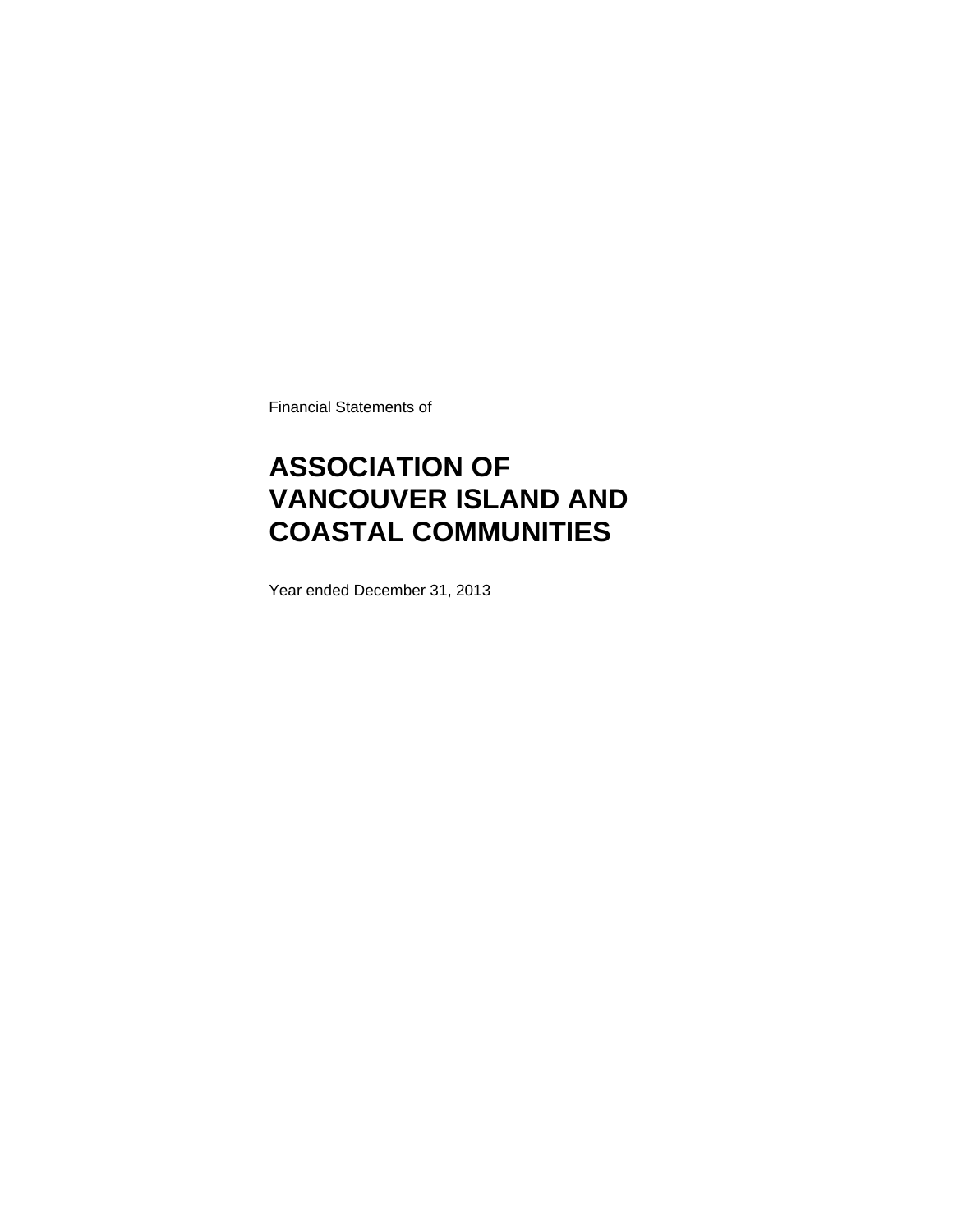Financial Statements of

# ASSOCIATION OF VANCOUVER ISLAND AND COASTAL COMMUNITIES

Year ended December 31, 2013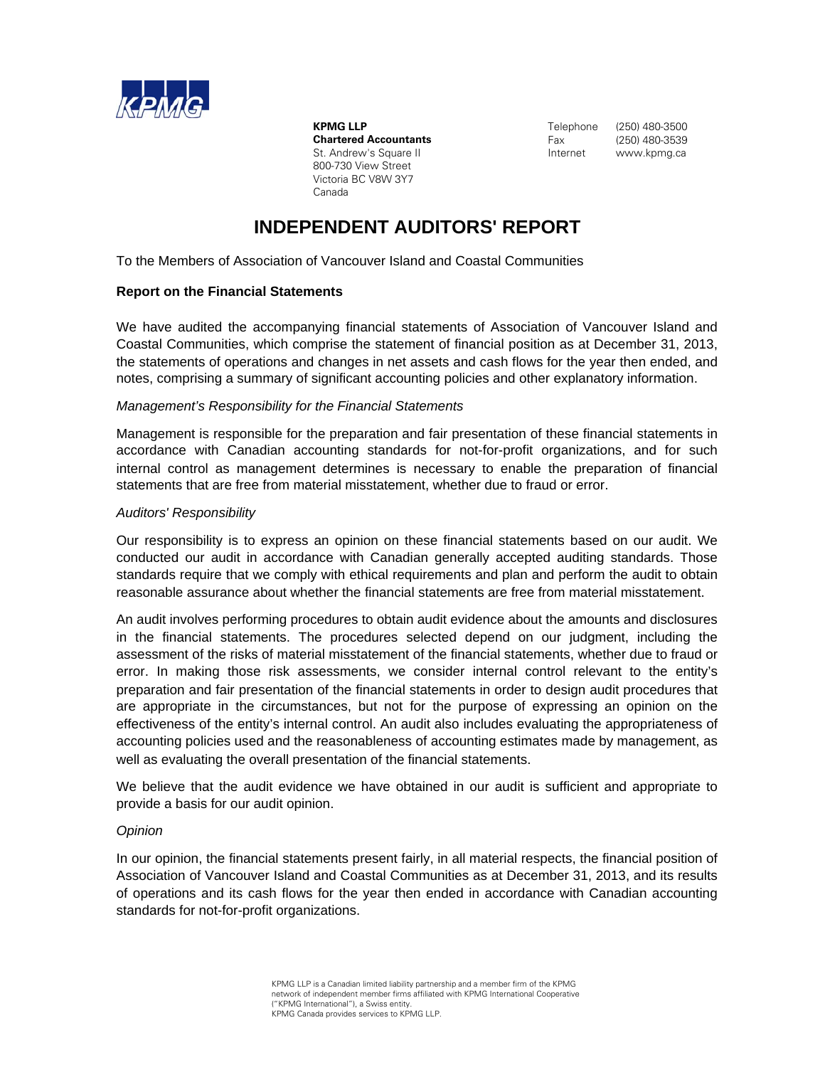**KPMG LLP**
**Chartered Accountants**
St. Andrew's Square II
800-730 View Street
Victoria BC V8W 3Y7
Canada

Telephone (250) 480-3500
Fax (250) 480-3539
Internet www.kpmg.ca

# INDEPENDENT AUDITORS' REPORT

To the Members of Association of Vancouver Island and Coastal Communities

### Report on the Financial Statements

We have audited the accompanying financial statements of Association of Vancouver Island and Coastal Communities, which comprise the statement of financial position as at December 31, 2013, the statements of operations and changes in net assets and cash flows for the year then ended, and notes, comprising a summary of significant accounting policies and other explanatory information.

*Management's Responsibility for the Financial Statements*

Management is responsible for the preparation and fair presentation of these financial statements in accordance with Canadian accounting standards for not-for-profit organizations, and for such internal control as management determines is necessary to enable the preparation of financial statements that are free from material misstatement, whether due to fraud or error.

*Auditors' Responsibility*

Our responsibility is to express an opinion on these financial statements based on our audit. We conducted our audit in accordance with Canadian generally accepted auditing standards. Those standards require that we comply with ethical requirements and plan and perform the audit to obtain reasonable assurance about whether the financial statements are free from material misstatement.

An audit involves performing procedures to obtain audit evidence about the amounts and disclosures in the financial statements. The procedures selected depend on our judgment, including the assessment of the risks of material misstatement of the financial statements, whether due to fraud or error. In making those risk assessments, we consider internal control relevant to the entity's preparation and fair presentation of the financial statements in order to design audit procedures that are appropriate in the circumstances, but not for the purpose of expressing an opinion on the effectiveness of the entity's internal control. An audit also includes evaluating the appropriateness of accounting policies used and the reasonableness of accounting estimates made by management, as well as evaluating the overall presentation of the financial statements.

We believe that the audit evidence we have obtained in our audit is sufficient and appropriate to provide a basis for our audit opinion.

*Opinion*

In our opinion, the financial statements present fairly, in all material respects, the financial position of Association of Vancouver Island and Coastal Communities as at December 31, 2013, and its results of operations and its cash flows for the year then ended in accordance with Canadian accounting standards for not-for-profit organizations.

KPMG LLP is a Canadian limited liability partnership and a member firm of the KPMG network of independent member firms affiliated with KPMG International Cooperative ("KPMG International"), a Swiss entity.
KPMG Canada provides services to KPMG LLP.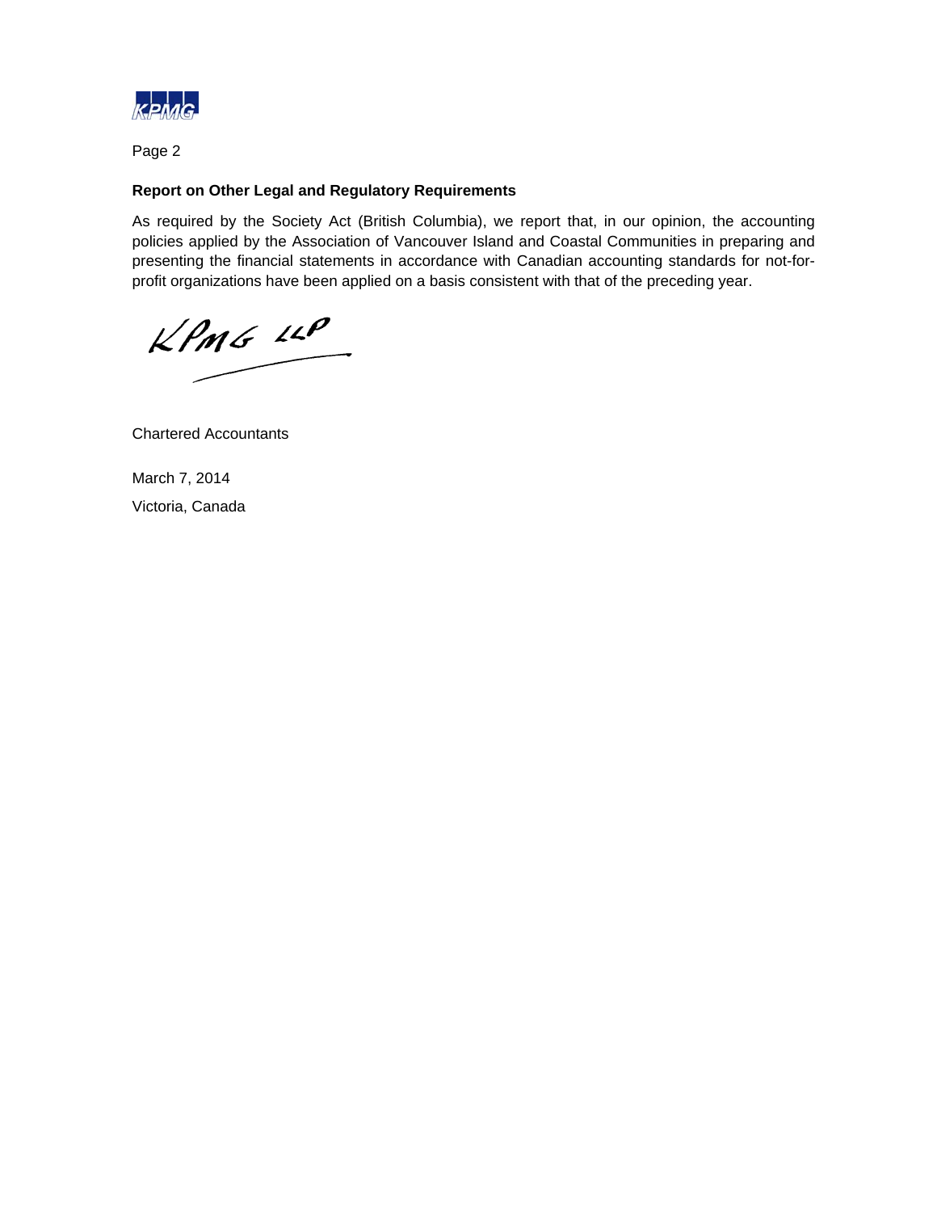## Report on Other Legal and Regulatory Requirements

As required by the Society Act (British Columbia), we report that, in our opinion, the accounting policies applied by the Association of Vancouver Island and Coastal Communities in preparing and presenting the financial statements in accordance with Canadian accounting standards for not-for-profit organizations have been applied on a basis consistent with that of the preceding year.

KPMG LLP

Chartered Accountants

March 7, 2014

Victoria, Canada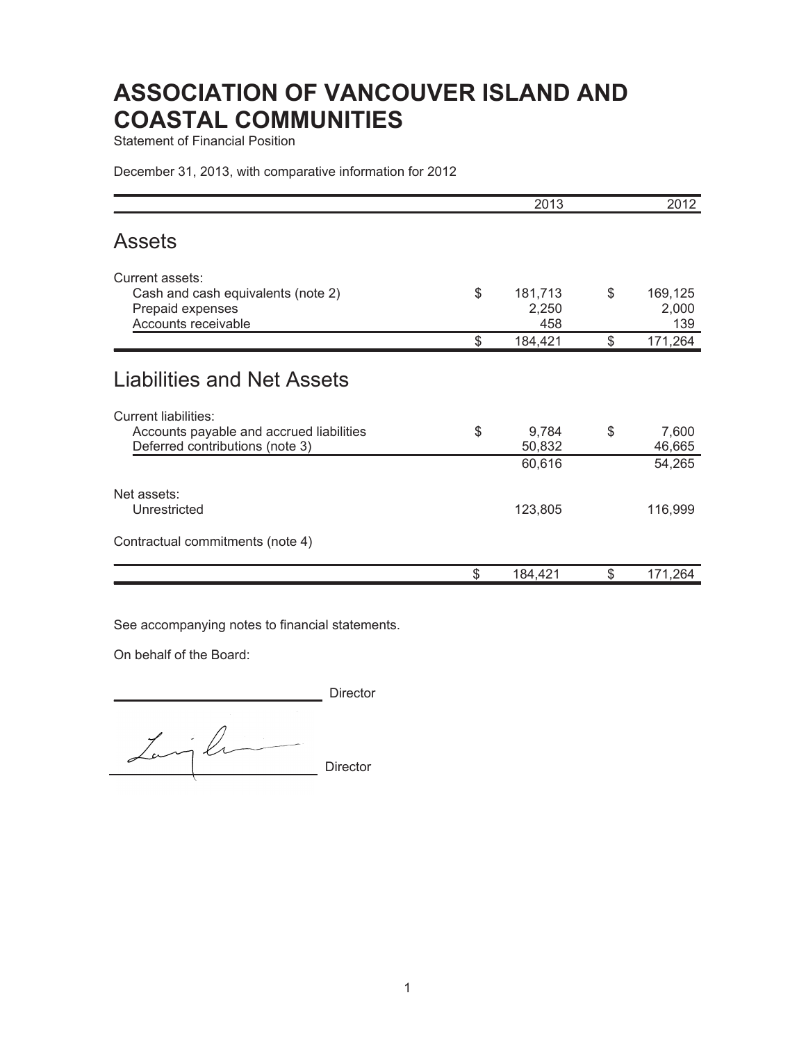# ASSOCIATION OF VANCOUVER ISLAND AND COASTAL COMMUNITIES

Statement of Financial Position

December 31, 2013, with comparative information for 2012

| | 2013 | 2012 |
|---|---|---|
| **Assets** | | |
| Current assets: | | |
| Cash and cash equivalents (note 2) | $ 181,713 | $ 169,125 |
| Prepaid expenses | 2,250 | 2,000 |
| Accounts receivable | 458 | 139 |
| | $ 184,421 | $ 171,264 |
| **Liabilities and Net Assets** | | |
| Current liabilities: | | |
| Accounts payable and accrued liabilities | $ 9,784 | $ 7,600 |
| Deferred contributions (note 3) | 50,832 | 46,665 |
| | 60,616 | 54,265 |
| Net assets: | | |
| Unrestricted | 123,805 | 116,999 |
| Contractual commitments (note 4) | | |
| | $ 184,421 | $ 171,264 |

See accompanying notes to financial statements.

On behalf of the Board:

_________________________ Director

_________________________ Director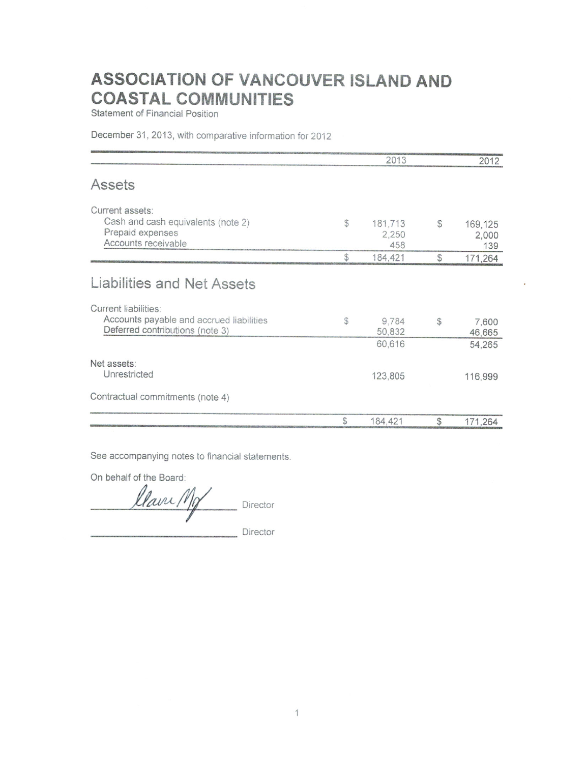# ASSOCIATION OF VANCOUVER ISLAND AND COASTAL COMMUNITIES

Statement of Financial Position

December 31, 2013, with comparative information for 2012

| | 2013 | 2012 |
|---|---|---|
| **Assets** | | |
| Current assets: | | |
| Cash and cash equivalents (note 2) | $ 181,713 | $ 169,125 |
| Prepaid expenses | 2,250 | 2,000 |
| Accounts receivable | 458 | 139 |
| | $ 184,421 | $ 171,264 |
| **Liabilities and Net Assets** | | |
| Current liabilities: | | |
| Accounts payable and accrued liabilities | $ 9,784 | $ 7,600 |
| Deferred contributions (note 3) | 50,832 | 46,665 |
| | 60,616 | 54,265 |
| Net assets: | | |
| Unrestricted | 123,805 | 116,999 |
| Contractual commitments (note 4) | | |
| | $ 184,421 | $ 171,264 |

See accompanying notes to financial statements.

On behalf of the Board:

_____________________ Director

_____________________ Director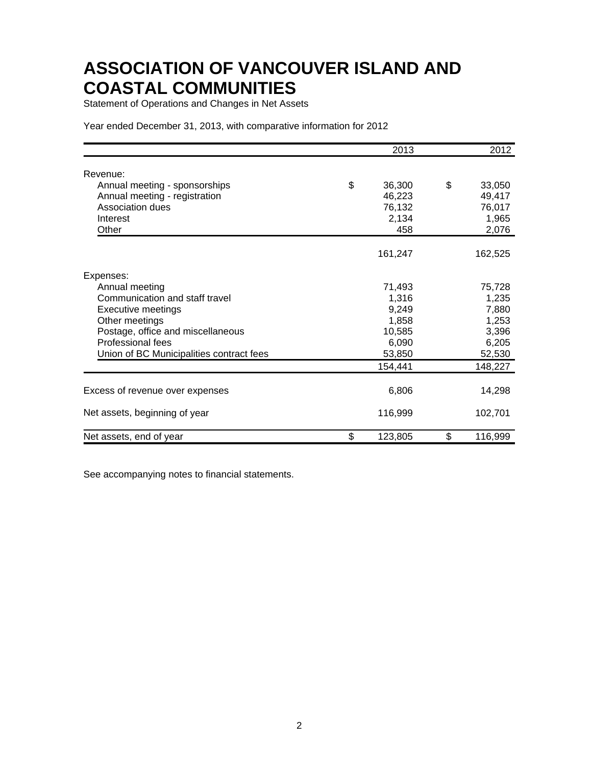# ASSOCIATION OF VANCOUVER ISLAND AND COASTAL COMMUNITIES

Statement of Operations and Changes in Net Assets

Year ended December 31, 2013, with comparative information for 2012

| | 2013 | 2012 |
|---|---|---|
| Revenue: | | |
| Annual meeting - sponsorships | $ 36,300 | $ 33,050 |
| Annual meeting - registration | 46,223 | 49,417 |
| Association dues | 76,132 | 76,017 |
| Interest | 2,134 | 1,965 |
| Other | 458 | 2,076 |
| | 161,247 | 162,525 |
| Expenses: | | |
| Annual meeting | 71,493 | 75,728 |
| Communication and staff travel | 1,316 | 1,235 |
| Executive meetings | 9,249 | 7,880 |
| Other meetings | 1,858 | 1,253 |
| Postage, office and miscellaneous | 10,585 | 3,396 |
| Professional fees | 6,090 | 6,205 |
| Union of BC Municipalities contract fees | 53,850 | 52,530 |
| | 154,441 | 148,227 |
| Excess of revenue over expenses | 6,806 | 14,298 |
| Net assets, beginning of year | 116,999 | 102,701 |
| Net assets, end of year | $ 123,805 | $ 116,999 |

See accompanying notes to financial statements.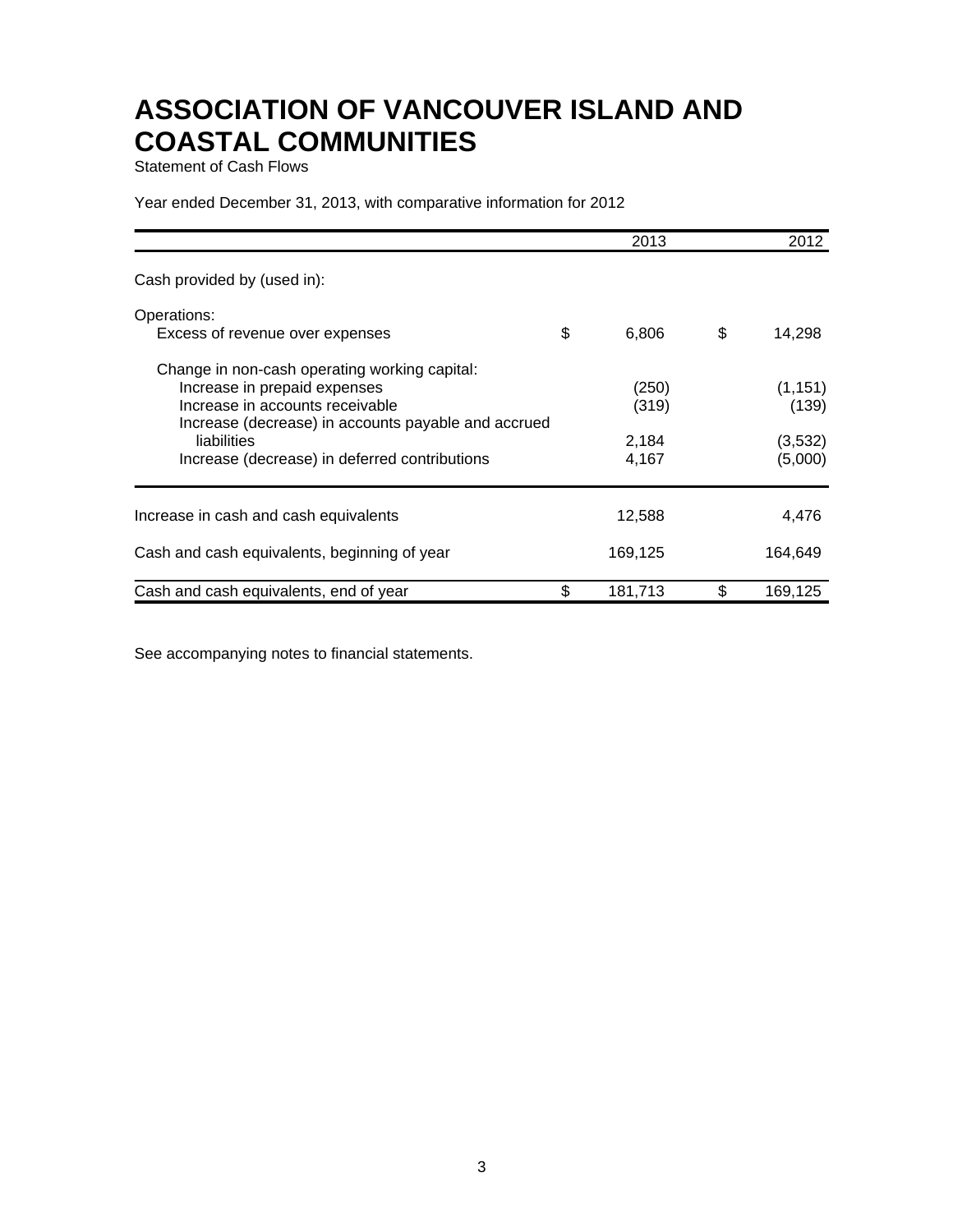# ASSOCIATION OF VANCOUVER ISLAND AND COASTAL COMMUNITIES

Statement of Cash Flows

Year ended December 31, 2013, with comparative information for 2012

| | 2013 | 2012 |
|---|---|---|
| Cash provided by (used in): | | |
| Operations: | | |
| Excess of revenue over expenses | $ 6,806 | $ 14,298 |
| Change in non-cash operating working capital: | | |
| Increase in prepaid expenses | (250) | (1,151) |
| Increase in accounts receivable | (319) | (139) |
| Increase (decrease) in accounts payable and accrued liabilities | 2,184 | (3,532) |
| Increase (decrease) in deferred contributions | 4,167 | (5,000) |
| Increase in cash and cash equivalents | 12,588 | 4,476 |
| Cash and cash equivalents, beginning of year | 169,125 | 164,649 |
| Cash and cash equivalents, end of year | $ 181,713 | $ 169,125 |

See accompanying notes to financial statements.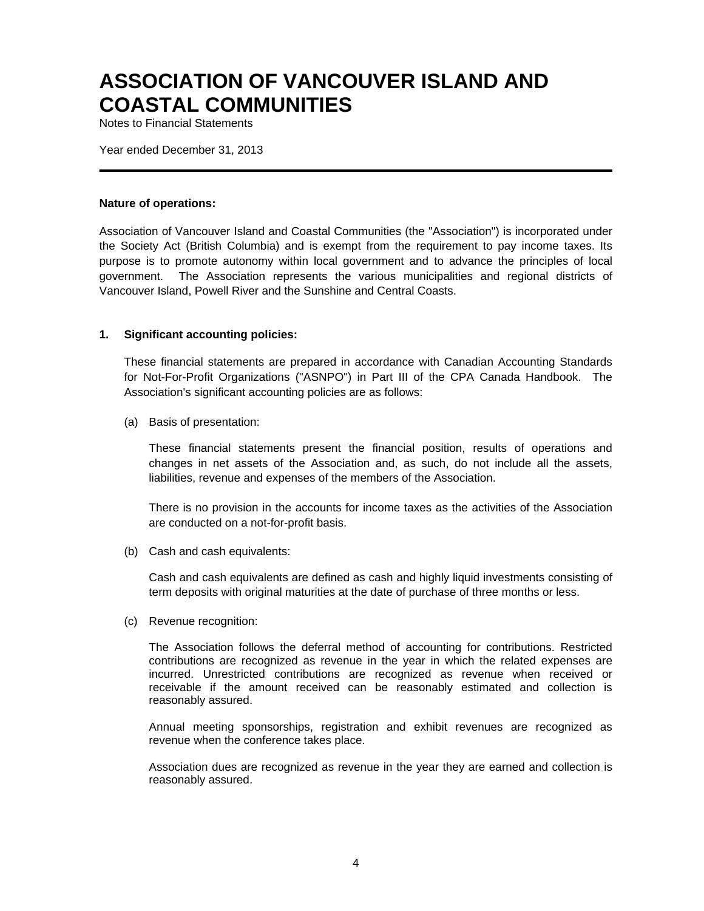# ASSOCIATION OF VANCOUVER ISLAND AND COASTAL COMMUNITIES

Notes to Financial Statements

Year ended December 31, 2013

---

**Nature of operations:**

Association of Vancouver Island and Coastal Communities (the "Association") is incorporated under the Society Act (British Columbia) and is exempt from the requirement to pay income taxes. Its purpose is to promote autonomy within local government and to advance the principles of local government. The Association represents the various municipalities and regional districts of Vancouver Island, Powell River and the Sunshine and Central Coasts.

**1. Significant accounting policies:**

These financial statements are prepared in accordance with Canadian Accounting Standards for Not-For-Profit Organizations ("ASNPO") in Part III of the CPA Canada Handbook. The Association's significant accounting policies are as follows:

(a) Basis of presentation:

These financial statements present the financial position, results of operations and changes in net assets of the Association and, as such, do not include all the assets, liabilities, revenue and expenses of the members of the Association.

There is no provision in the accounts for income taxes as the activities of the Association are conducted on a not-for-profit basis.

(b) Cash and cash equivalents:

Cash and cash equivalents are defined as cash and highly liquid investments consisting of term deposits with original maturities at the date of purchase of three months or less.

(c) Revenue recognition:

The Association follows the deferral method of accounting for contributions. Restricted contributions are recognized as revenue in the year in which the related expenses are incurred. Unrestricted contributions are recognized as revenue when received or receivable if the amount received can be reasonably estimated and collection is reasonably assured.

Annual meeting sponsorships, registration and exhibit revenues are recognized as revenue when the conference takes place.

Association dues are recognized as revenue in the year they are earned and collection is reasonably assured.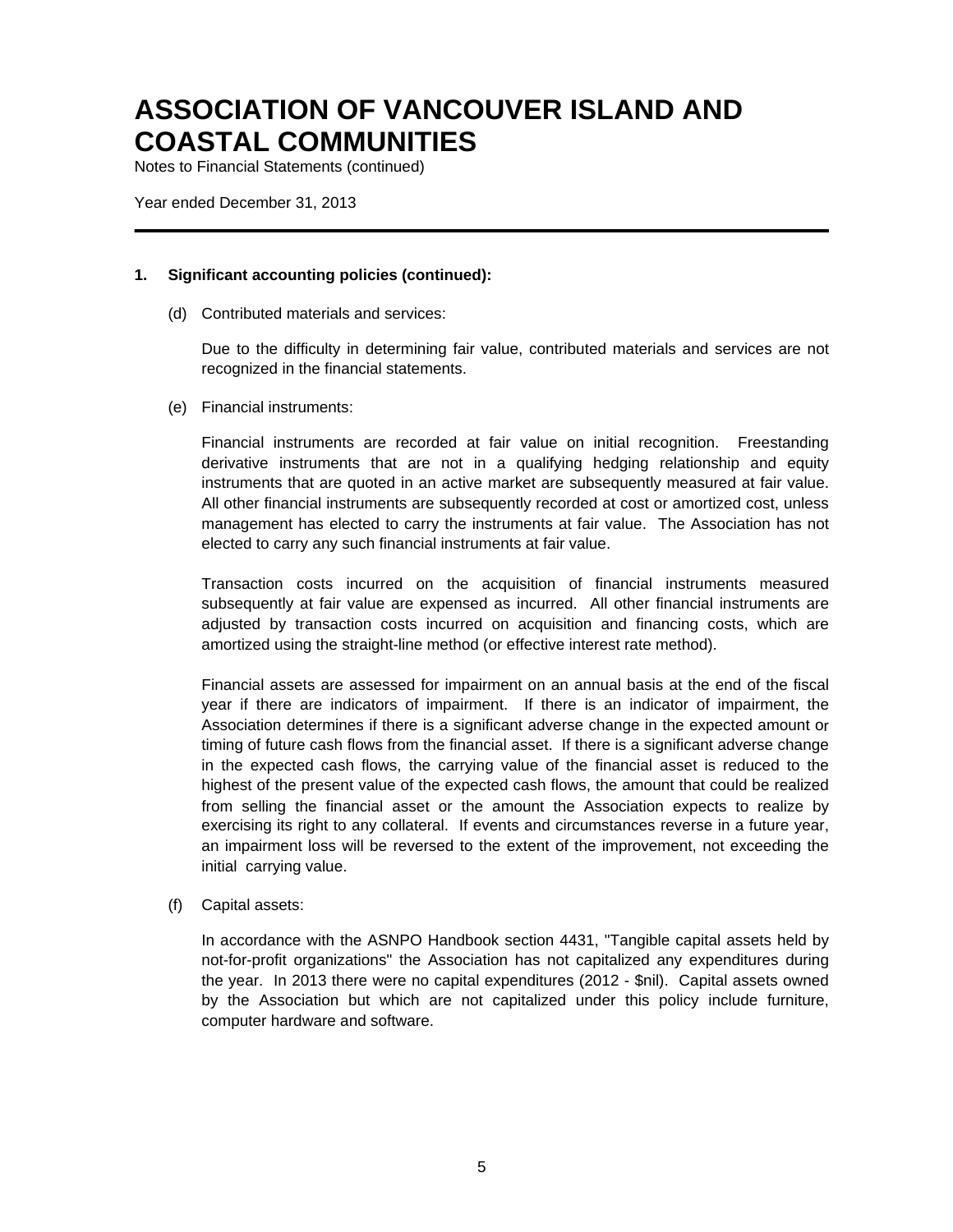# ASSOCIATION OF VANCOUVER ISLAND AND COASTAL COMMUNITIES

Notes to Financial Statements (continued)

Year ended December 31, 2013

---

**1. Significant accounting policies (continued):**

(d) Contributed materials and services:

Due to the difficulty in determining fair value, contributed materials and services are not recognized in the financial statements.

(e) Financial instruments:

Financial instruments are recorded at fair value on initial recognition. Freestanding derivative instruments that are not in a qualifying hedging relationship and equity instruments that are quoted in an active market are subsequently measured at fair value. All other financial instruments are subsequently recorded at cost or amortized cost, unless management has elected to carry the instruments at fair value. The Association has not elected to carry any such financial instruments at fair value.

Transaction costs incurred on the acquisition of financial instruments measured subsequently at fair value are expensed as incurred. All other financial instruments are adjusted by transaction costs incurred on acquisition and financing costs, which are amortized using the straight-line method (or effective interest rate method).

Financial assets are assessed for impairment on an annual basis at the end of the fiscal year if there are indicators of impairment. If there is an indicator of impairment, the Association determines if there is a significant adverse change in the expected amount or timing of future cash flows from the financial asset. If there is a significant adverse change in the expected cash flows, the carrying value of the financial asset is reduced to the highest of the present value of the expected cash flows, the amount that could be realized from selling the financial asset or the amount the Association expects to realize by exercising its right to any collateral. If events and circumstances reverse in a future year, an impairment loss will be reversed to the extent of the improvement, not exceeding the initial carrying value.

(f) Capital assets:

In accordance with the ASNPO Handbook section 4431, "Tangible capital assets held by not-for-profit organizations" the Association has not capitalized any expenditures during the year. In 2013 there were no capital expenditures (2012 - $nil). Capital assets owned by the Association but which are not capitalized under this policy include furniture, computer hardware and software.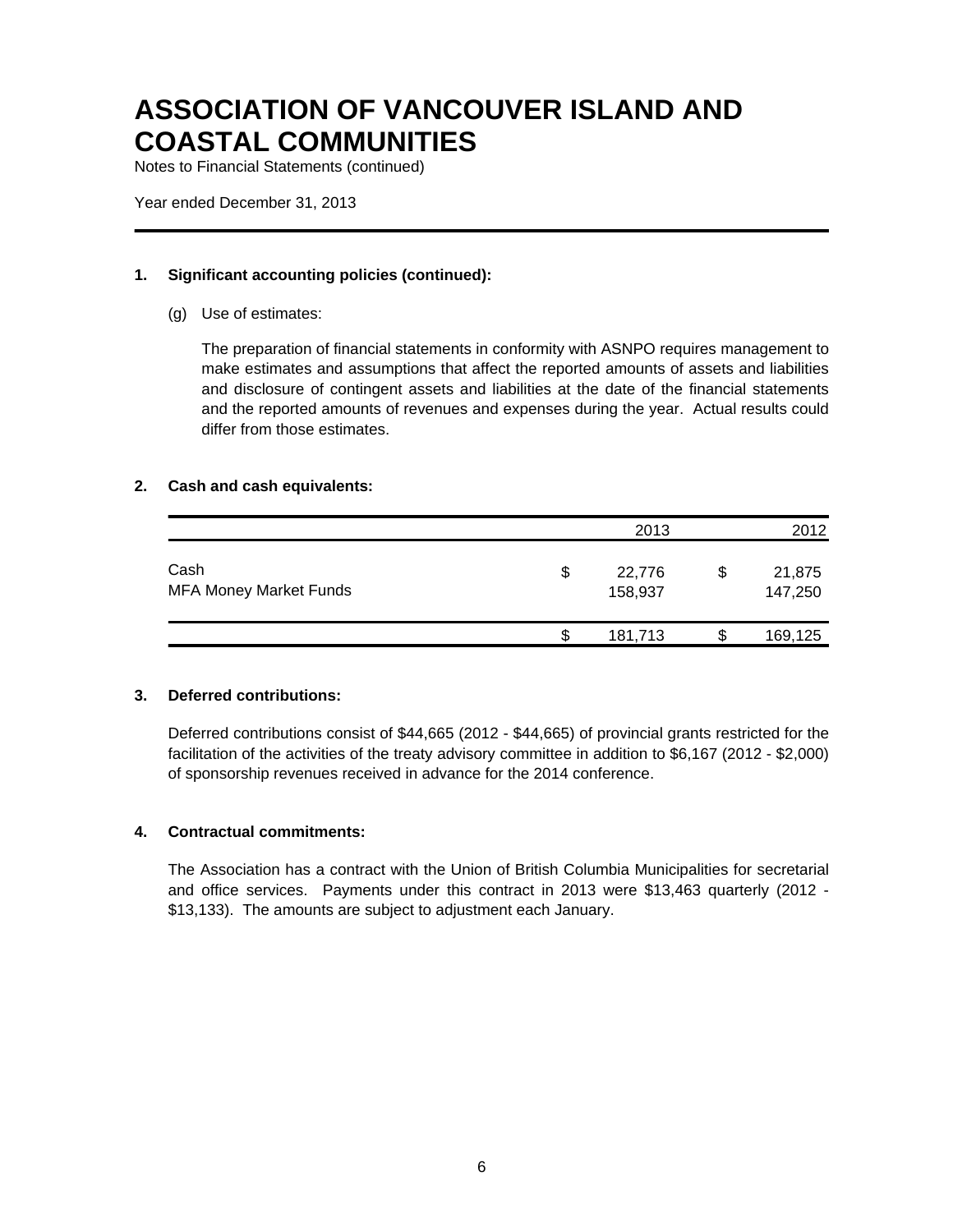# ASSOCIATION OF VANCOUVER ISLAND AND COASTAL COMMUNITIES

Notes to Financial Statements (continued)

Year ended December 31, 2013

**1. Significant accounting policies (continued):**

(g) Use of estimates:

The preparation of financial statements in conformity with ASNPO requires management to make estimates and assumptions that affect the reported amounts of assets and liabilities and disclosure of contingent assets and liabilities at the date of the financial statements and the reported amounts of revenues and expenses during the year. Actual results could differ from those estimates.

**2. Cash and cash equivalents:**

| | 2013 | 2012 |
|---|---|---|
| Cash | $ 22,776 | $ 21,875 |
| MFA Money Market Funds | 158,937 | 147,250 |
| | $ 181,713 | $ 169,125 |

**3. Deferred contributions:**

Deferred contributions consist of $44,665 (2012 - $44,665) of provincial grants restricted for the facilitation of the activities of the treaty advisory committee in addition to $6,167 (2012 - $2,000) of sponsorship revenues received in advance for the 2014 conference.

**4. Contractual commitments:**

The Association has a contract with the Union of British Columbia Municipalities for secretarial and office services. Payments under this contract in 2013 were $13,463 quarterly (2012 - $13,133). The amounts are subject to adjustment each January.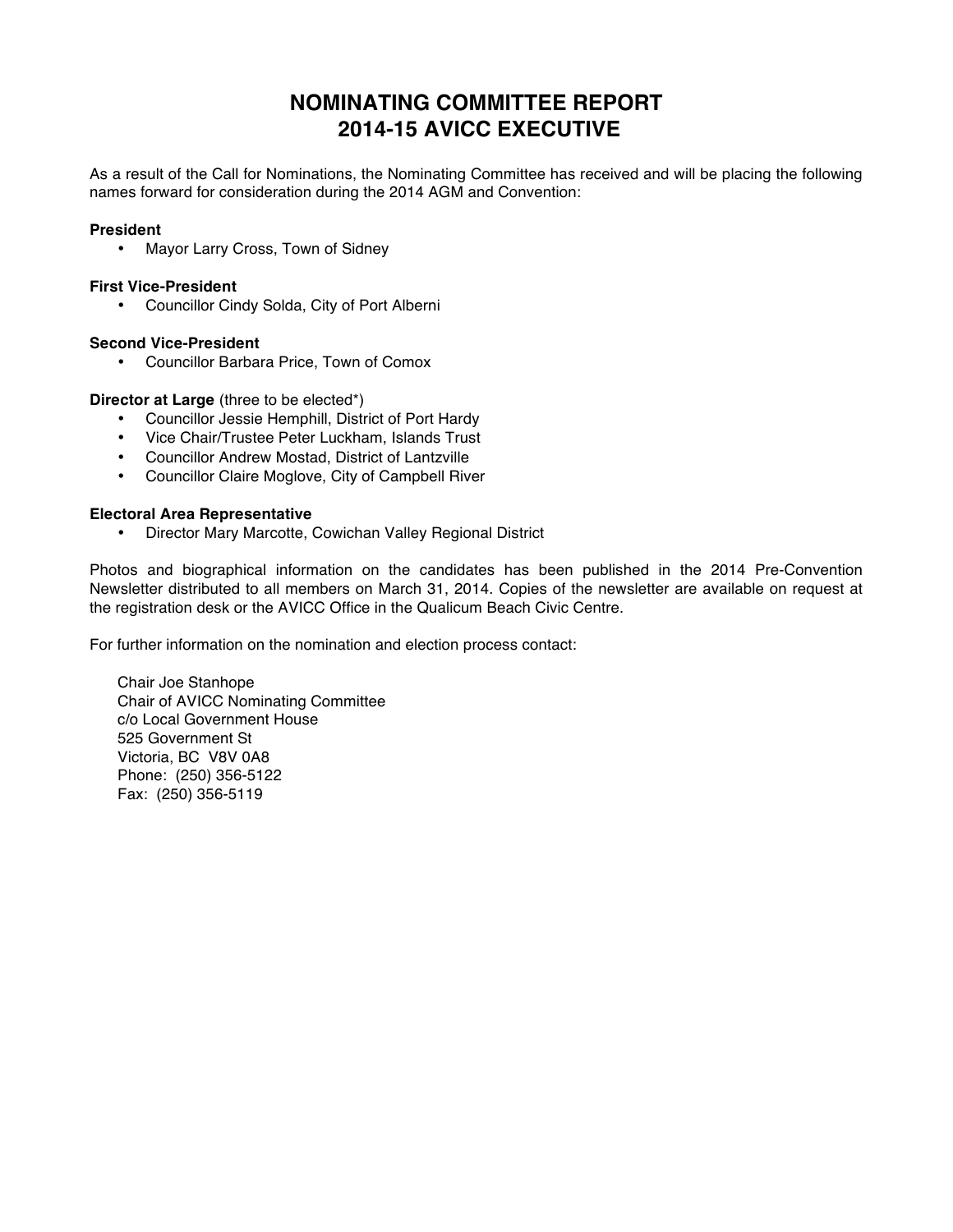# NOMINATING COMMITTEE REPORT
# 2014-15 AVICC EXECUTIVE

As a result of the Call for Nominations, the Nominating Committee has received and will be placing the following names forward for consideration during the 2014 AGM and Convention:

**President**

- Mayor Larry Cross, Town of Sidney

**First Vice-President**

- Councillor Cindy Solda, City of Port Alberni

**Second Vice-President**

- Councillor Barbara Price, Town of Comox

**Director at Large** (three to be elected*)

- Councillor Jessie Hemphill, District of Port Hardy
- Vice Chair/Trustee Peter Luckham, Islands Trust
- Councillor Andrew Mostad, District of Lantzville
- Councillor Claire Moglove, City of Campbell River

**Electoral Area Representative**

- Director Mary Marcotte, Cowichan Valley Regional District

Photos and biographical information on the candidates has been published in the 2014 Pre-Convention Newsletter distributed to all members on March 31, 2014. Copies of the newsletter are available on request at the registration desk or the AVICC Office in the Qualicum Beach Civic Centre.

For further information on the nomination and election process contact:

Chair Joe Stanhope
Chair of AVICC Nominating Committee
c/o Local Government House
525 Government St
Victoria, BC V8V 0A8
Phone: (250) 356-5122
Fax: (250) 356-5119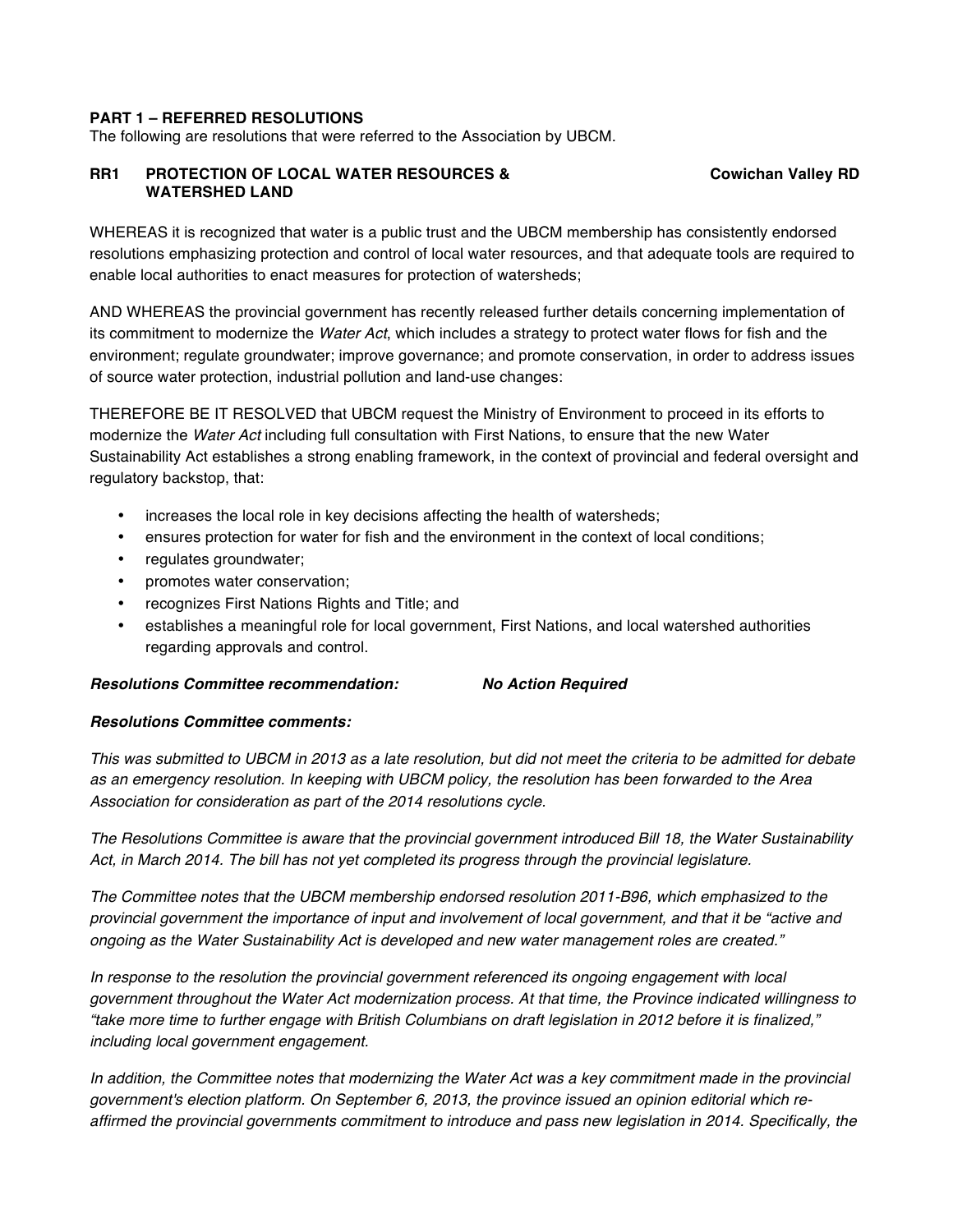## PART 1 – REFERRED RESOLUTIONS

The following are resolutions that were referred to the Association by UBCM.

### RR1 PROTECTION OF LOCAL WATER RESOURCES & WATERSHED LAND — Cowichan Valley RD

WHEREAS it is recognized that water is a public trust and the UBCM membership has consistently endorsed resolutions emphasizing protection and control of local water resources, and that adequate tools are required to enable local authorities to enact measures for protection of watersheds;

AND WHEREAS the provincial government has recently released further details concerning implementation of its commitment to modernize the *Water Act*, which includes a strategy to protect water flows for fish and the environment; regulate groundwater; improve governance; and promote conservation, in order to address issues of source water protection, industrial pollution and land-use changes:

THEREFORE BE IT RESOLVED that UBCM request the Ministry of Environment to proceed in its efforts to modernize the *Water Act* including full consultation with First Nations, to ensure that the new Water Sustainability Act establishes a strong enabling framework, in the context of provincial and federal oversight and regulatory backstop, that:

- increases the local role in key decisions affecting the health of watersheds;
- ensures protection for water for fish and the environment in the context of local conditions;
- regulates groundwater;
- promotes water conservation;
- recognizes First Nations Rights and Title; and
- establishes a meaningful role for local government, First Nations, and local watershed authorities regarding approvals and control.

***Resolutions Committee recommendation:*** ***No Action Required***

***Resolutions Committee comments:***

*This was submitted to UBCM in 2013 as a late resolution, but did not meet the criteria to be admitted for debate as an emergency resolution. In keeping with UBCM policy, the resolution has been forwarded to the Area Association for consideration as part of the 2014 resolutions cycle.*

*The Resolutions Committee is aware that the provincial government introduced Bill 18, the Water Sustainability Act, in March 2014. The bill has not yet completed its progress through the provincial legislature.*

*The Committee notes that the UBCM membership endorsed resolution 2011-B96, which emphasized to the provincial government the importance of input and involvement of local government, and that it be "active and ongoing as the Water Sustainability Act is developed and new water management roles are created."*

*In response to the resolution the provincial government referenced its ongoing engagement with local government throughout the Water Act modernization process. At that time, the Province indicated willingness to "take more time to further engage with British Columbians on draft legislation in 2012 before it is finalized," including local government engagement.*

*In addition, the Committee notes that modernizing the Water Act was a key commitment made in the provincial government's election platform. On September 6, 2013, the province issued an opinion editorial which re-affirmed the provincial governments commitment to introduce and pass new legislation in 2014. Specifically, the*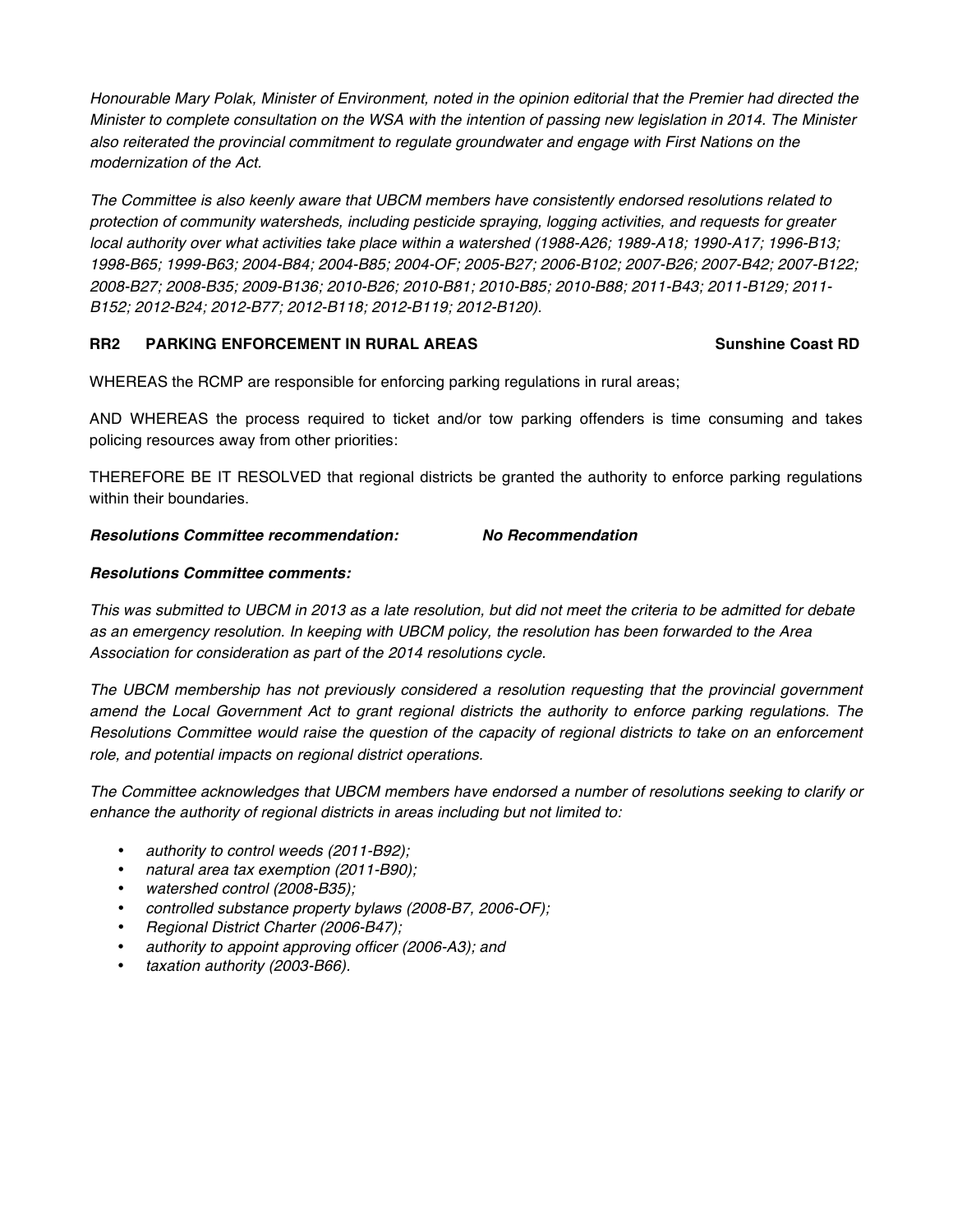*Honourable Mary Polak, Minister of Environment, noted in the opinion editorial that the Premier had directed the Minister to complete consultation on the WSA with the intention of passing new legislation in 2014. The Minister also reiterated the provincial commitment to regulate groundwater and engage with First Nations on the modernization of the Act.*

*The Committee is also keenly aware that UBCM members have consistently endorsed resolutions related to protection of community watersheds, including pesticide spraying, logging activities, and requests for greater local authority over what activities take place within a watershed (1988-A26; 1989-A18; 1990-A17; 1996-B13; 1998-B65; 1999-B63; 2004-B84; 2004-B85; 2004-OF; 2005-B27; 2006-B102; 2007-B26; 2007-B42; 2007-B122; 2008-B27; 2008-B35; 2009-B136; 2010-B26; 2010-B81; 2010-B85; 2010-B88; 2011-B43; 2011-B129; 2011-B152; 2012-B24; 2012-B77; 2012-B118; 2012-B119; 2012-B120).*

**RR2 PARKING ENFORCEMENT IN RURAL AREAS** **Sunshine Coast RD**

WHEREAS the RCMP are responsible for enforcing parking regulations in rural areas;

AND WHEREAS the process required to ticket and/or tow parking offenders is time consuming and takes policing resources away from other priorities:

THEREFORE BE IT RESOLVED that regional districts be granted the authority to enforce parking regulations within their boundaries.

***Resolutions Committee recommendation:*** ***No Recommendation***

***Resolutions Committee comments:***

*This was submitted to UBCM in 2013 as a late resolution, but did not meet the criteria to be admitted for debate as an emergency resolution. In keeping with UBCM policy, the resolution has been forwarded to the Area Association for consideration as part of the 2014 resolutions cycle.*

*The UBCM membership has not previously considered a resolution requesting that the provincial government amend the Local Government Act to grant regional districts the authority to enforce parking regulations. The Resolutions Committee would raise the question of the capacity of regional districts to take on an enforcement role, and potential impacts on regional district operations.*

*The Committee acknowledges that UBCM members have endorsed a number of resolutions seeking to clarify or enhance the authority of regional districts in areas including but not limited to:*

- *authority to control weeds (2011-B92);*
- *natural area tax exemption (2011-B90);*
- *watershed control (2008-B35);*
- *controlled substance property bylaws (2008-B7, 2006-OF);*
- *Regional District Charter (2006-B47);*
- *authority to appoint approving officer (2006-A3); and*
- *taxation authority (2003-B66).*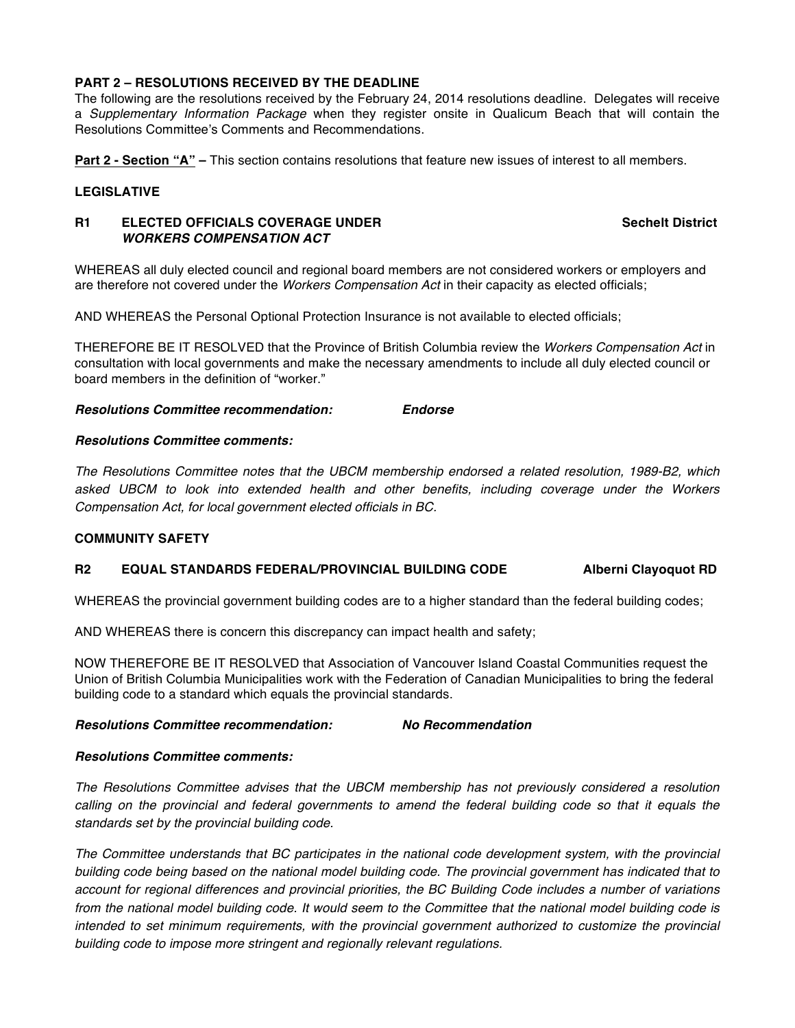## PART 2 – RESOLUTIONS RECEIVED BY THE DEADLINE

The following are the resolutions received by the February 24, 2014 resolutions deadline. Delegates will receive a *Supplementary Information Package* when they register onsite in Qualicum Beach that will contain the Resolutions Committee's Comments and Recommendations.

**Part 2 - Section "A" –** This section contains resolutions that feature new issues of interest to all members.

### LEGISLATIVE

#### R1 ELECTED OFFICIALS COVERAGE UNDER *WORKERS COMPENSATION ACT* — Sechelt District

WHEREAS all duly elected council and regional board members are not considered workers or employers and are therefore not covered under the *Workers Compensation Act* in their capacity as elected officials;

AND WHEREAS the Personal Optional Protection Insurance is not available to elected officials;

THEREFORE BE IT RESOLVED that the Province of British Columbia review the *Workers Compensation Act* in consultation with local governments and make the necessary amendments to include all duly elected council or board members in the definition of "worker."

***Resolutions Committee recommendation:*** ***Endorse***

***Resolutions Committee comments:***

*The Resolutions Committee notes that the UBCM membership endorsed a related resolution, 1989-B2, which asked UBCM to look into extended health and other benefits, including coverage under the Workers Compensation Act, for local government elected officials in BC.*

### COMMUNITY SAFETY

#### R2 EQUAL STANDARDS FEDERAL/PROVINCIAL BUILDING CODE — Alberni Clayoquot RD

WHEREAS the provincial government building codes are to a higher standard than the federal building codes;

AND WHEREAS there is concern this discrepancy can impact health and safety;

NOW THEREFORE BE IT RESOLVED that Association of Vancouver Island Coastal Communities request the Union of British Columbia Municipalities work with the Federation of Canadian Municipalities to bring the federal building code to a standard which equals the provincial standards.

***Resolutions Committee recommendation:*** ***No Recommendation***

***Resolutions Committee comments:***

*The Resolutions Committee advises that the UBCM membership has not previously considered a resolution calling on the provincial and federal governments to amend the federal building code so that it equals the standards set by the provincial building code.*

*The Committee understands that BC participates in the national code development system, with the provincial building code being based on the national model building code. The provincial government has indicated that to account for regional differences and provincial priorities, the BC Building Code includes a number of variations from the national model building code. It would seem to the Committee that the national model building code is intended to set minimum requirements, with the provincial government authorized to customize the provincial building code to impose more stringent and regionally relevant regulations.*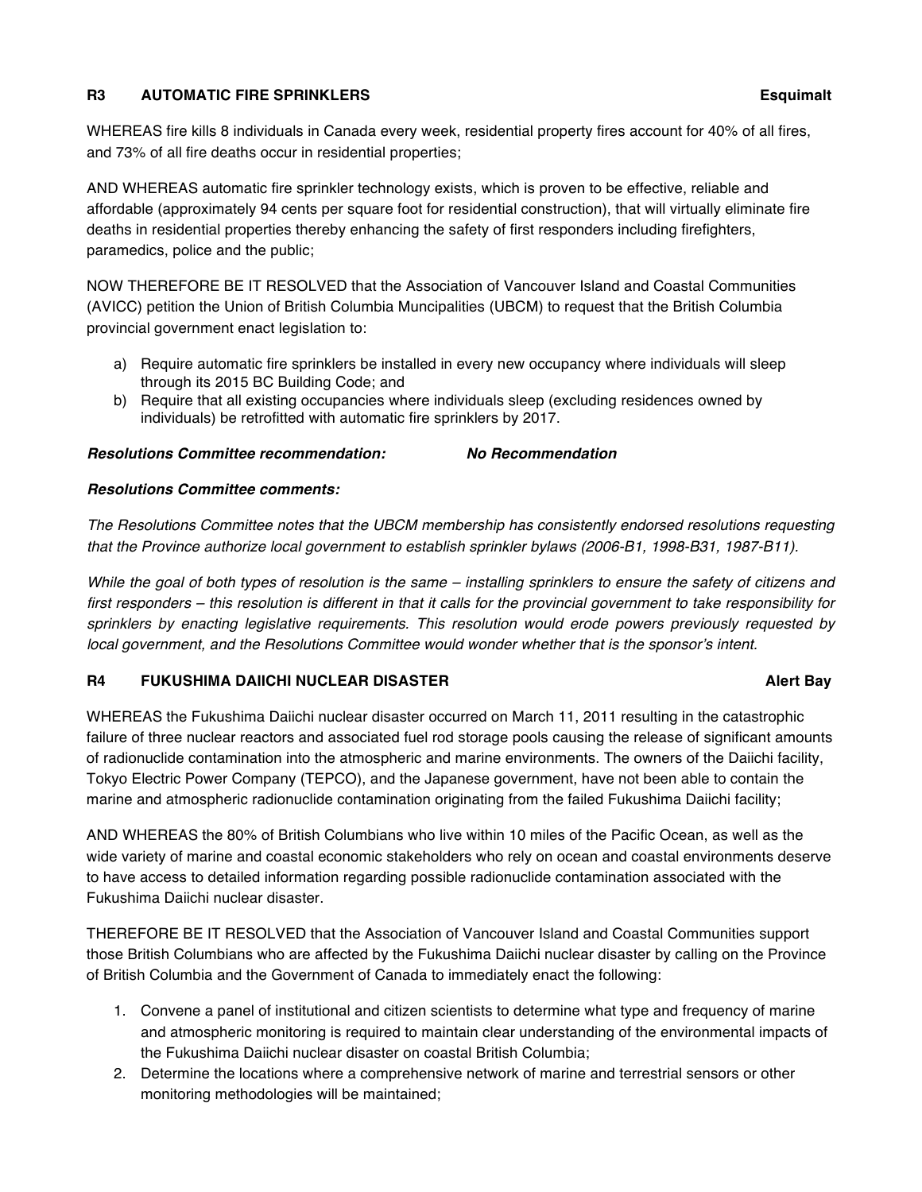### R3 AUTOMATIC FIRE SPRINKLERS — Esquimalt

WHEREAS fire kills 8 individuals in Canada every week, residential property fires account for 40% of all fires, and 73% of all fire deaths occur in residential properties;

AND WHEREAS automatic fire sprinkler technology exists, which is proven to be effective, reliable and affordable (approximately 94 cents per square foot for residential construction), that will virtually eliminate fire deaths in residential properties thereby enhancing the safety of first responders including firefighters, paramedics, police and the public;

NOW THEREFORE BE IT RESOLVED that the Association of Vancouver Island and Coastal Communities (AVICC) petition the Union of British Columbia Muncipalities (UBCM) to request that the British Columbia provincial government enact legislation to:

a) Require automatic fire sprinklers be installed in every new occupancy where individuals will sleep through its 2015 BC Building Code; and
b) Require that all existing occupancies where individuals sleep (excluding residences owned by individuals) be retrofitted with automatic fire sprinklers by 2017.

***Resolutions Committee recommendation:*** ***No Recommendation***

***Resolutions Committee comments:***

*The Resolutions Committee notes that the UBCM membership has consistently endorsed resolutions requesting that the Province authorize local government to establish sprinkler bylaws (2006-B1, 1998-B31, 1987-B11).*

*While the goal of both types of resolution is the same – installing sprinklers to ensure the safety of citizens and first responders – this resolution is different in that it calls for the provincial government to take responsibility for sprinklers by enacting legislative requirements. This resolution would erode powers previously requested by local government, and the Resolutions Committee would wonder whether that is the sponsor's intent.*

### R4 FUKUSHIMA DAIICHI NUCLEAR DISASTER — Alert Bay

WHEREAS the Fukushima Daiichi nuclear disaster occurred on March 11, 2011 resulting in the catastrophic failure of three nuclear reactors and associated fuel rod storage pools causing the release of significant amounts of radionuclide contamination into the atmospheric and marine environments. The owners of the Daiichi facility, Tokyo Electric Power Company (TEPCO), and the Japanese government, have not been able to contain the marine and atmospheric radionuclide contamination originating from the failed Fukushima Daiichi facility;

AND WHEREAS the 80% of British Columbians who live within 10 miles of the Pacific Ocean, as well as the wide variety of marine and coastal economic stakeholders who rely on ocean and coastal environments deserve to have access to detailed information regarding possible radionuclide contamination associated with the Fukushima Daiichi nuclear disaster.

THEREFORE BE IT RESOLVED that the Association of Vancouver Island and Coastal Communities support those British Columbians who are affected by the Fukushima Daiichi nuclear disaster by calling on the Province of British Columbia and the Government of Canada to immediately enact the following:

1. Convene a panel of institutional and citizen scientists to determine what type and frequency of marine and atmospheric monitoring is required to maintain clear understanding of the environmental impacts of the Fukushima Daiichi nuclear disaster on coastal British Columbia;
2. Determine the locations where a comprehensive network of marine and terrestrial sensors or other monitoring methodologies will be maintained;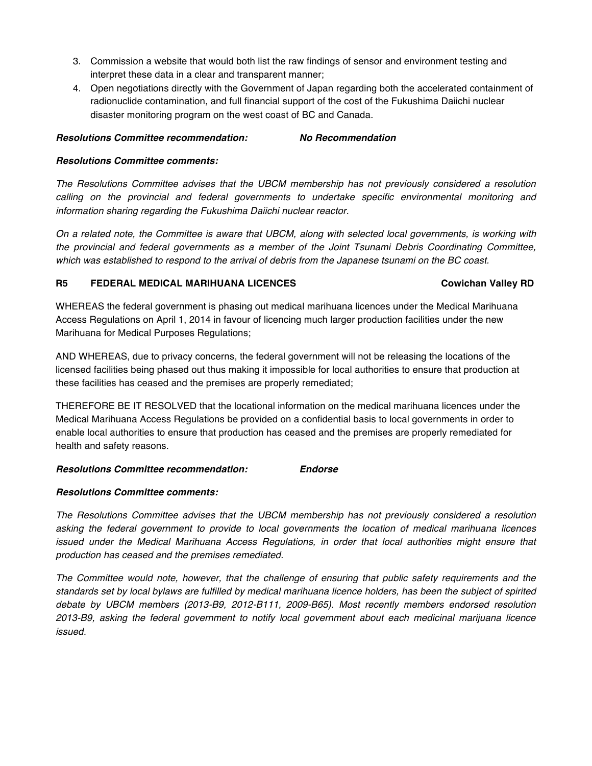3. Commission a website that would both list the raw findings of sensor and environment testing and interpret these data in a clear and transparent manner;
4. Open negotiations directly with the Government of Japan regarding both the accelerated containment of radionuclide contamination, and full financial support of the cost of the Fukushima Daiichi nuclear disaster monitoring program on the west coast of BC and Canada.

***Resolutions Committee recommendation:*** ***No Recommendation***

***Resolutions Committee comments:***

*The Resolutions Committee advises that the UBCM membership has not previously considered a resolution calling on the provincial and federal governments to undertake specific environmental monitoring and information sharing regarding the Fukushima Daiichi nuclear reactor.*

*On a related note, the Committee is aware that UBCM, along with selected local governments, is working with the provincial and federal governments as a member of the Joint Tsunami Debris Coordinating Committee, which was established to respond to the arrival of debris from the Japanese tsunami on the BC coast.*

**R5 FEDERAL MEDICAL MARIHUANA LICENCES** **Cowichan Valley RD**

WHEREAS the federal government is phasing out medical marihuana licences under the Medical Marihuana Access Regulations on April 1, 2014 in favour of licencing much larger production facilities under the new Marihuana for Medical Purposes Regulations;

AND WHEREAS, due to privacy concerns, the federal government will not be releasing the locations of the licensed facilities being phased out thus making it impossible for local authorities to ensure that production at these facilities has ceased and the premises are properly remediated;

THEREFORE BE IT RESOLVED that the locational information on the medical marihuana licences under the Medical Marihuana Access Regulations be provided on a confidential basis to local governments in order to enable local authorities to ensure that production has ceased and the premises are properly remediated for health and safety reasons.

***Resolutions Committee recommendation:*** ***Endorse***

***Resolutions Committee comments:***

*The Resolutions Committee advises that the UBCM membership has not previously considered a resolution asking the federal government to provide to local governments the location of medical marihuana licences issued under the Medical Marihuana Access Regulations, in order that local authorities might ensure that production has ceased and the premises remediated.*

*The Committee would note, however, that the challenge of ensuring that public safety requirements and the standards set by local bylaws are fulfilled by medical marihuana licence holders, has been the subject of spirited debate by UBCM members (2013-B9, 2012-B111, 2009-B65). Most recently members endorsed resolution 2013-B9, asking the federal government to notify local government about each medicinal marijuana licence issued.*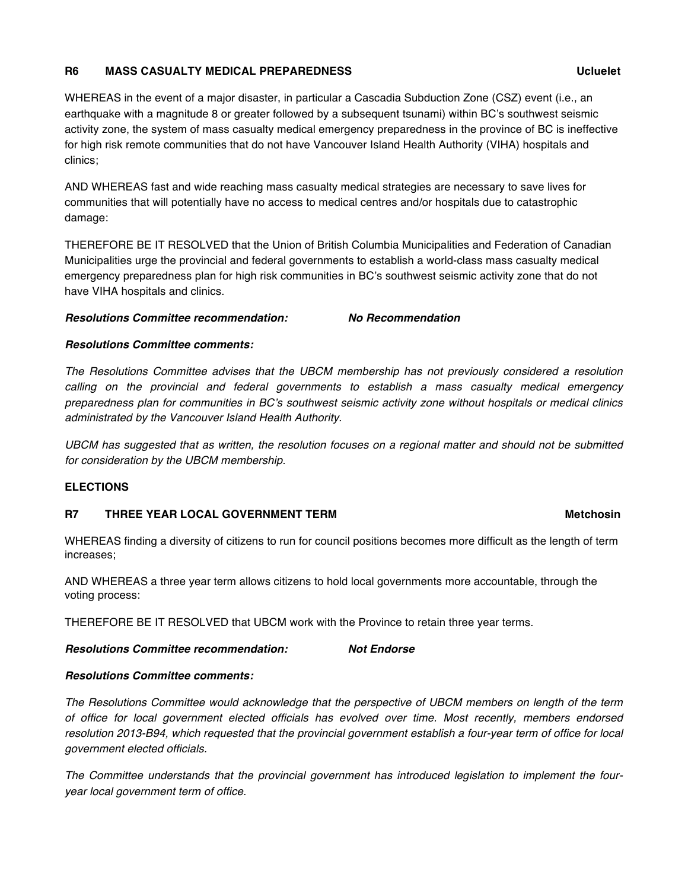**R6 MASS CASUALTY MEDICAL PREPAREDNESS** **Ucluelet**

WHEREAS in the event of a major disaster, in particular a Cascadia Subduction Zone (CSZ) event (i.e., an earthquake with a magnitude 8 or greater followed by a subsequent tsunami) within BC's southwest seismic activity zone, the system of mass casualty medical emergency preparedness in the province of BC is ineffective for high risk remote communities that do not have Vancouver Island Health Authority (VIHA) hospitals and clinics;

AND WHEREAS fast and wide reaching mass casualty medical strategies are necessary to save lives for communities that will potentially have no access to medical centres and/or hospitals due to catastrophic damage:

THEREFORE BE IT RESOLVED that the Union of British Columbia Municipalities and Federation of Canadian Municipalities urge the provincial and federal governments to establish a world-class mass casualty medical emergency preparedness plan for high risk communities in BC's southwest seismic activity zone that do not have VIHA hospitals and clinics.

***Resolutions Committee recommendation:*** ***No Recommendation***

***Resolutions Committee comments:***

*The Resolutions Committee advises that the UBCM membership has not previously considered a resolution calling on the provincial and federal governments to establish a mass casualty medical emergency preparedness plan for communities in BC's southwest seismic activity zone without hospitals or medical clinics administrated by the Vancouver Island Health Authority.*

*UBCM has suggested that as written, the resolution focuses on a regional matter and should not be submitted for consideration by the UBCM membership.*

**ELECTIONS**

**R7 THREE YEAR LOCAL GOVERNMENT TERM** **Metchosin**

WHEREAS finding a diversity of citizens to run for council positions becomes more difficult as the length of term increases;

AND WHEREAS a three year term allows citizens to hold local governments more accountable, through the voting process:

THEREFORE BE IT RESOLVED that UBCM work with the Province to retain three year terms.

***Resolutions Committee recommendation:*** ***Not Endorse***

***Resolutions Committee comments:***

*The Resolutions Committee would acknowledge that the perspective of UBCM members on length of the term of office for local government elected officials has evolved over time. Most recently, members endorsed resolution 2013-B94, which requested that the provincial government establish a four-year term of office for local government elected officials.*

*The Committee understands that the provincial government has introduced legislation to implement the four-year local government term of office.*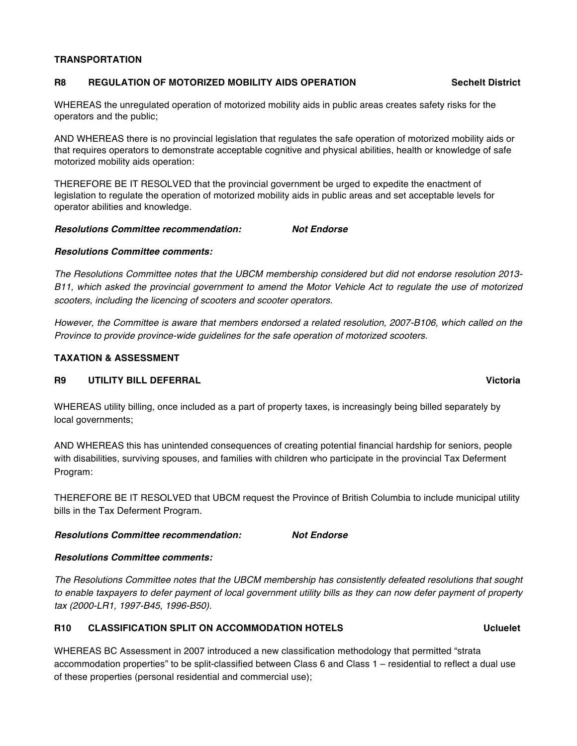## TRANSPORTATION

### R8 REGULATION OF MOTORIZED MOBILITY AIDS OPERATION — Sechelt District

WHEREAS the unregulated operation of motorized mobility aids in public areas creates safety risks for the operators and the public;

AND WHEREAS there is no provincial legislation that regulates the safe operation of motorized mobility aids or that requires operators to demonstrate acceptable cognitive and physical abilities, health or knowledge of safe motorized mobility aids operation:

THEREFORE BE IT RESOLVED that the provincial government be urged to expedite the enactment of legislation to regulate the operation of motorized mobility aids in public areas and set acceptable levels for operator abilities and knowledge.

***Resolutions Committee recommendation:*** ***Not Endorse***

***Resolutions Committee comments:***

*The Resolutions Committee notes that the UBCM membership considered but did not endorse resolution 2013-B11, which asked the provincial government to amend the Motor Vehicle Act to regulate the use of motorized scooters, including the licencing of scooters and scooter operators.*

*However, the Committee is aware that members endorsed a related resolution, 2007-B106, which called on the Province to provide province-wide guidelines for the safe operation of motorized scooters.*

## TAXATION & ASSESSMENT

### R9 UTILITY BILL DEFERRAL — Victoria

WHEREAS utility billing, once included as a part of property taxes, is increasingly being billed separately by local governments;

AND WHEREAS this has unintended consequences of creating potential financial hardship for seniors, people with disabilities, surviving spouses, and families with children who participate in the provincial Tax Deferment Program:

THEREFORE BE IT RESOLVED that UBCM request the Province of British Columbia to include municipal utility bills in the Tax Deferment Program.

***Resolutions Committee recommendation:*** ***Not Endorse***

***Resolutions Committee comments:***

*The Resolutions Committee notes that the UBCM membership has consistently defeated resolutions that sought to enable taxpayers to defer payment of local government utility bills as they can now defer payment of property tax (2000-LR1, 1997-B45, 1996-B50).*

### R10 CLASSIFICATION SPLIT ON ACCOMMODATION HOTELS — Ucluelet

WHEREAS BC Assessment in 2007 introduced a new classification methodology that permitted "strata accommodation properties" to be split-classified between Class 6 and Class 1 – residential to reflect a dual use of these properties (personal residential and commercial use);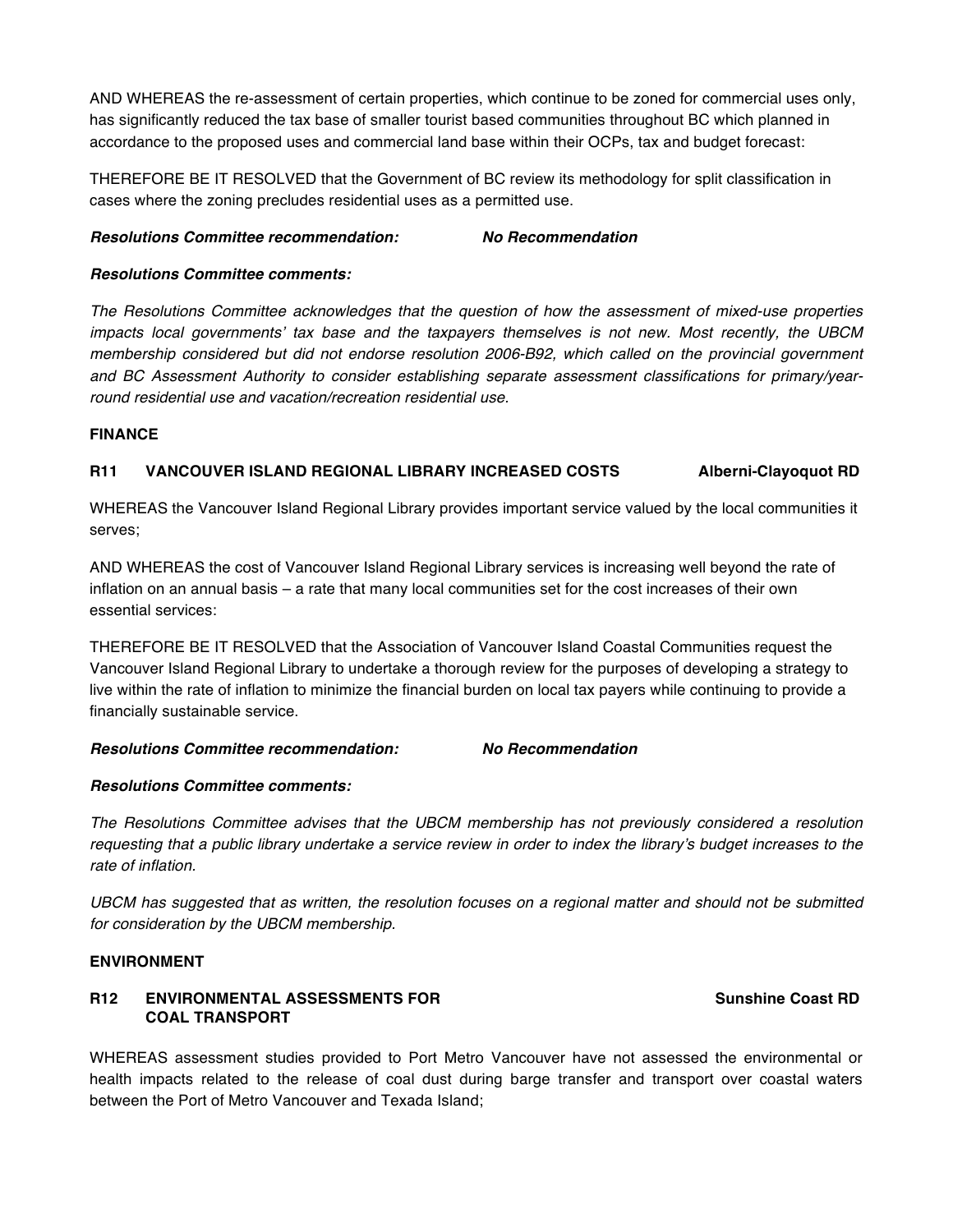AND WHEREAS the re-assessment of certain properties, which continue to be zoned for commercial uses only, has significantly reduced the tax base of smaller tourist based communities throughout BC which planned in accordance to the proposed uses and commercial land base within their OCPs, tax and budget forecast:

THEREFORE BE IT RESOLVED that the Government of BC review its methodology for split classification in cases where the zoning precludes residential uses as a permitted use.

***Resolutions Committee recommendation:*** ***No Recommendation***

***Resolutions Committee comments:***

*The Resolutions Committee acknowledges that the question of how the assessment of mixed-use properties impacts local governments' tax base and the taxpayers themselves is not new. Most recently, the UBCM membership considered but did not endorse resolution 2006-B92, which called on the provincial government and BC Assessment Authority to consider establishing separate assessment classifications for primary/year-round residential use and vacation/recreation residential use.*

## FINANCE

### R11 VANCOUVER ISLAND REGIONAL LIBRARY INCREASED COSTS — Alberni-Clayoquot RD

WHEREAS the Vancouver Island Regional Library provides important service valued by the local communities it serves;

AND WHEREAS the cost of Vancouver Island Regional Library services is increasing well beyond the rate of inflation on an annual basis – a rate that many local communities set for the cost increases of their own essential services:

THEREFORE BE IT RESOLVED that the Association of Vancouver Island Coastal Communities request the Vancouver Island Regional Library to undertake a thorough review for the purposes of developing a strategy to live within the rate of inflation to minimize the financial burden on local tax payers while continuing to provide a financially sustainable service.

***Resolutions Committee recommendation:*** ***No Recommendation***

***Resolutions Committee comments:***

*The Resolutions Committee advises that the UBCM membership has not previously considered a resolution requesting that a public library undertake a service review in order to index the library's budget increases to the rate of inflation.*

*UBCM has suggested that as written, the resolution focuses on a regional matter and should not be submitted for consideration by the UBCM membership.*

## ENVIRONMENT

### R12 ENVIRONMENTAL ASSESSMENTS FOR COAL TRANSPORT — Sunshine Coast RD

WHEREAS assessment studies provided to Port Metro Vancouver have not assessed the environmental or health impacts related to the release of coal dust during barge transfer and transport over coastal waters between the Port of Metro Vancouver and Texada Island;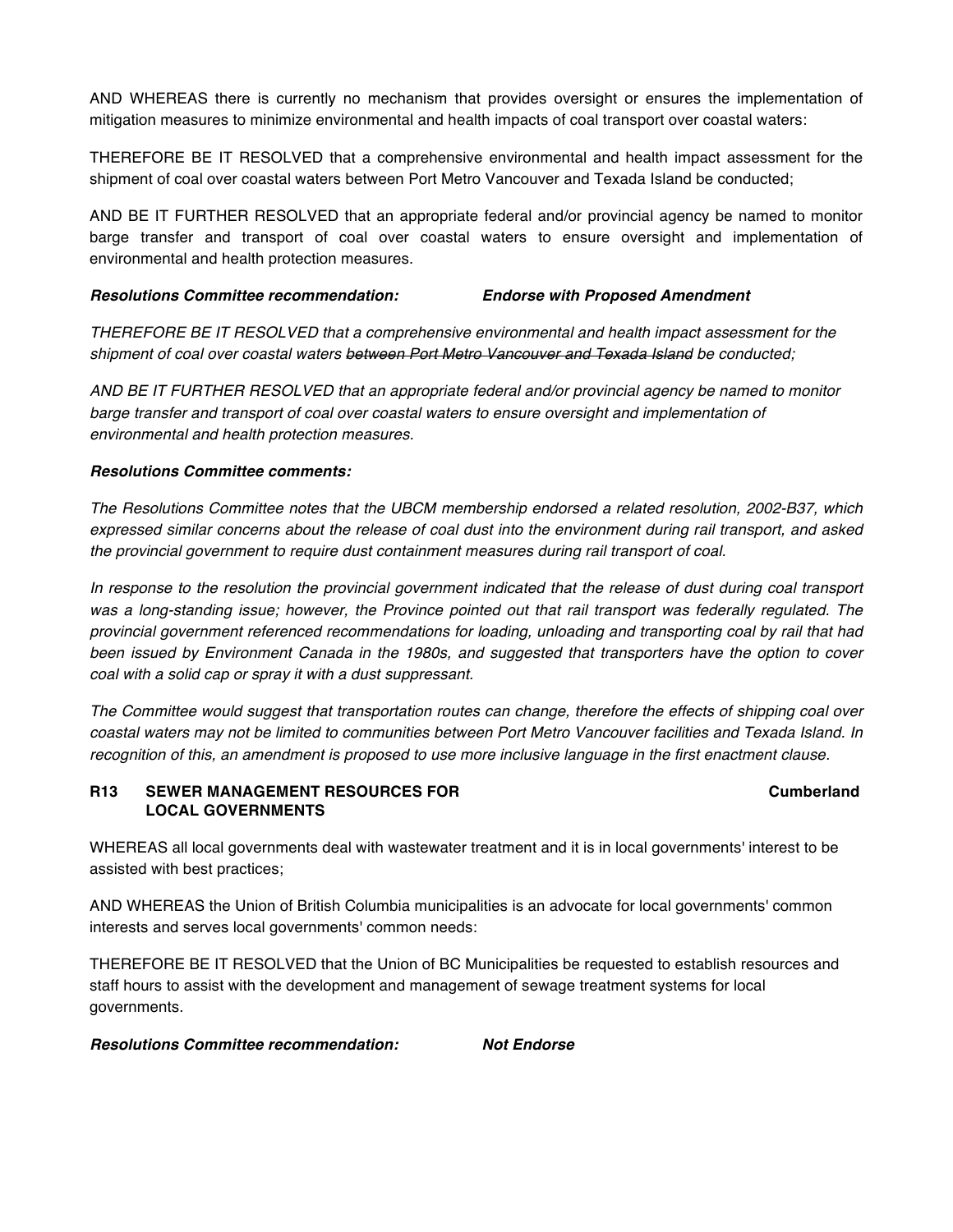AND WHEREAS there is currently no mechanism that provides oversight or ensures the implementation of mitigation measures to minimize environmental and health impacts of coal transport over coastal waters:

THEREFORE BE IT RESOLVED that a comprehensive environmental and health impact assessment for the shipment of coal over coastal waters between Port Metro Vancouver and Texada Island be conducted;

AND BE IT FURTHER RESOLVED that an appropriate federal and/or provincial agency be named to monitor barge transfer and transport of coal over coastal waters to ensure oversight and implementation of environmental and health protection measures.

***Resolutions Committee recommendation:*** ***Endorse with Proposed Amendment***

*THEREFORE BE IT RESOLVED that a comprehensive environmental and health impact assessment for the shipment of coal over coastal waters ~~between Port Metro Vancouver and Texada Island~~ be conducted;*

*AND BE IT FURTHER RESOLVED that an appropriate federal and/or provincial agency be named to monitor barge transfer and transport of coal over coastal waters to ensure oversight and implementation of environmental and health protection measures.*

***Resolutions Committee comments:***

*The Resolutions Committee notes that the UBCM membership endorsed a related resolution, 2002-B37, which expressed similar concerns about the release of coal dust into the environment during rail transport, and asked the provincial government to require dust containment measures during rail transport of coal.*

*In response to the resolution the provincial government indicated that the release of dust during coal transport was a long-standing issue; however, the Province pointed out that rail transport was federally regulated. The provincial government referenced recommendations for loading, unloading and transporting coal by rail that had been issued by Environment Canada in the 1980s, and suggested that transporters have the option to cover coal with a solid cap or spray it with a dust suppressant.*

*The Committee would suggest that transportation routes can change, therefore the effects of shipping coal over coastal waters may not be limited to communities between Port Metro Vancouver facilities and Texada Island. In recognition of this, an amendment is proposed to use more inclusive language in the first enactment clause.*

### R13 SEWER MANAGEMENT RESOURCES FOR LOCAL GOVERNMENTS — Cumberland

WHEREAS all local governments deal with wastewater treatment and it is in local governments' interest to be assisted with best practices;

AND WHEREAS the Union of British Columbia municipalities is an advocate for local governments' common interests and serves local governments' common needs:

THEREFORE BE IT RESOLVED that the Union of BC Municipalities be requested to establish resources and staff hours to assist with the development and management of sewage treatment systems for local governments.

***Resolutions Committee recommendation:*** ***Not Endorse***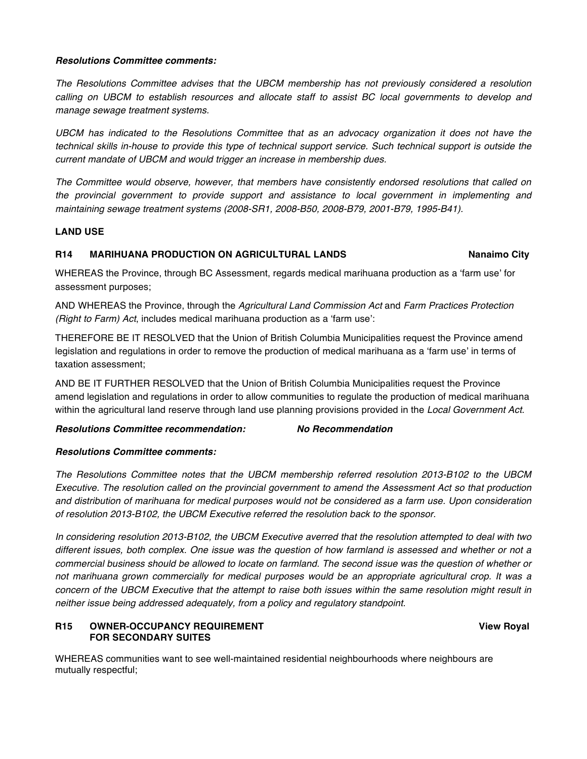***Resolutions Committee comments:***

*The Resolutions Committee advises that the UBCM membership has not previously considered a resolution calling on UBCM to establish resources and allocate staff to assist BC local governments to develop and manage sewage treatment systems.*

*UBCM has indicated to the Resolutions Committee that as an advocacy organization it does not have the technical skills in-house to provide this type of technical support service. Such technical support is outside the current mandate of UBCM and would trigger an increase in membership dues.*

*The Committee would observe, however, that members have consistently endorsed resolutions that called on the provincial government to provide support and assistance to local government in implementing and maintaining sewage treatment systems (2008-SR1, 2008-B50, 2008-B79, 2001-B79, 1995-B41).*

**LAND USE**

**R14 MARIHUANA PRODUCTION ON AGRICULTURAL LANDS — Nanaimo City**

WHEREAS the Province, through BC Assessment, regards medical marihuana production as a 'farm use' for assessment purposes;

AND WHEREAS the Province, through the *Agricultural Land Commission Act* and *Farm Practices Protection (Right to Farm) Act*, includes medical marihuana production as a 'farm use':

THEREFORE BE IT RESOLVED that the Union of British Columbia Municipalities request the Province amend legislation and regulations in order to remove the production of medical marihuana as a 'farm use' in terms of taxation assessment;

AND BE IT FURTHER RESOLVED that the Union of British Columbia Municipalities request the Province amend legislation and regulations in order to allow communities to regulate the production of medical marihuana within the agricultural land reserve through land use planning provisions provided in the *Local Government Act*.

***Resolutions Committee recommendation:*** ***No Recommendation***

***Resolutions Committee comments:***

*The Resolutions Committee notes that the UBCM membership referred resolution 2013-B102 to the UBCM Executive. The resolution called on the provincial government to amend the Assessment Act so that production and distribution of marihuana for medical purposes would not be considered as a farm use. Upon consideration of resolution 2013-B102, the UBCM Executive referred the resolution back to the sponsor.*

*In considering resolution 2013-B102, the UBCM Executive averred that the resolution attempted to deal with two different issues, both complex. One issue was the question of how farmland is assessed and whether or not a commercial business should be allowed to locate on farmland. The second issue was the question of whether or not marihuana grown commercially for medical purposes would be an appropriate agricultural crop. It was a concern of the UBCM Executive that the attempt to raise both issues within the same resolution might result in neither issue being addressed adequately, from a policy and regulatory standpoint.*

**R15 OWNER-OCCUPANCY REQUIREMENT FOR SECONDARY SUITES — View Royal**

WHEREAS communities want to see well-maintained residential neighbourhoods where neighbours are mutually respectful;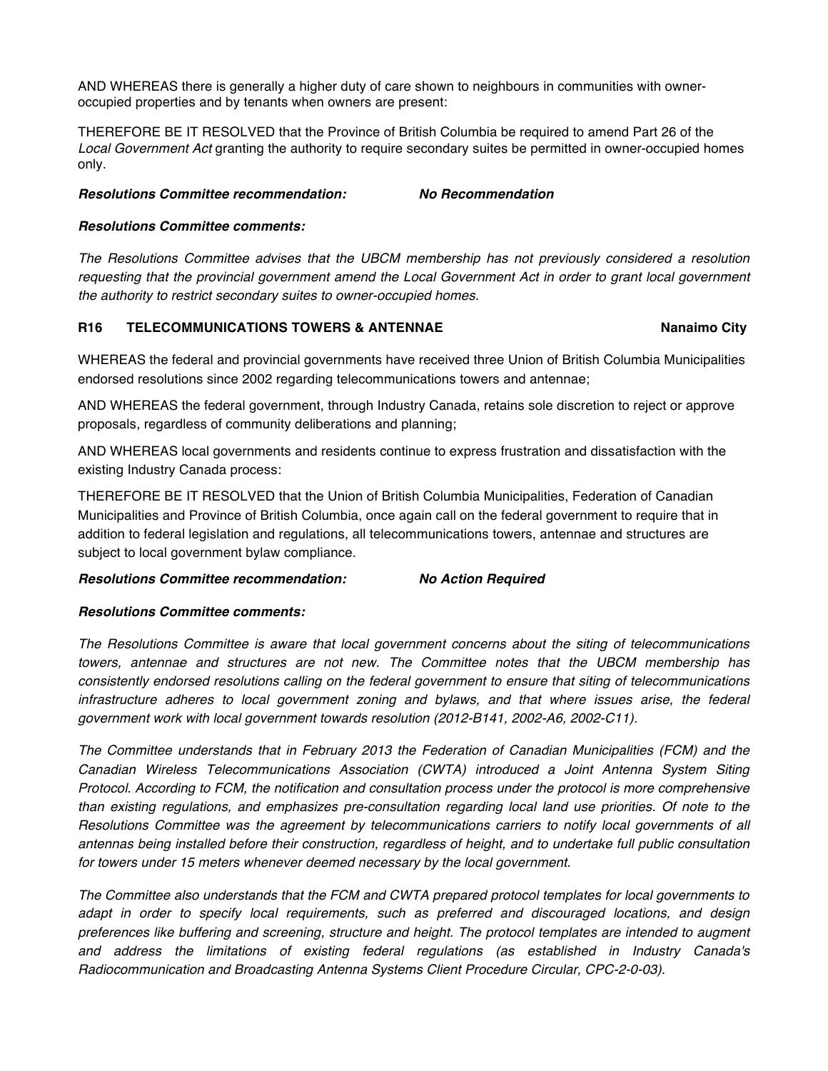AND WHEREAS there is generally a higher duty of care shown to neighbours in communities with owner-occupied properties and by tenants when owners are present:

THEREFORE BE IT RESOLVED that the Province of British Columbia be required to amend Part 26 of the *Local Government Act* granting the authority to require secondary suites be permitted in owner-occupied homes only.

***Resolutions Committee recommendation:*** ***No Recommendation***

***Resolutions Committee comments:***

*The Resolutions Committee advises that the UBCM membership has not previously considered a resolution requesting that the provincial government amend the Local Government Act in order to grant local government the authority to restrict secondary suites to owner-occupied homes.*

### R16 TELECOMMUNICATIONS TOWERS & ANTENNAE — Nanaimo City

WHEREAS the federal and provincial governments have received three Union of British Columbia Municipalities endorsed resolutions since 2002 regarding telecommunications towers and antennae;

AND WHEREAS the federal government, through Industry Canada, retains sole discretion to reject or approve proposals, regardless of community deliberations and planning;

AND WHEREAS local governments and residents continue to express frustration and dissatisfaction with the existing Industry Canada process:

THEREFORE BE IT RESOLVED that the Union of British Columbia Municipalities, Federation of Canadian Municipalities and Province of British Columbia, once again call on the federal government to require that in addition to federal legislation and regulations, all telecommunications towers, antennae and structures are subject to local government bylaw compliance.

***Resolutions Committee recommendation:*** ***No Action Required***

***Resolutions Committee comments:***

*The Resolutions Committee is aware that local government concerns about the siting of telecommunications towers, antennae and structures are not new. The Committee notes that the UBCM membership has consistently endorsed resolutions calling on the federal government to ensure that siting of telecommunications infrastructure adheres to local government zoning and bylaws, and that where issues arise, the federal government work with local government towards resolution (2012-B141, 2002-A6, 2002-C11).*

*The Committee understands that in February 2013 the Federation of Canadian Municipalities (FCM) and the Canadian Wireless Telecommunications Association (CWTA) introduced a Joint Antenna System Siting Protocol. According to FCM, the notification and consultation process under the protocol is more comprehensive than existing regulations, and emphasizes pre-consultation regarding local land use priorities. Of note to the Resolutions Committee was the agreement by telecommunications carriers to notify local governments of all antennas being installed before their construction, regardless of height, and to undertake full public consultation for towers under 15 meters whenever deemed necessary by the local government.*

*The Committee also understands that the FCM and CWTA prepared protocol templates for local governments to adapt in order to specify local requirements, such as preferred and discouraged locations, and design preferences like buffering and screening, structure and height. The protocol templates are intended to augment and address the limitations of existing federal regulations (as established in Industry Canada's Radiocommunication and Broadcasting Antenna Systems Client Procedure Circular, CPC-2-0-03).*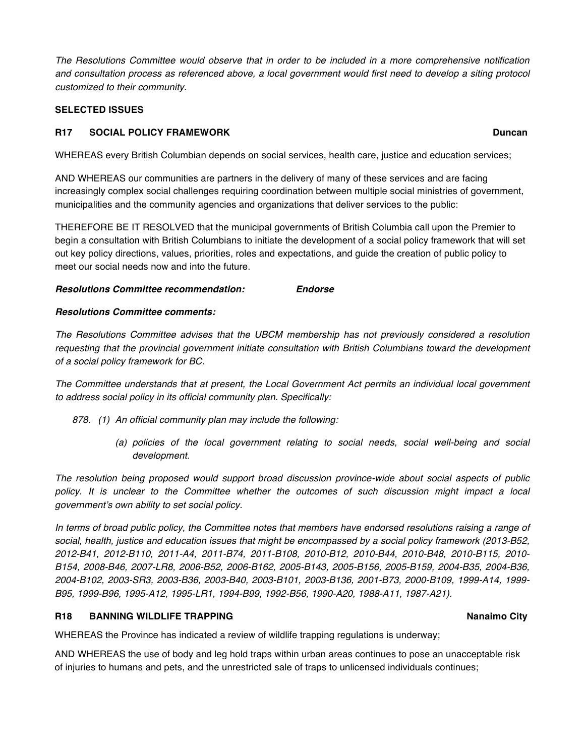*The Resolutions Committee would observe that in order to be included in a more comprehensive notification and consultation process as referenced above, a local government would first need to develop a siting protocol customized to their community.*

**SELECTED ISSUES**

### R17 SOCIAL POLICY FRAMEWORK — Duncan

WHEREAS every British Columbian depends on social services, health care, justice and education services;

AND WHEREAS our communities are partners in the delivery of many of these services and are facing increasingly complex social challenges requiring coordination between multiple social ministries of government, municipalities and the community agencies and organizations that deliver services to the public:

THEREFORE BE IT RESOLVED that the municipal governments of British Columbia call upon the Premier to begin a consultation with British Columbians to initiate the development of a social policy framework that will set out key policy directions, values, priorities, roles and expectations, and guide the creation of public policy to meet our social needs now and into the future.

***Resolutions Committee recommendation:*** ***Endorse***

***Resolutions Committee comments:***

*The Resolutions Committee advises that the UBCM membership has not previously considered a resolution requesting that the provincial government initiate consultation with British Columbians toward the development of a social policy framework for BC.*

*The Committee understands that at present, the Local Government Act permits an individual local government to address social policy in its official community plan. Specifically:*

*878. (1) An official community plan may include the following:*

*(a) policies of the local government relating to social needs, social well-being and social development.*

*The resolution being proposed would support broad discussion province-wide about social aspects of public policy. It is unclear to the Committee whether the outcomes of such discussion might impact a local government's own ability to set social policy.*

*In terms of broad public policy, the Committee notes that members have endorsed resolutions raising a range of social, health, justice and education issues that might be encompassed by a social policy framework (2013-B52, 2012-B41, 2012-B110, 2011-A4, 2011-B74, 2011-B108, 2010-B12, 2010-B44, 2010-B48, 2010-B115, 2010-B154, 2008-B46, 2007-LR8, 2006-B52, 2006-B162, 2005-B143, 2005-B156, 2005-B159, 2004-B35, 2004-B36, 2004-B102, 2003-SR3, 2003-B36, 2003-B40, 2003-B101, 2003-B136, 2001-B73, 2000-B109, 1999-A14, 1999-B95, 1999-B96, 1995-A12, 1995-LR1, 1994-B99, 1992-B56, 1990-A20, 1988-A11, 1987-A21).*

### R18 BANNING WILDLIFE TRAPPING — Nanaimo City

WHEREAS the Province has indicated a review of wildlife trapping regulations is underway;

AND WHEREAS the use of body and leg hold traps within urban areas continues to pose an unacceptable risk of injuries to humans and pets, and the unrestricted sale of traps to unlicensed individuals continues;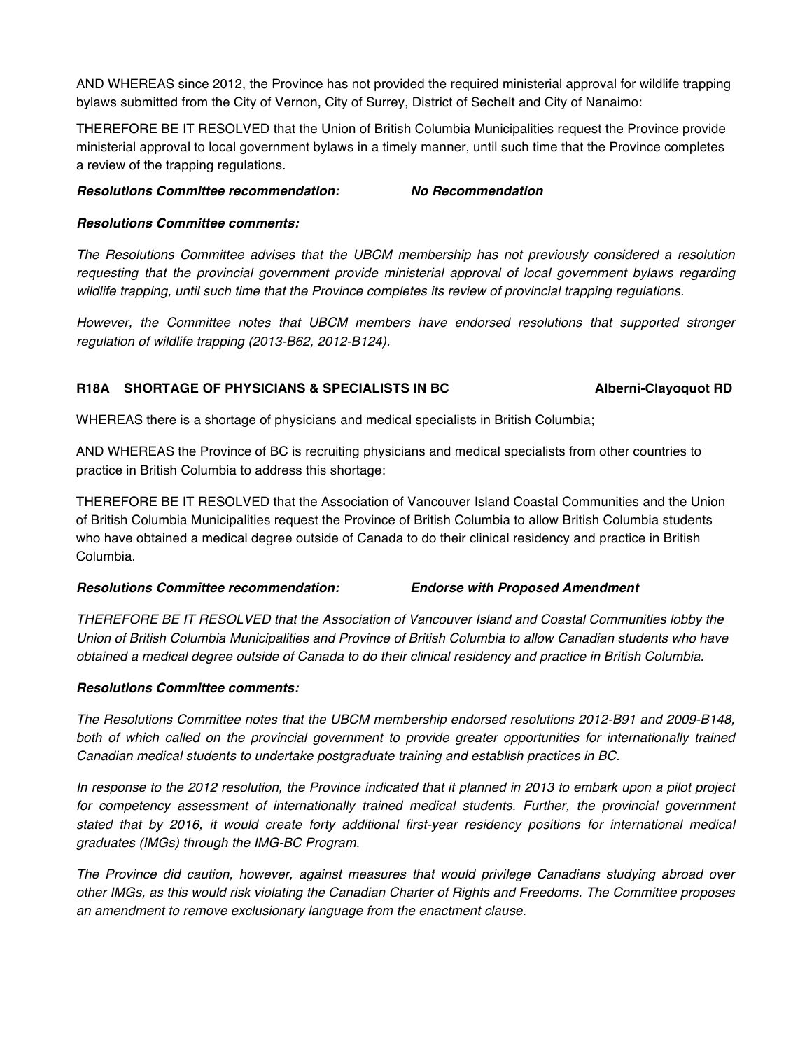AND WHEREAS since 2012, the Province has not provided the required ministerial approval for wildlife trapping bylaws submitted from the City of Vernon, City of Surrey, District of Sechelt and City of Nanaimo:

THEREFORE BE IT RESOLVED that the Union of British Columbia Municipalities request the Province provide ministerial approval to local government bylaws in a timely manner, until such time that the Province completes a review of the trapping regulations.

***Resolutions Committee recommendation:*** ***No Recommendation***

***Resolutions Committee comments:***

*The Resolutions Committee advises that the UBCM membership has not previously considered a resolution requesting that the provincial government provide ministerial approval of local government bylaws regarding wildlife trapping, until such time that the Province completes its review of provincial trapping regulations.*

*However, the Committee notes that UBCM members have endorsed resolutions that supported stronger regulation of wildlife trapping (2013-B62, 2012-B124).*

### R18A SHORTAGE OF PHYSICIANS & SPECIALISTS IN BC — Alberni-Clayoquot RD

WHEREAS there is a shortage of physicians and medical specialists in British Columbia;

AND WHEREAS the Province of BC is recruiting physicians and medical specialists from other countries to practice in British Columbia to address this shortage:

THEREFORE BE IT RESOLVED that the Association of Vancouver Island Coastal Communities and the Union of British Columbia Municipalities request the Province of British Columbia to allow British Columbia students who have obtained a medical degree outside of Canada to do their clinical residency and practice in British Columbia.

***Resolutions Committee recommendation:*** ***Endorse with Proposed Amendment***

*THEREFORE BE IT RESOLVED that the Association of Vancouver Island and Coastal Communities lobby the Union of British Columbia Municipalities and Province of British Columbia to allow Canadian students who have obtained a medical degree outside of Canada to do their clinical residency and practice in British Columbia.*

***Resolutions Committee comments:***

*The Resolutions Committee notes that the UBCM membership endorsed resolutions 2012-B91 and 2009-B148, both of which called on the provincial government to provide greater opportunities for internationally trained Canadian medical students to undertake postgraduate training and establish practices in BC.*

*In response to the 2012 resolution, the Province indicated that it planned in 2013 to embark upon a pilot project for competency assessment of internationally trained medical students. Further, the provincial government stated that by 2016, it would create forty additional first-year residency positions for international medical graduates (IMGs) through the IMG-BC Program.*

*The Province did caution, however, against measures that would privilege Canadians studying abroad over other IMGs, as this would risk violating the Canadian Charter of Rights and Freedoms. The Committee proposes an amendment to remove exclusionary language from the enactment clause.*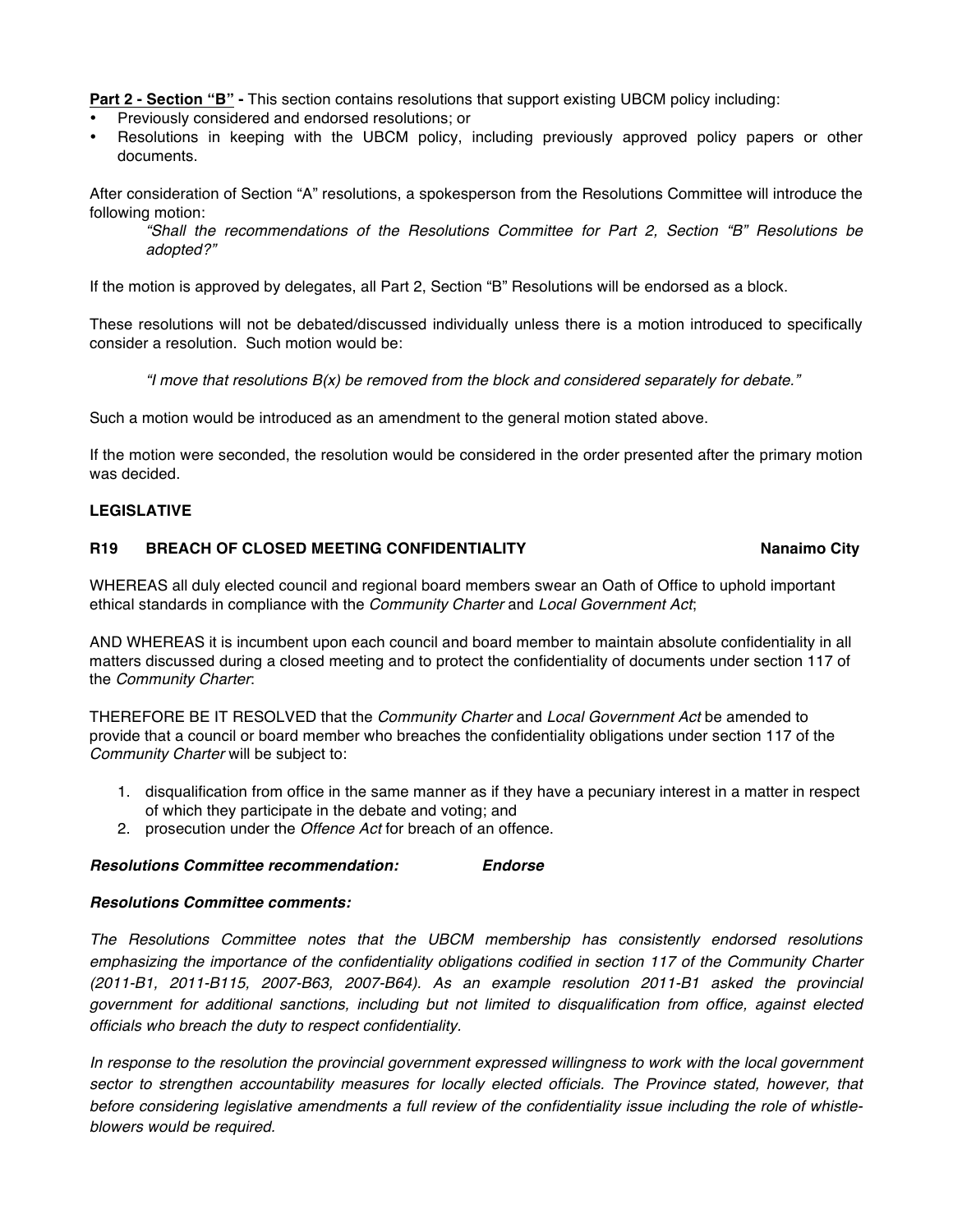**Part 2 - Section "B" -** This section contains resolutions that support existing UBCM policy including:

- Previously considered and endorsed resolutions; or
- Resolutions in keeping with the UBCM policy, including previously approved policy papers or other documents.

After consideration of Section "A" resolutions, a spokesperson from the Resolutions Committee will introduce the following motion:

> *"Shall the recommendations of the Resolutions Committee for Part 2, Section "B" Resolutions be adopted?"*

If the motion is approved by delegates, all Part 2, Section "B" Resolutions will be endorsed as a block.

These resolutions will not be debated/discussed individually unless there is a motion introduced to specifically consider a resolution. Such motion would be:

> *"I move that resolutions B(x) be removed from the block and considered separately for debate."*

Such a motion would be introduced as an amendment to the general motion stated above.

If the motion were seconded, the resolution would be considered in the order presented after the primary motion was decided.

## LEGISLATIVE

### R19 BREACH OF CLOSED MEETING CONFIDENTIALITY — Nanaimo City

WHEREAS all duly elected council and regional board members swear an Oath of Office to uphold important ethical standards in compliance with the *Community Charter* and *Local Government Act*;

AND WHEREAS it is incumbent upon each council and board member to maintain absolute confidentiality in all matters discussed during a closed meeting and to protect the confidentiality of documents under section 117 of the *Community Charter*:

THEREFORE BE IT RESOLVED that the *Community Charter* and *Local Government Act* be amended to provide that a council or board member who breaches the confidentiality obligations under section 117 of the *Community Charter* will be subject to:

1. disqualification from office in the same manner as if they have a pecuniary interest in a matter in respect of which they participate in the debate and voting; and
2. prosecution under the *Offence Act* for breach of an offence.

***Resolutions Committee recommendation:*** ***Endorse***

***Resolutions Committee comments:***

*The Resolutions Committee notes that the UBCM membership has consistently endorsed resolutions emphasizing the importance of the confidentiality obligations codified in section 117 of the Community Charter (2011-B1, 2011-B115, 2007-B63, 2007-B64). As an example resolution 2011-B1 asked the provincial government for additional sanctions, including but not limited to disqualification from office, against elected officials who breach the duty to respect confidentiality.*

*In response to the resolution the provincial government expressed willingness to work with the local government sector to strengthen accountability measures for locally elected officials. The Province stated, however, that before considering legislative amendments a full review of the confidentiality issue including the role of whistle-blowers would be required.*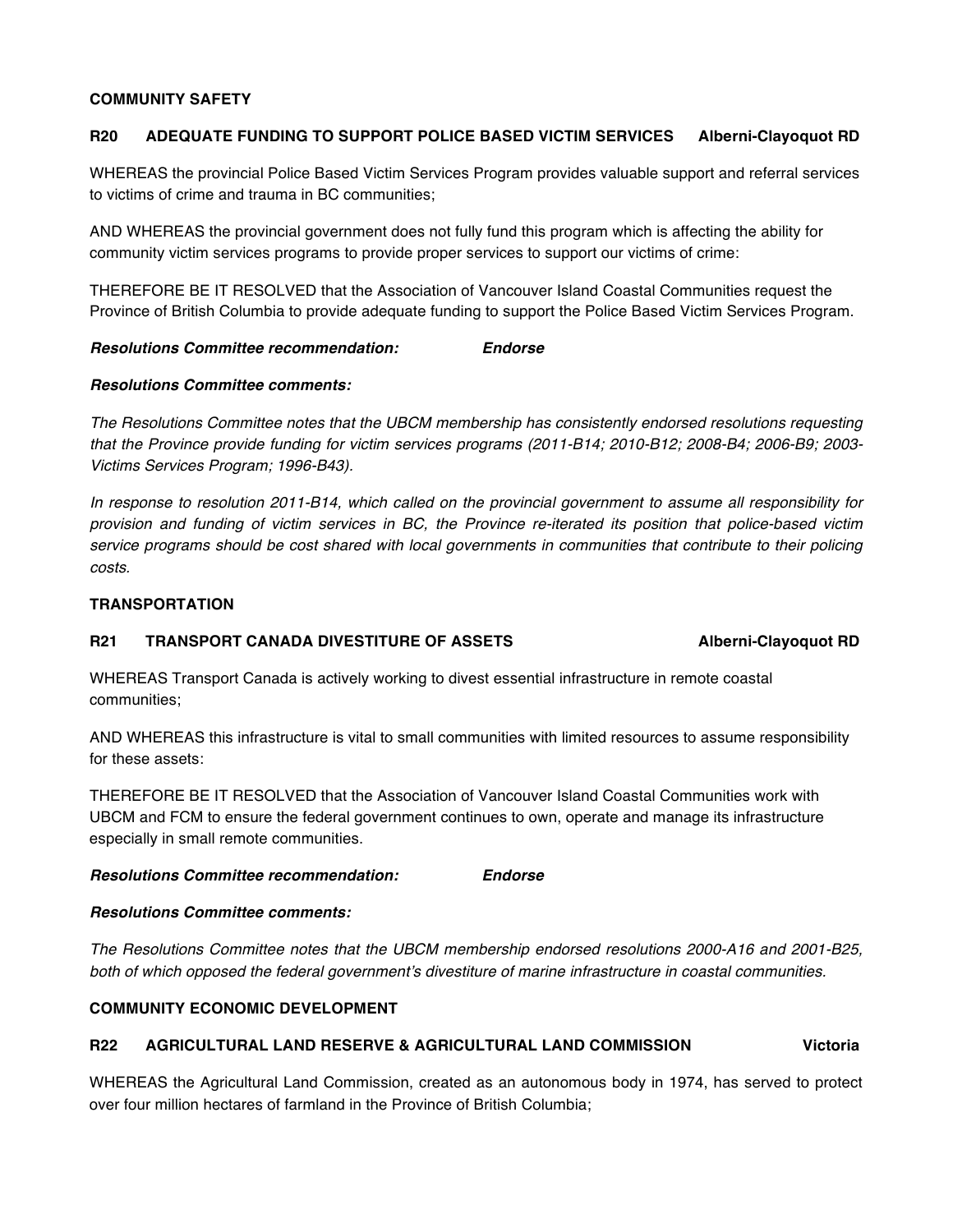**COMMUNITY SAFETY**

**R20 ADEQUATE FUNDING TO SUPPORT POLICE BASED VICTIM SERVICES Alberni-Clayoquot RD**

WHEREAS the provincial Police Based Victim Services Program provides valuable support and referral services to victims of crime and trauma in BC communities;

AND WHEREAS the provincial government does not fully fund this program which is affecting the ability for community victim services programs to provide proper services to support our victims of crime:

THEREFORE BE IT RESOLVED that the Association of Vancouver Island Coastal Communities request the Province of British Columbia to provide adequate funding to support the Police Based Victim Services Program.

***Resolutions Committee recommendation: Endorse***

***Resolutions Committee comments:***

*The Resolutions Committee notes that the UBCM membership has consistently endorsed resolutions requesting that the Province provide funding for victim services programs (2011-B14; 2010-B12; 2008-B4; 2006-B9; 2003-Victims Services Program; 1996-B43).*

*In response to resolution 2011-B14, which called on the provincial government to assume all responsibility for provision and funding of victim services in BC, the Province re-iterated its position that police-based victim service programs should be cost shared with local governments in communities that contribute to their policing costs.*

**TRANSPORTATION**

**R21 TRANSPORT CANADA DIVESTITURE OF ASSETS Alberni-Clayoquot RD**

WHEREAS Transport Canada is actively working to divest essential infrastructure in remote coastal communities;

AND WHEREAS this infrastructure is vital to small communities with limited resources to assume responsibility for these assets:

THEREFORE BE IT RESOLVED that the Association of Vancouver Island Coastal Communities work with UBCM and FCM to ensure the federal government continues to own, operate and manage its infrastructure especially in small remote communities.

***Resolutions Committee recommendation: Endorse***

***Resolutions Committee comments:***

*The Resolutions Committee notes that the UBCM membership endorsed resolutions 2000-A16 and 2001-B25, both of which opposed the federal government's divestiture of marine infrastructure in coastal communities.*

**COMMUNITY ECONOMIC DEVELOPMENT**

**R22 AGRICULTURAL LAND RESERVE & AGRICULTURAL LAND COMMISSION Victoria**

WHEREAS the Agricultural Land Commission, created as an autonomous body in 1974, has served to protect over four million hectares of farmland in the Province of British Columbia;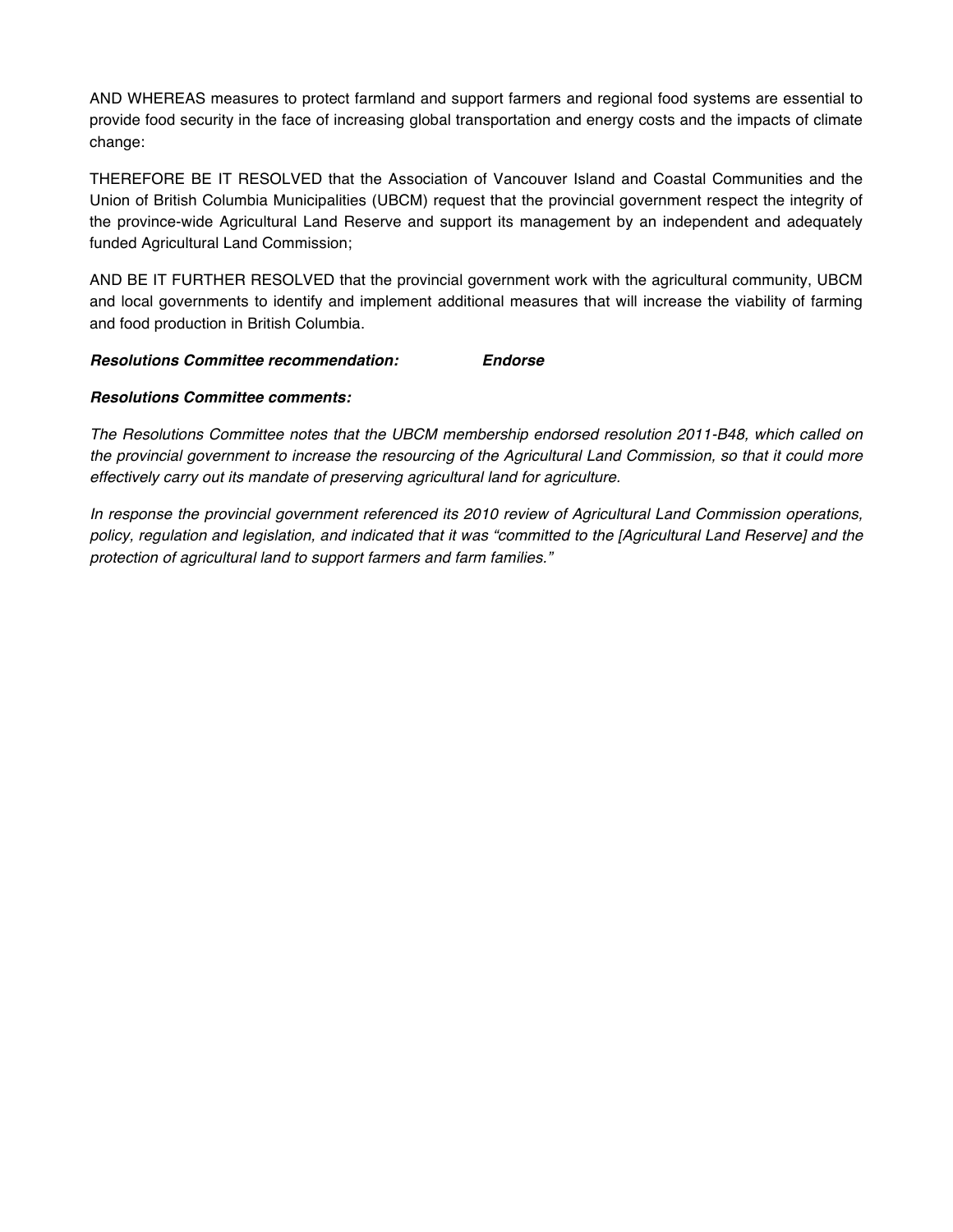AND WHEREAS measures to protect farmland and support farmers and regional food systems are essential to provide food security in the face of increasing global transportation and energy costs and the impacts of climate change:

THEREFORE BE IT RESOLVED that the Association of Vancouver Island and Coastal Communities and the Union of British Columbia Municipalities (UBCM) request that the provincial government respect the integrity of the province-wide Agricultural Land Reserve and support its management by an independent and adequately funded Agricultural Land Commission;

AND BE IT FURTHER RESOLVED that the provincial government work with the agricultural community, UBCM and local governments to identify and implement additional measures that will increase the viability of farming and food production in British Columbia.

***Resolutions Committee recommendation:*** ***Endorse***

***Resolutions Committee comments:***

*The Resolutions Committee notes that the UBCM membership endorsed resolution 2011-B48, which called on the provincial government to increase the resourcing of the Agricultural Land Commission, so that it could more effectively carry out its mandate of preserving agricultural land for agriculture.*

*In response the provincial government referenced its 2010 review of Agricultural Land Commission operations, policy, regulation and legislation, and indicated that it was "committed to the [Agricultural Land Reserve] and the protection of agricultural land to support farmers and farm families."*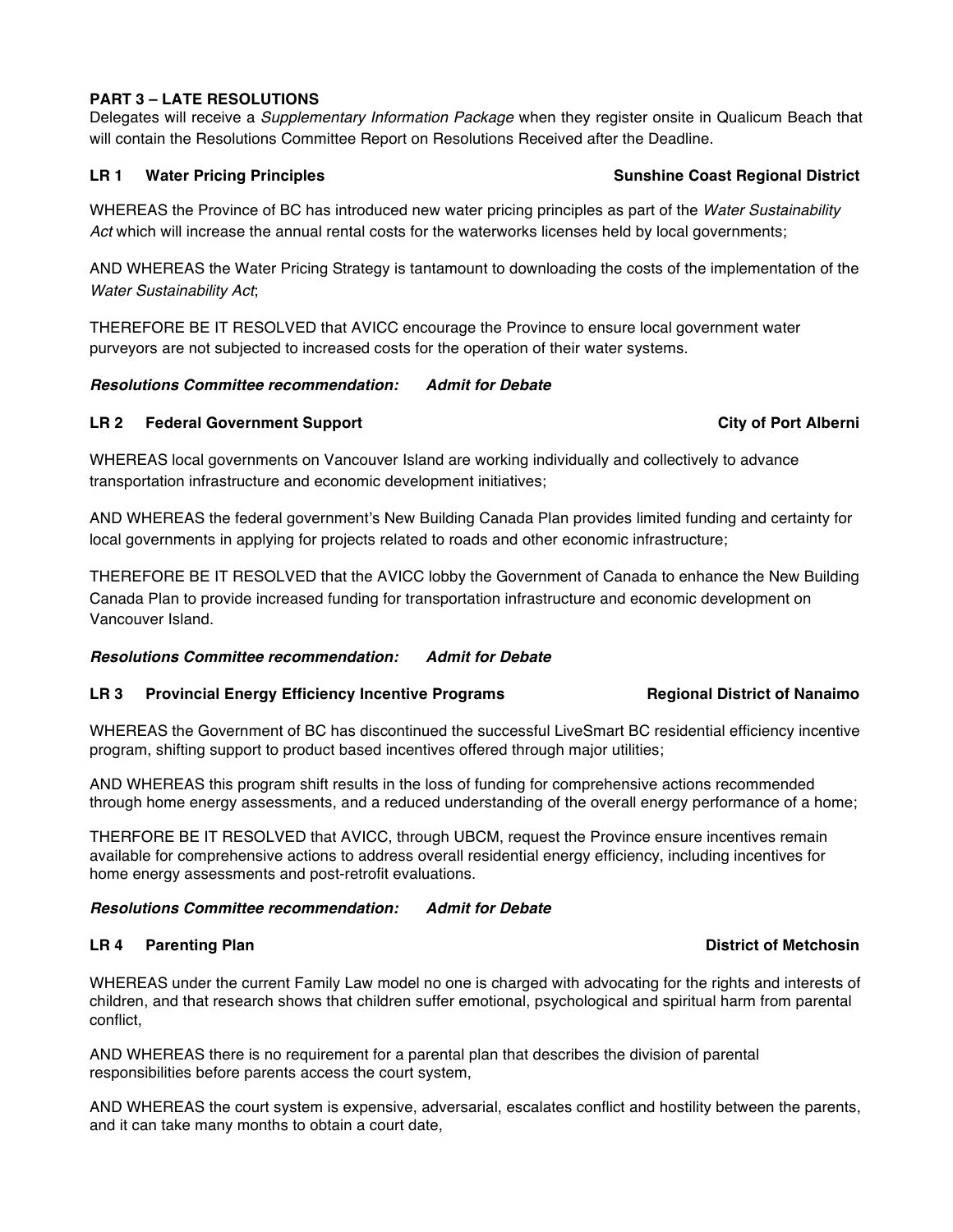**PART 3 – LATE RESOLUTIONS**

Delegates will receive a *Supplementary Information Package* when they register onsite in Qualicum Beach that will contain the Resolutions Committee Report on Resolutions Received after the Deadline.

**LR 1 Water Pricing Principles** **Sunshine Coast Regional District**

WHEREAS the Province of BC has introduced new water pricing principles as part of the *Water Sustainability Act* which will increase the annual rental costs for the waterworks licenses held by local governments;

AND WHEREAS the Water Pricing Strategy is tantamount to downloading the costs of the implementation of the *Water Sustainability Act*;

THEREFORE BE IT RESOLVED that AVICC encourage the Province to ensure local government water purveyors are not subjected to increased costs for the operation of their water systems.

***Resolutions Committee recommendation: Admit for Debate***

**LR 2 Federal Government Support** **City of Port Alberni**

WHEREAS local governments on Vancouver Island are working individually and collectively to advance transportation infrastructure and economic development initiatives;

AND WHEREAS the federal government's New Building Canada Plan provides limited funding and certainty for local governments in applying for projects related to roads and other economic infrastructure;

THEREFORE BE IT RESOLVED that the AVICC lobby the Government of Canada to enhance the New Building Canada Plan to provide increased funding for transportation infrastructure and economic development on Vancouver Island.

***Resolutions Committee recommendation: Admit for Debate***

**LR 3 Provincial Energy Efficiency Incentive Programs** **Regional District of Nanaimo**

WHEREAS the Government of BC has discontinued the successful LiveSmart BC residential efficiency incentive program, shifting support to product based incentives offered through major utilities;

AND WHEREAS this program shift results in the loss of funding for comprehensive actions recommended through home energy assessments, and a reduced understanding of the overall energy performance of a home;

THERFORE BE IT RESOLVED that AVICC, through UBCM, request the Province ensure incentives remain available for comprehensive actions to address overall residential energy efficiency, including incentives for home energy assessments and post-retrofit evaluations.

***Resolutions Committee recommendation: Admit for Debate***

**LR 4 Parenting Plan** **District of Metchosin**

WHEREAS under the current Family Law model no one is charged with advocating for the rights and interests of children, and that research shows that children suffer emotional, psychological and spiritual harm from parental conflict,

AND WHEREAS there is no requirement for a parental plan that describes the division of parental responsibilities before parents access the court system,

AND WHEREAS the court system is expensive, adversarial, escalates conflict and hostility between the parents, and it can take many months to obtain a court date,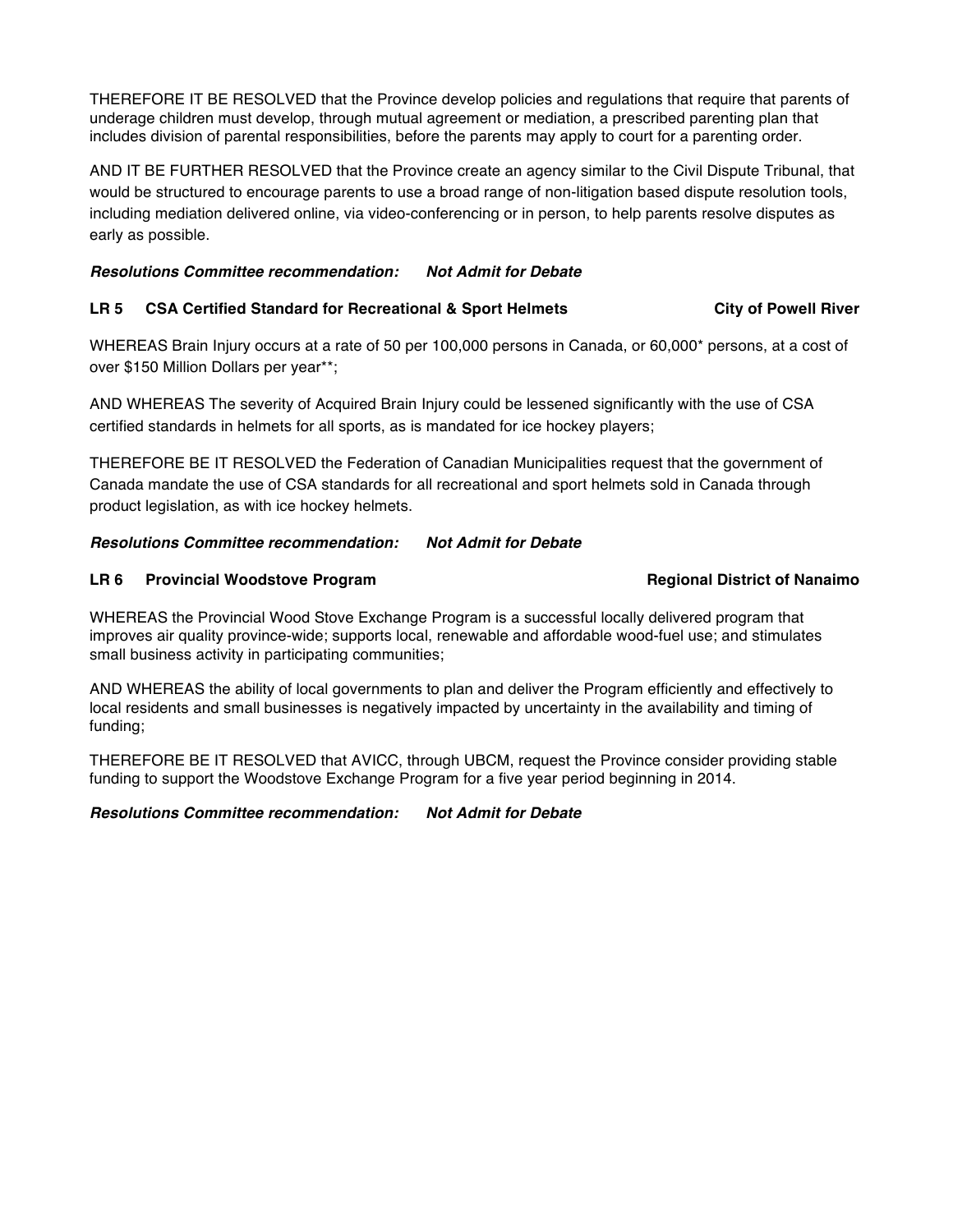THEREFORE IT BE RESOLVED that the Province develop policies and regulations that require that parents of underage children must develop, through mutual agreement or mediation, a prescribed parenting plan that includes division of parental responsibilities, before the parents may apply to court for a parenting order.

AND IT BE FURTHER RESOLVED that the Province create an agency similar to the Civil Dispute Tribunal, that would be structured to encourage parents to use a broad range of non-litigation based dispute resolution tools, including mediation delivered online, via video-conferencing or in person, to help parents resolve disputes as early as possible.

***Resolutions Committee recommendation: Not Admit for Debate***

**LR 5 CSA Certified Standard for Recreational & Sport Helmets — City of Powell River**

WHEREAS Brain Injury occurs at a rate of 50 per 100,000 persons in Canada, or 60,000* persons, at a cost of over $150 Million Dollars per year**;

AND WHEREAS The severity of Acquired Brain Injury could be lessened significantly with the use of CSA certified standards in helmets for all sports, as is mandated for ice hockey players;

THEREFORE BE IT RESOLVED the Federation of Canadian Municipalities request that the government of Canada mandate the use of CSA standards for all recreational and sport helmets sold in Canada through product legislation, as with ice hockey helmets.

***Resolutions Committee recommendation: Not Admit for Debate***

**LR 6 Provincial Woodstove Program — Regional District of Nanaimo**

WHEREAS the Provincial Wood Stove Exchange Program is a successful locally delivered program that improves air quality province-wide; supports local, renewable and affordable wood-fuel use; and stimulates small business activity in participating communities;

AND WHEREAS the ability of local governments to plan and deliver the Program efficiently and effectively to local residents and small businesses is negatively impacted by uncertainty in the availability and timing of funding;

THEREFORE BE IT RESOLVED that AVICC, through UBCM, request the Province consider providing stable funding to support the Woodstove Exchange Program for a five year period beginning in 2014.

***Resolutions Committee recommendation: Not Admit for Debate***